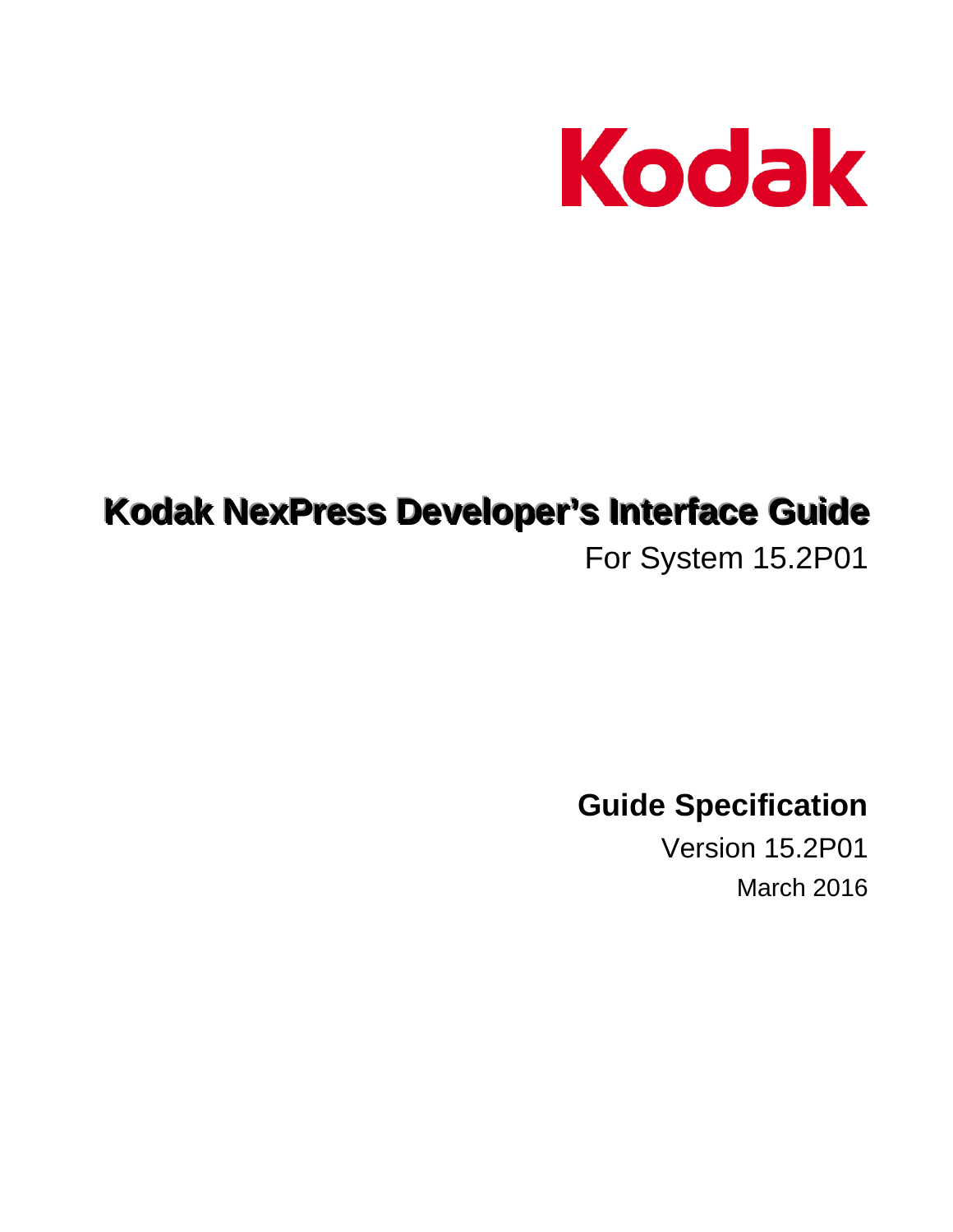Kodak

# Kodak NexPress Developer's Interface Guide

For System 15.2P01

## Guide Specification

Version 15.2P01

March 2016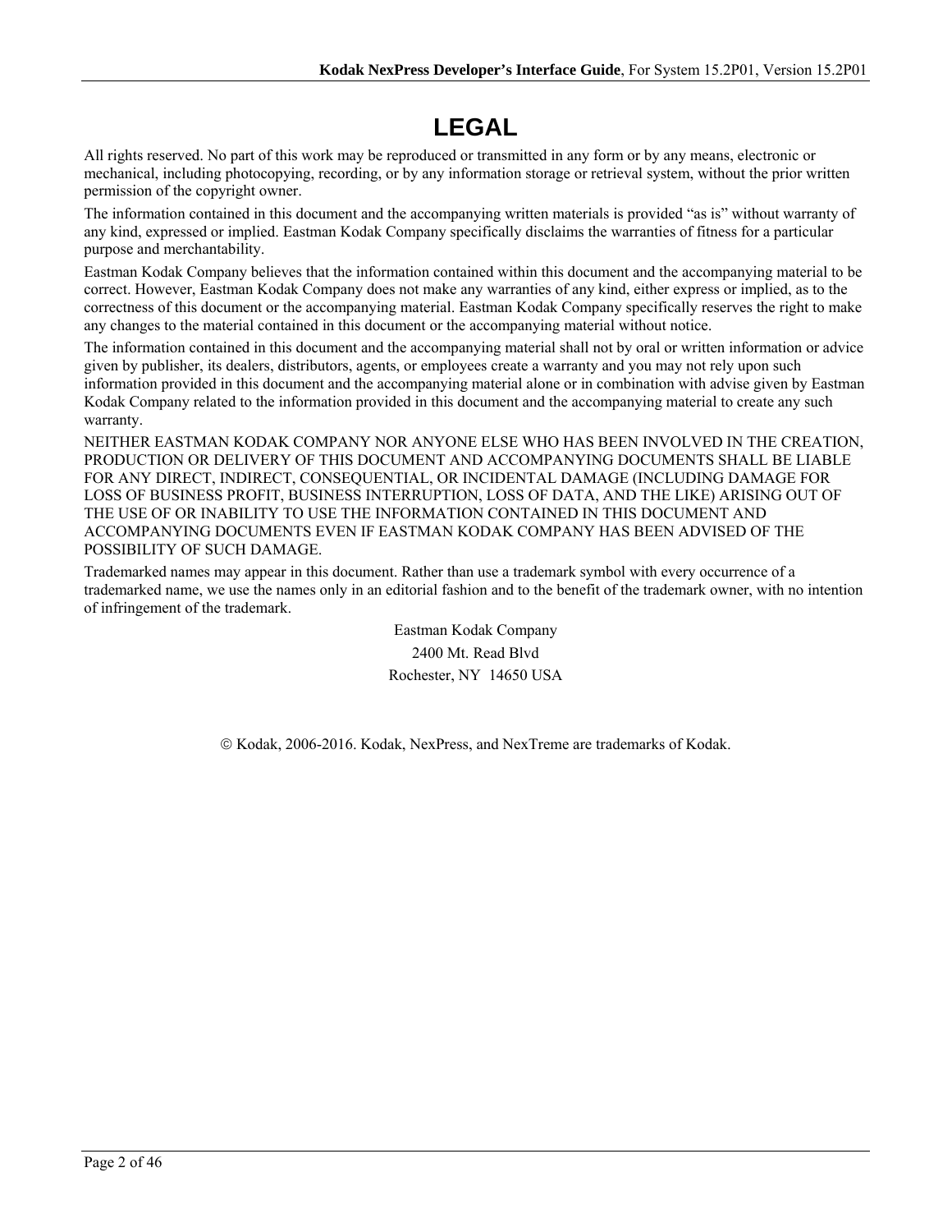# LEGAL

All rights reserved. No part of this work may be reproduced or transmitted in any form or by any means, electronic or mechanical, including photocopying, recording, or by any information storage or retrieval system, without the prior written permission of the copyright owner.

The information contained in this document and the accompanying written materials is provided "as is" without warranty of any kind, expressed or implied. Eastman Kodak Company specifically disclaims the warranties of fitness for a particular purpose and merchantability.

Eastman Kodak Company believes that the information contained within this document and the accompanying material to be correct. However, Eastman Kodak Company does not make any warranties of any kind, either express or implied, as to the correctness of this document or the accompanying material. Eastman Kodak Company specifically reserves the right to make any changes to the material contained in this document or the accompanying material without notice.

The information contained in this document and the accompanying material shall not by oral or written information or advice given by publisher, its dealers, distributors, agents, or employees create a warranty and you may not rely upon such information provided in this document and the accompanying material alone or in combination with advise given by Eastman Kodak Company related to the information provided in this document and the accompanying material to create any such warranty.

NEITHER EASTMAN KODAK COMPANY NOR ANYONE ELSE WHO HAS BEEN INVOLVED IN THE CREATION, PRODUCTION OR DELIVERY OF THIS DOCUMENT AND ACCOMPANYING DOCUMENTS SHALL BE LIABLE FOR ANY DIRECT, INDIRECT, CONSEQUENTIAL, OR INCIDENTAL DAMAGE (INCLUDING DAMAGE FOR LOSS OF BUSINESS PROFIT, BUSINESS INTERRUPTION, LOSS OF DATA, AND THE LIKE) ARISING OUT OF THE USE OF OR INABILITY TO USE THE INFORMATION CONTAINED IN THIS DOCUMENT AND ACCOMPANYING DOCUMENTS EVEN IF EASTMAN KODAK COMPANY HAS BEEN ADVISED OF THE POSSIBILITY OF SUCH DAMAGE.

Trademarked names may appear in this document. Rather than use a trademark symbol with every occurrence of a trademarked name, we use the names only in an editorial fashion and to the benefit of the trademark owner, with no intention of infringement of the trademark.

Eastman Kodak Company

2400 Mt. Read Blvd

Rochester, NY 14650 USA

© Kodak, 2006-2016. Kodak, NexPress, and NexTreme are trademarks of Kodak.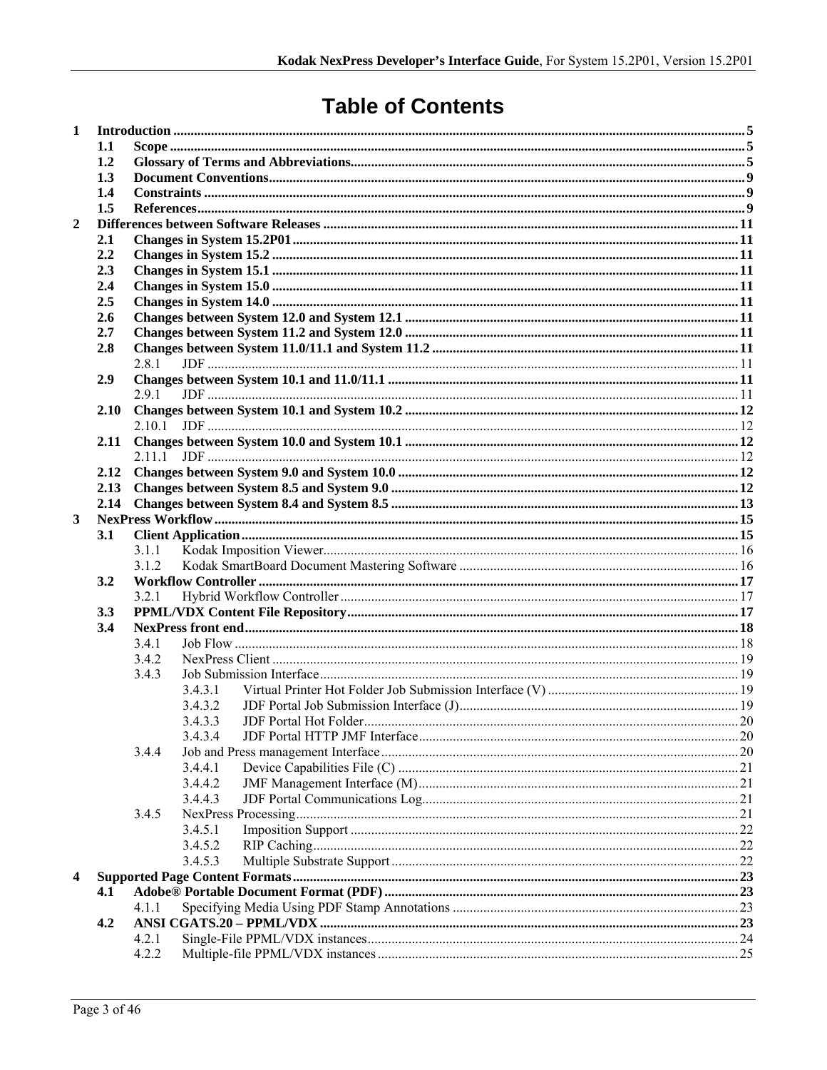# Table of Contents

1 Introduction ... 5
- 1.1 Scope ... 5
- 1.2 Glossary of Terms and Abbreviations ... 5
- 1.3 Document Conventions ... 9
- 1.4 Constraints ... 9
- 1.5 References ... 9

2 Differences between Software Releases ... 11
- 2.1 Changes in System 15.2P01 ... 11
- 2.2 Changes in System 15.2 ... 11
- 2.3 Changes in System 15.1 ... 11
- 2.4 Changes in System 15.0 ... 11
- 2.5 Changes in System 14.0 ... 11
- 2.6 Changes between System 12.0 and System 12.1 ... 11
- 2.7 Changes between System 11.2 and System 12.0 ... 11
- 2.8 Changes between System 11.0/11.1 and System 11.2 ... 11
  - 2.8.1 JDF ... 11
- 2.9 Changes between System 10.1 and 11.0/11.1 ... 11
  - 2.9.1 JDF ... 11
- 2.10 Changes between System 10.1 and System 10.2 ... 12
  - 2.10.1 JDF ... 12
- 2.11 Changes between System 10.0 and System 10.1 ... 12
  - 2.11.1 JDF ... 12
- 2.12 Changes between System 9.0 and System 10.0 ... 12
- 2.13 Changes between System 8.5 and System 9.0 ... 12
- 2.14 Changes between System 8.4 and System 8.5 ... 13

3 NexPress Workflow ... 15
- 3.1 Client Application ... 15
  - 3.1.1 Kodak Imposition Viewer ... 16
  - 3.1.2 Kodak SmartBoard Document Mastering Software ... 16
- 3.2 Workflow Controller ... 17
  - 3.2.1 Hybrid Workflow Controller ... 17
- 3.3 PPML/VDX Content File Repository ... 17
- 3.4 NexPress front end ... 18
  - 3.4.1 Job Flow ... 18
  - 3.4.2 NexPress Client ... 19
  - 3.4.3 Job Submission Interface ... 19
    - 3.4.3.1 Virtual Printer Hot Folder Job Submission Interface (V) ... 19
    - 3.4.3.2 JDF Portal Job Submission Interface (J) ... 19
    - 3.4.3.3 JDF Portal Hot Folder ... 20
    - 3.4.3.4 JDF Portal HTTP JMF Interface ... 20
  - 3.4.4 Job and Press management Interface ... 20
    - 3.4.4.1 Device Capabilities File (C) ... 21
    - 3.4.4.2 JMF Management Interface (M) ... 21
    - 3.4.4.3 JDF Portal Communications Log ... 21
  - 3.4.5 NexPress Processing ... 21
    - 3.4.5.1 Imposition Support ... 22
    - 3.4.5.2 RIP Caching ... 22
    - 3.4.5.3 Multiple Substrate Support ... 22

4 Supported Page Content Formats ... 23
- 4.1 Adobe® Portable Document Format (PDF) ... 23
  - 4.1.1 Specifying Media Using PDF Stamp Annotations ... 23
- 4.2 ANSI CGATS.20 – PPML/VDX ... 23
  - 4.2.1 Single-File PPML/VDX instances ... 24
  - 4.2.2 Multiple-file PPML/VDX instances ... 25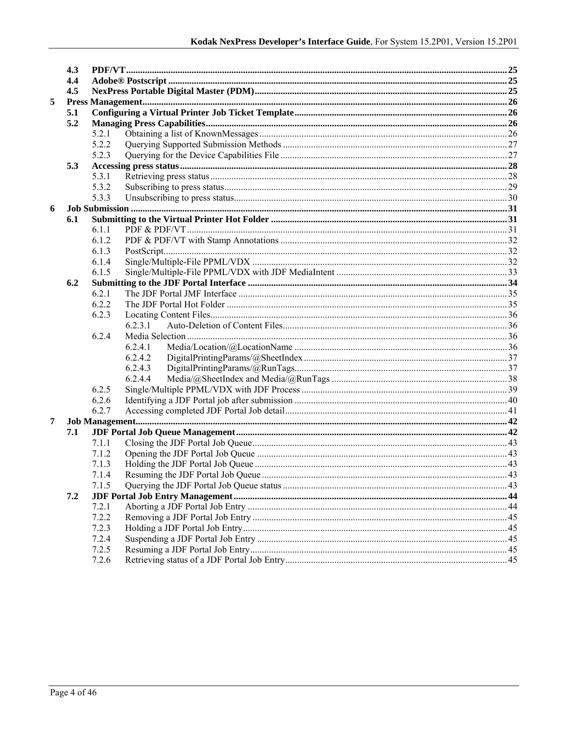4.3 **PDF/VT** ... 25
4.4 **Adobe® Postscript** ... 25
4.5 **NexPress Portable Digital Master (PDM)** ... 25

5 **Press Management** ... 26
- 5.1 **Configuring a Virtual Printer Job Ticket Template** ... 26
- 5.2 **Managing Press Capabilities** ... 26
  - 5.2.1 Obtaining a list of KnownMessages ... 26
  - 5.2.2 Querying Supported Submission Methods ... 27
  - 5.2.3 Querying for the Device Capabilities File ... 27
- 5.3 **Accessing press status** ... 28
  - 5.3.1 Retrieving press status ... 28
  - 5.3.2 Subscribing to press status ... 29
  - 5.3.3 Unsubscribing to press status ... 30

6 **Job Submission** ... 31
- 6.1 **Submitting to the Virtual Printer Hot Folder** ... 31
  - 6.1.1 PDF & PDF/VT ... 31
  - 6.1.2 PDF & PDF/VT with Stamp Annotations ... 32
  - 6.1.3 PostScript ... 32
  - 6.1.4 Single/Multiple-File PPML/VDX ... 32
  - 6.1.5 Single/Multiple-File PPML/VDX with JDF MediaIntent ... 33
- 6.2 **Submitting to the JDF Portal Interface** ... 34
  - 6.2.1 The JDF Portal JMF Interface ... 35
  - 6.2.2 The JDF Portal Hot Folder ... 35
  - 6.2.3 Locating Content Files ... 36
    - 6.2.3.1 Auto-Deletion of Content Files ... 36
  - 6.2.4 Media Selection ... 36
    - 6.2.4.1 Media/Location/@LocationName ... 36
    - 6.2.4.2 DigitalPrintingParams/@SheetIndex ... 37
    - 6.2.4.3 DigitalPrintingParams/@RunTags ... 37
    - 6.2.4.4 Media/@SheetIndex and Media/@RunTags ... 38
  - 6.2.5 Single/Multiple PPML/VDX with JDF Process ... 39
  - 6.2.6 Identifying a JDF Portal job after submission ... 40
  - 6.2.7 Accessing completed JDF Portal Job detail ... 41

7 **Job Management** ... 42
- 7.1 **JDF Portal Job Queue Management** ... 42
  - 7.1.1 Closing the JDF Portal Job Queue ... 43
  - 7.1.2 Opening the JDF Portal Job Queue ... 43
  - 7.1.3 Holding the JDF Portal Job Queue ... 43
  - 7.1.4 Resuming the JDF Portal Job Queue ... 43
  - 7.1.5 Querying the JDF Portal Job Queue status ... 43
- 7.2 **JDF Portal Job Entry Management** ... 44
  - 7.2.1 Aborting a JDF Portal Job Entry ... 44
  - 7.2.2 Removing a JDF Portal Job Entry ... 45
  - 7.2.3 Holding a JDF Portal Job Entry ... 45
  - 7.2.4 Suspending a JDF Portal Job Entry ... 45
  - 7.2.5 Resuming a JDF Portal Job Entry ... 45
  - 7.2.6 Retrieving status of a JDF Portal Job Entry ... 45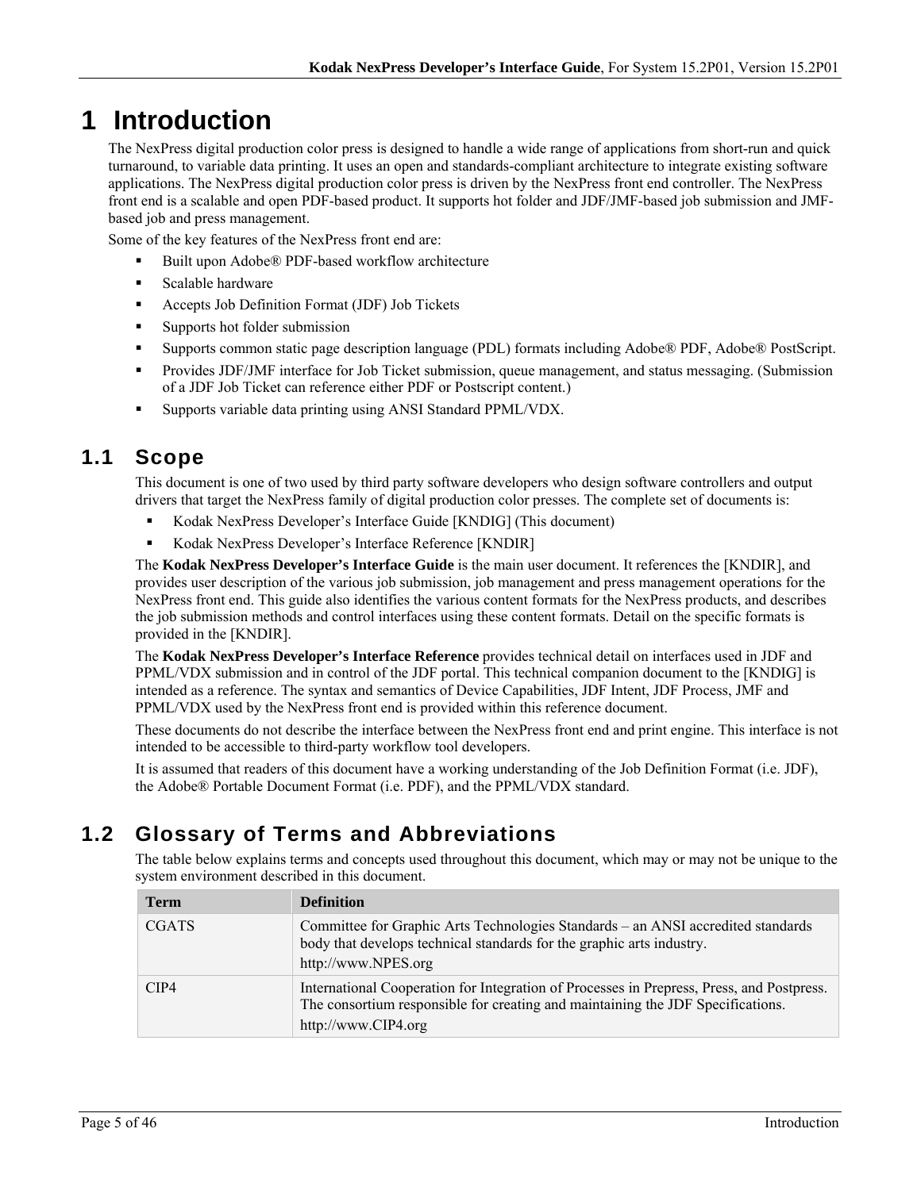# 1 Introduction

The NexPress digital production color press is designed to handle a wide range of applications from short-run and quick turnaround, to variable data printing. It uses an open and standards-compliant architecture to integrate existing software applications. The NexPress digital production color press is driven by the NexPress front end controller. The NexPress front end is a scalable and open PDF-based product. It supports hot folder and JDF/JMF-based job submission and JMF-based job and press management.

Some of the key features of the NexPress front end are:

- Built upon Adobe® PDF-based workflow architecture
- Scalable hardware
- Accepts Job Definition Format (JDF) Job Tickets
- Supports hot folder submission
- Supports common static page description language (PDL) formats including Adobe® PDF, Adobe® PostScript.
- Provides JDF/JMF interface for Job Ticket submission, queue management, and status messaging. (Submission of a JDF Job Ticket can reference either PDF or Postscript content.)
- Supports variable data printing using ANSI Standard PPML/VDX.

## 1.1 Scope

This document is one of two used by third party software developers who design software controllers and output drivers that target the NexPress family of digital production color presses. The complete set of documents is:

- Kodak NexPress Developer's Interface Guide [KNDIG] (This document)
- Kodak NexPress Developer's Interface Reference [KNDIR]

The **Kodak NexPress Developer's Interface Guide** is the main user document. It references the [KNDIR], and provides user description of the various job submission, job management and press management operations for the NexPress front end. This guide also identifies the various content formats for the NexPress products, and describes the job submission methods and control interfaces using these content formats. Detail on the specific formats is provided in the [KNDIR].

The **Kodak NexPress Developer's Interface Reference** provides technical detail on interfaces used in JDF and PPML/VDX submission and in control of the JDF portal. This technical companion document to the [KNDIG] is intended as a reference. The syntax and semantics of Device Capabilities, JDF Intent, JDF Process, JMF and PPML/VDX used by the NexPress front end is provided within this reference document.

These documents do not describe the interface between the NexPress front end and print engine. This interface is not intended to be accessible to third-party workflow tool developers.

It is assumed that readers of this document have a working understanding of the Job Definition Format (i.e. JDF), the Adobe® Portable Document Format (i.e. PDF), and the PPML/VDX standard.

## 1.2 Glossary of Terms and Abbreviations

The table below explains terms and concepts used throughout this document, which may or may not be unique to the system environment described in this document.

| Term | Definition |
|---|---|
| CGATS | Committee for Graphic Arts Technologies Standards – an ANSI accredited standards body that develops technical standards for the graphic arts industry. http://www.NPES.org |
| CIP4 | International Cooperation for Integration of Processes in Prepress, Press, and Postpress. The consortium responsible for creating and maintaining the JDF Specifications. http://www.CIP4.org |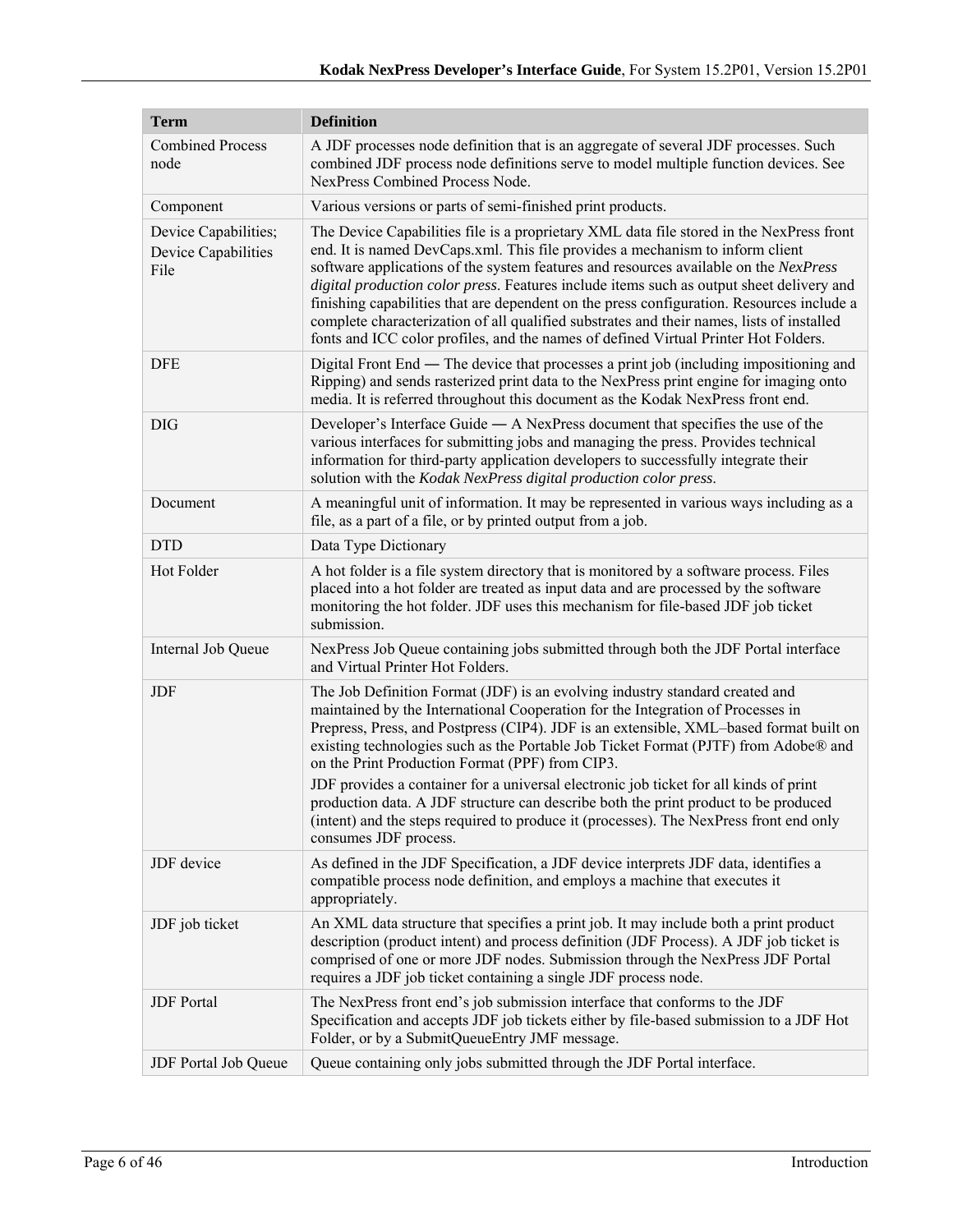| Term | Definition |
| --- | --- |
| Combined Process node | A JDF processes node definition that is an aggregate of several JDF processes. Such combined JDF process node definitions serve to model multiple function devices. See NexPress Combined Process Node. |
| Component | Various versions or parts of semi-finished print products. |
| Device Capabilities; Device Capabilities File | The Device Capabilities file is a proprietary XML data file stored in the NexPress front end. It is named DevCaps.xml. This file provides a mechanism to inform client software applications of the system features and resources available on the *NexPress digital production color press*. Features include items such as output sheet delivery and finishing capabilities that are dependent on the press configuration. Resources include a complete characterization of all qualified substrates and their names, lists of installed fonts and ICC color profiles, and the names of defined Virtual Printer Hot Folders. |
| DFE | Digital Front End — The device that processes a print job (including impositioning and Ripping) and sends rasterized print data to the NexPress print engine for imaging onto media. It is referred throughout this document as the Kodak NexPress front end. |
| DIG | Developer's Interface Guide — A NexPress document that specifies the use of the various interfaces for submitting jobs and managing the press. Provides technical information for third-party application developers to successfully integrate their solution with the *Kodak NexPress digital production color press*. |
| Document | A meaningful unit of information. It may be represented in various ways including as a file, as a part of a file, or by printed output from a job. |
| DTD | Data Type Dictionary |
| Hot Folder | A hot folder is a file system directory that is monitored by a software process. Files placed into a hot folder are treated as input data and are processed by the software monitoring the hot folder. JDF uses this mechanism for file-based JDF job ticket submission. |
| Internal Job Queue | NexPress Job Queue containing jobs submitted through both the JDF Portal interface and Virtual Printer Hot Folders. |
| JDF | The Job Definition Format (JDF) is an evolving industry standard created and maintained by the International Cooperation for the Integration of Processes in Prepress, Press, and Postpress (CIP4). JDF is an extensible, XML–based format built on existing technologies such as the Portable Job Ticket Format (PJTF) from Adobe® and on the Print Production Format (PPF) from CIP3.<br><br>JDF provides a container for a universal electronic job ticket for all kinds of print production data. A JDF structure can describe both the print product to be produced (intent) and the steps required to produce it (processes). The NexPress front end only consumes JDF process. |
| JDF device | As defined in the JDF Specification, a JDF device interprets JDF data, identifies a compatible process node definition, and employs a machine that executes it appropriately. |
| JDF job ticket | An XML data structure that specifies a print job. It may include both a print product description (product intent) and process definition (JDF Process). A JDF job ticket is comprised of one or more JDF nodes. Submission through the NexPress JDF Portal requires a JDF job ticket containing a single JDF process node. |
| JDF Portal | The NexPress front end's job submission interface that conforms to the JDF Specification and accepts JDF job tickets either by file-based submission to a JDF Hot Folder, or by a SubmitQueueEntry JMF message. |
| JDF Portal Job Queue | Queue containing only jobs submitted through the JDF Portal interface. |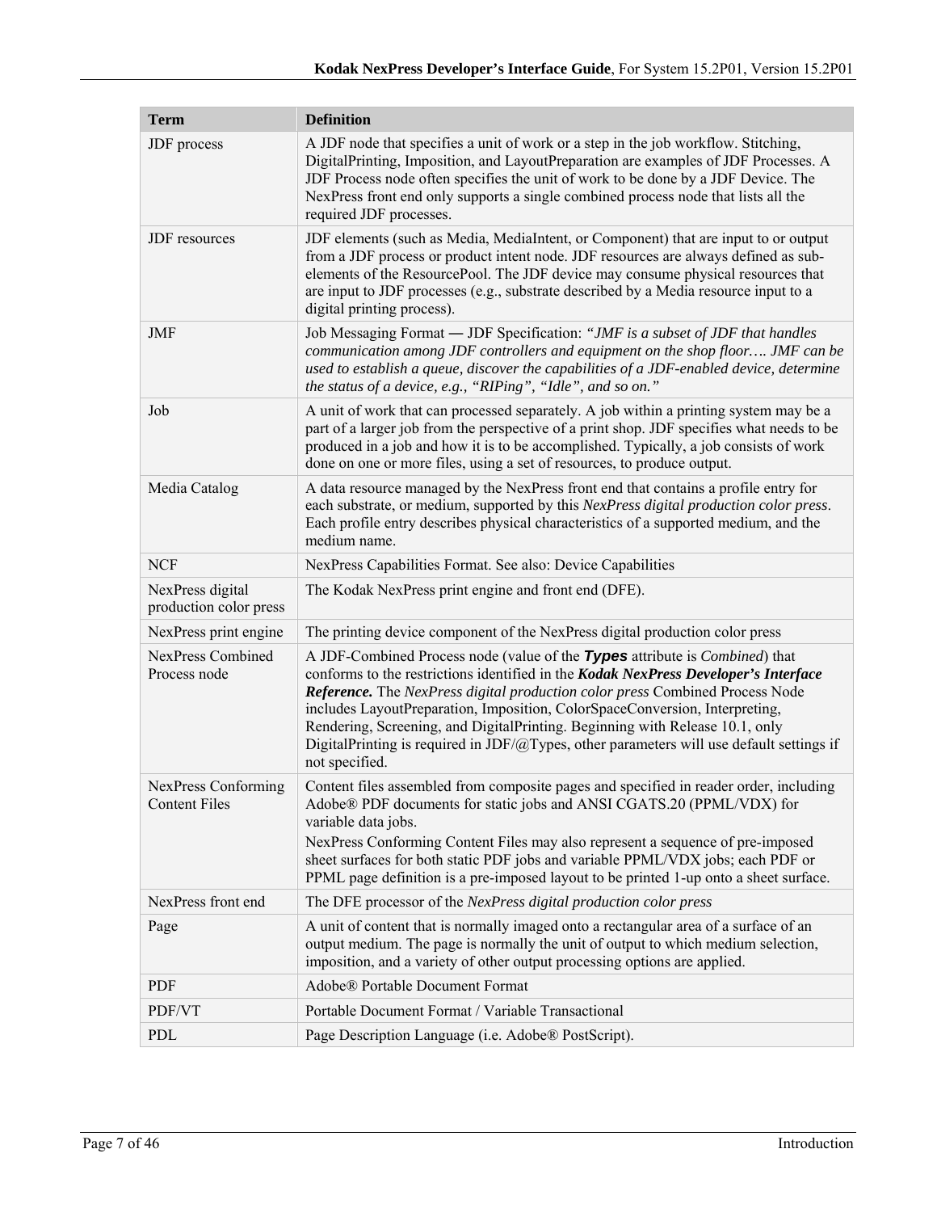| Term | Definition |
| --- | --- |
| JDF process | A JDF node that specifies a unit of work or a step in the job workflow. Stitching, DigitalPrinting, Imposition, and LayoutPreparation are examples of JDF Processes. A JDF Process node often specifies the unit of work to be done by a JDF Device. The NexPress front end only supports a single combined process node that lists all the required JDF processes. |
| JDF resources | JDF elements (such as Media, MediaIntent, or Component) that are input to or output from a JDF process or product intent node. JDF resources are always defined as sub-elements of the ResourcePool. The JDF device may consume physical resources that are input to JDF processes (e.g., substrate described by a Media resource input to a digital printing process). |
| JMF | Job Messaging Format — JDF Specification: *"JMF is a subset of JDF that handles communication among JDF controllers and equipment on the shop floor…. JMF can be used to establish a queue, discover the capabilities of a JDF-enabled device, determine the status of a device, e.g., "RIPing", "Idle", and so on."* |
| Job | A unit of work that can processed separately. A job within a printing system may be a part of a larger job from the perspective of a print shop. JDF specifies what needs to be produced in a job and how it is to be accomplished. Typically, a job consists of work done on one or more files, using a set of resources, to produce output. |
| Media Catalog | A data resource managed by the NexPress front end that contains a profile entry for each substrate, or medium, supported by this *NexPress digital production color press*. Each profile entry describes physical characteristics of a supported medium, and the medium name. |
| NCF | NexPress Capabilities Format. See also: Device Capabilities |
| NexPress digital production color press | The Kodak NexPress print engine and front end (DFE). |
| NexPress print engine | The printing device component of the NexPress digital production color press |
| NexPress Combined Process node | A JDF-Combined Process node (value of the ***Types*** attribute is *Combined*) that conforms to the restrictions identified in the ***Kodak NexPress Developer's Interface Reference.*** The *NexPress digital production color press* Combined Process Node includes LayoutPreparation, Imposition, ColorSpaceConversion, Interpreting, Rendering, Screening, and DigitalPrinting. Beginning with Release 10.1, only DigitalPrinting is required in JDF/@Types, other parameters will use default settings if not specified. |
| NexPress Conforming Content Files | Content files assembled from composite pages and specified in reader order, including Adobe® PDF documents for static jobs and ANSI CGATS.20 (PPML/VDX) for variable data jobs.<br>NexPress Conforming Content Files may also represent a sequence of pre-imposed sheet surfaces for both static PDF jobs and variable PPML/VDX jobs; each PDF or PPML page definition is a pre-imposed layout to be printed 1-up onto a sheet surface. |
| NexPress front end | The DFE processor of the *NexPress digital production color press* |
| Page | A unit of content that is normally imaged onto a rectangular area of a surface of an output medium. The page is normally the unit of output to which medium selection, imposition, and a variety of other output processing options are applied. |
| PDF | Adobe® Portable Document Format |
| PDF/VT | Portable Document Format / Variable Transactional |
| PDL | Page Description Language (i.e. Adobe® PostScript). |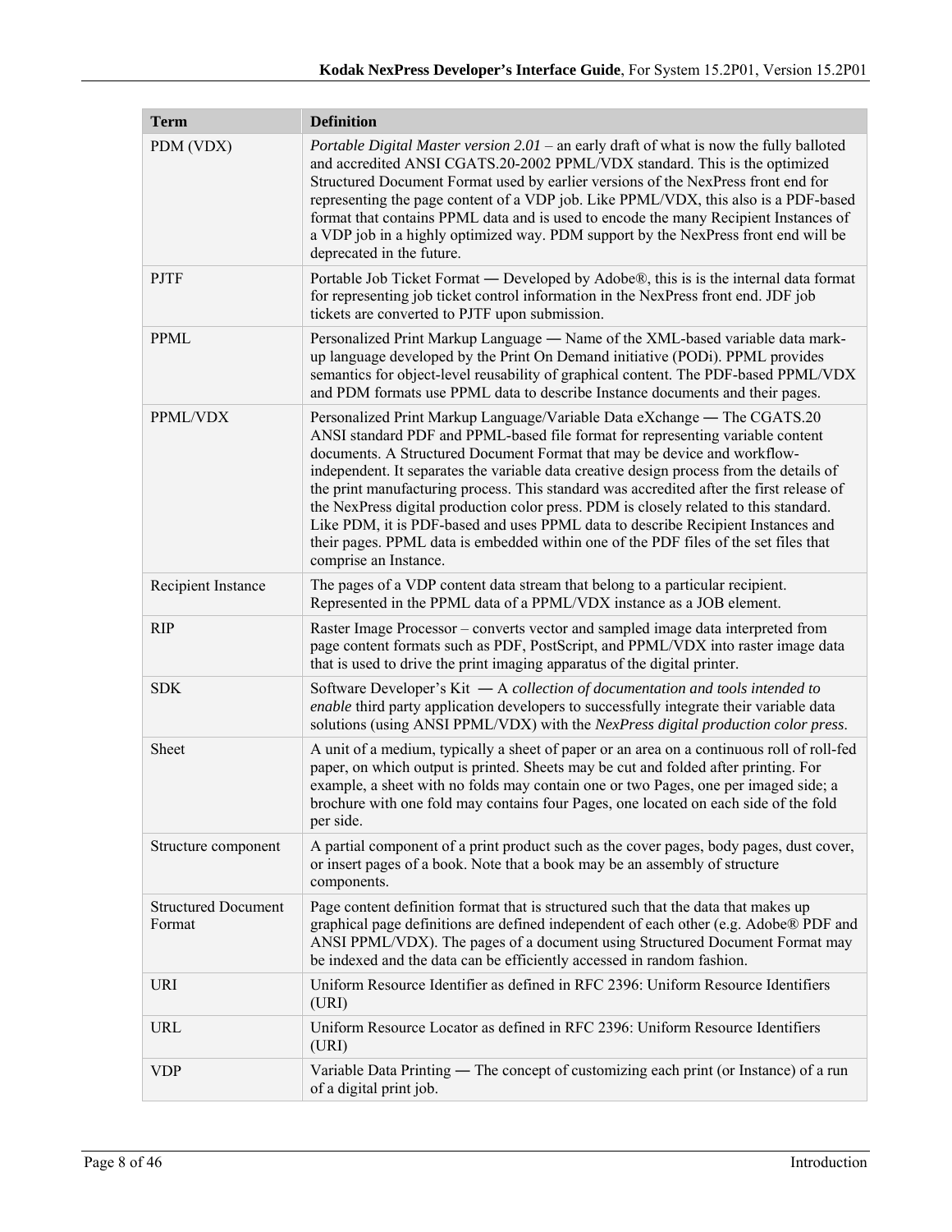| Term | Definition |
|---|---|
| PDM (VDX) | *Portable Digital Master version 2.01* – an early draft of what is now the fully balloted and accredited ANSI CGATS.20-2002 PPML/VDX standard. This is the optimized Structured Document Format used by earlier versions of the NexPress front end for representing the page content of a VDP job. Like PPML/VDX, this also is a PDF-based format that contains PPML data and is used to encode the many Recipient Instances of a VDP job in a highly optimized way. PDM support by the NexPress front end will be deprecated in the future. |
| PJTF | Portable Job Ticket Format — Developed by Adobe®, this is is the internal data format for representing job ticket control information in the NexPress front end. JDF job tickets are converted to PJTF upon submission. |
| PPML | Personalized Print Markup Language — Name of the XML-based variable data mark-up language developed by the Print On Demand initiative (PODi). PPML provides semantics for object-level reusability of graphical content. The PDF-based PPML/VDX and PDM formats use PPML data to describe Instance documents and their pages. |
| PPML/VDX | Personalized Print Markup Language/Variable Data eXchange — The CGATS.20 ANSI standard PDF and PPML-based file format for representing variable content documents. A Structured Document Format that may be device and workflow-independent. It separates the variable data creative design process from the details of the print manufacturing process. This standard was accredited after the first release of the NexPress digital production color press. PDM is closely related to this standard. Like PDM, it is PDF-based and uses PPML data to describe Recipient Instances and their pages. PPML data is embedded within one of the PDF files of the set files that comprise an Instance. |
| Recipient Instance | The pages of a VDP content data stream that belong to a particular recipient. Represented in the PPML data of a PPML/VDX instance as a JOB element. |
| RIP | Raster Image Processor – converts vector and sampled image data interpreted from page content formats such as PDF, PostScript, and PPML/VDX into raster image data that is used to drive the print imaging apparatus of the digital printer. |
| SDK | Software Developer's Kit — A *collection of documentation and tools intended to enable* third party application developers to successfully integrate their variable data solutions (using ANSI PPML/VDX) with the *NexPress digital production color press*. |
| Sheet | A unit of a medium, typically a sheet of paper or an area on a continuous roll of roll-fed paper, on which output is printed. Sheets may be cut and folded after printing. For example, a sheet with no folds may contain one or two Pages, one per imaged side; a brochure with one fold may contains four Pages, one located on each side of the fold per side. |
| Structure component | A partial component of a print product such as the cover pages, body pages, dust cover, or insert pages of a book. Note that a book may be an assembly of structure components. |
| Structured Document Format | Page content definition format that is structured such that the data that makes up graphical page definitions are defined independent of each other (e.g. Adobe® PDF and ANSI PPML/VDX). The pages of a document using Structured Document Format may be indexed and the data can be efficiently accessed in random fashion. |
| URI | Uniform Resource Identifier as defined in RFC 2396: Uniform Resource Identifiers (URI) |
| URL | Uniform Resource Locator as defined in RFC 2396: Uniform Resource Identifiers (URI) |
| VDP | Variable Data Printing — The concept of customizing each print (or Instance) of a run of a digital print job. |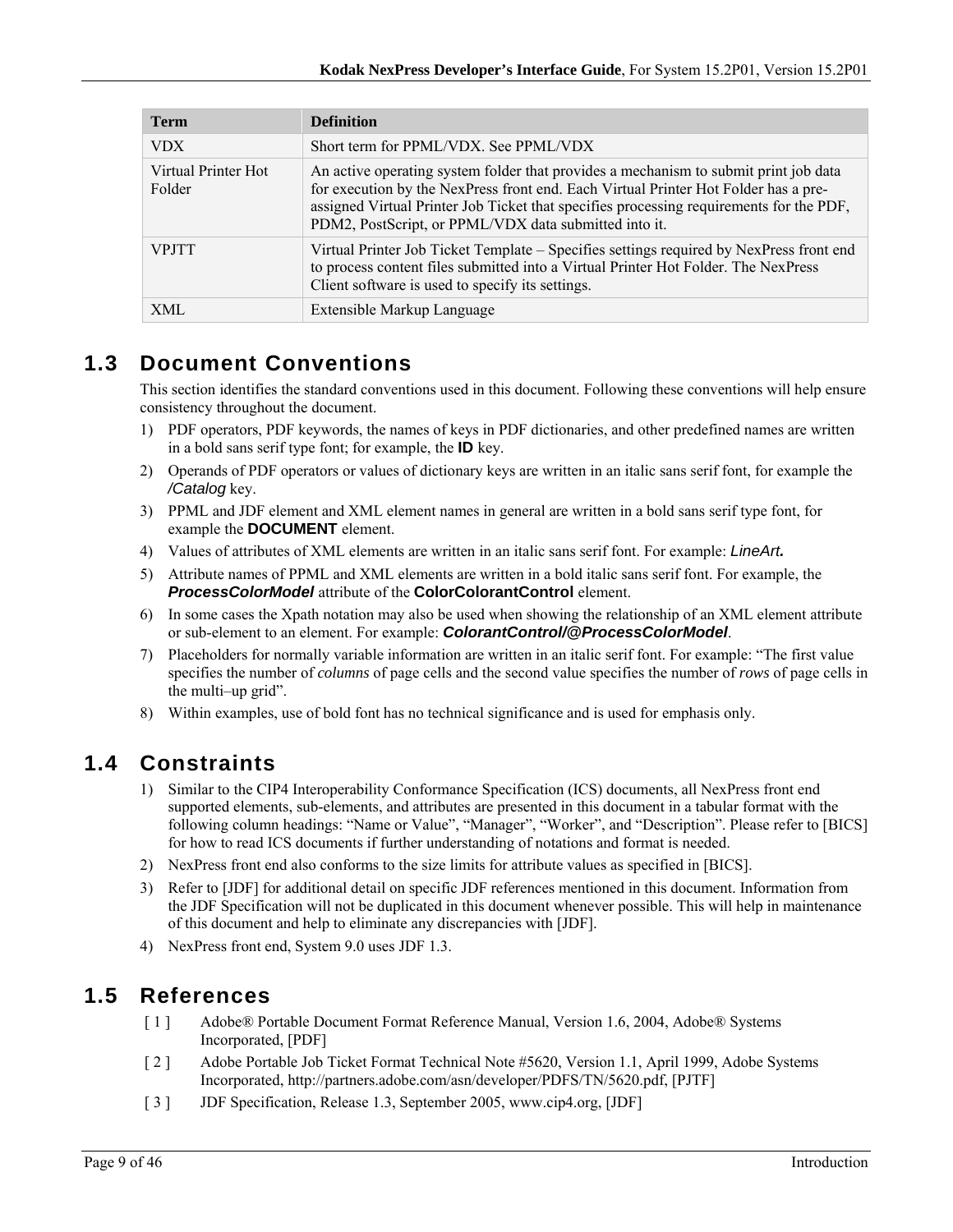| Term | Definition |
|---|---|
| VDX | Short term for PPML/VDX. See PPML/VDX |
| Virtual Printer Hot Folder | An active operating system folder that provides a mechanism to submit print job data for execution by the NexPress front end. Each Virtual Printer Hot Folder has a pre-assigned Virtual Printer Job Ticket that specifies processing requirements for the PDF, PDM2, PostScript, or PPML/VDX data submitted into it. |
| VPJTT | Virtual Printer Job Ticket Template – Specifies settings required by NexPress front end to process content files submitted into a Virtual Printer Hot Folder. The NexPress Client software is used to specify its settings. |
| XML | Extensible Markup Language |

## 1.3 Document Conventions

This section identifies the standard conventions used in this document. Following these conventions will help ensure consistency throughout the document.

1) PDF operators, PDF keywords, the names of keys in PDF dictionaries, and other predefined names are written in a bold sans serif type font; for example, the **ID** key.
2) Operands of PDF operators or values of dictionary keys are written in an italic sans serif font, for example the */Catalog* key.
3) PPML and JDF element and XML element names in general are written in a bold sans serif type font, for example the **DOCUMENT** element.
4) Values of attributes of XML elements are written in an italic sans serif font. For example: *LineArt.*
5) Attribute names of PPML and XML elements are written in a bold italic sans serif font. For example, the ***ProcessColorModel*** attribute of the **ColorColorantControl** element.
6) In some cases the Xpath notation may also be used when showing the relationship of an XML element attribute or sub-element to an element. For example: ***ColorantControl/@ProcessColorModel***.
7) Placeholders for normally variable information are written in an italic serif font. For example: "The first value specifies the number of *columns* of page cells and the second value specifies the number of *rows* of page cells in the multi–up grid".
8) Within examples, use of bold font has no technical significance and is used for emphasis only.

## 1.4 Constraints

1) Similar to the CIP4 Interoperability Conformance Specification (ICS) documents, all NexPress front end supported elements, sub-elements, and attributes are presented in this document in a tabular format with the following column headings: "Name or Value", "Manager", "Worker", and "Description". Please refer to [BICS] for how to read ICS documents if further understanding of notations and format is needed.
2) NexPress front end also conforms to the size limits for attribute values as specified in [BICS].
3) Refer to [JDF] for additional detail on specific JDF references mentioned in this document. Information from the JDF Specification will not be duplicated in this document whenever possible. This will help in maintenance of this document and help to eliminate any discrepancies with [JDF].
4) NexPress front end, System 9.0 uses JDF 1.3.

## 1.5 References

[ 1 ] Adobe® Portable Document Format Reference Manual, Version 1.6, 2004, Adobe® Systems Incorporated, [PDF]

[ 2 ] Adobe Portable Job Ticket Format Technical Note #5620, Version 1.1, April 1999, Adobe Systems Incorporated, http://partners.adobe.com/asn/developer/PDFS/TN/5620.pdf, [PJTF]

[ 3 ] JDF Specification, Release 1.3, September 2005, www.cip4.org, [JDF]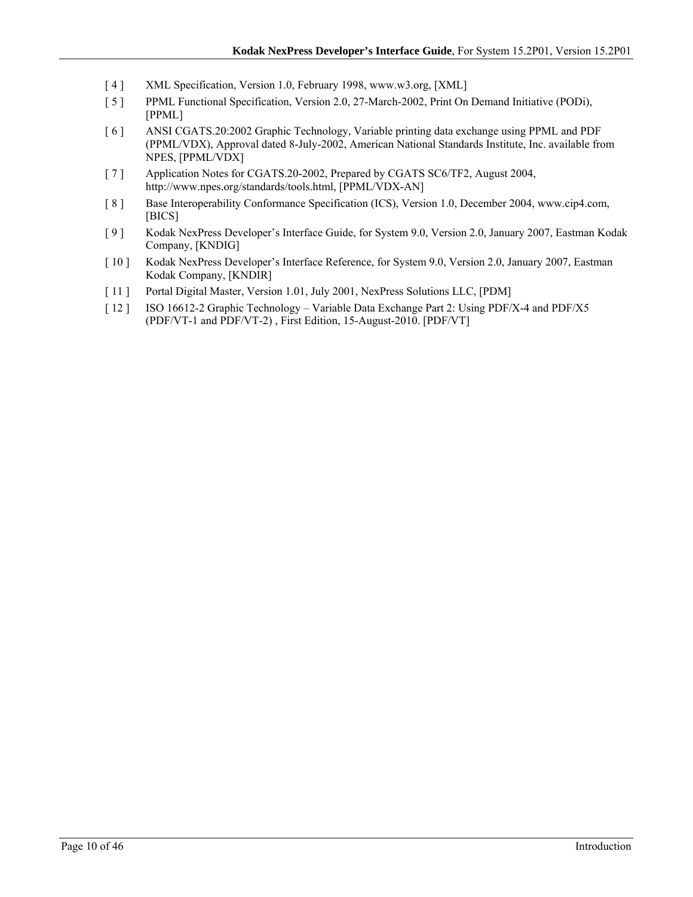[ 4 ] XML Specification, Version 1.0, February 1998, www.w3.org, [XML]

[ 5 ] PPML Functional Specification, Version 2.0, 27-March-2002, Print On Demand Initiative (PODi), [PPML]

[ 6 ] ANSI CGATS.20:2002 Graphic Technology, Variable printing data exchange using PPML and PDF (PPML/VDX), Approval dated 8-July-2002, American National Standards Institute, Inc. available from NPES, [PPML/VDX]

[ 7 ] Application Notes for CGATS.20-2002, Prepared by CGATS SC6/TF2, August 2004, http://www.npes.org/standards/tools.html, [PPML/VDX-AN]

[ 8 ] Base Interoperability Conformance Specification (ICS), Version 1.0, December 2004, www.cip4.com, [BICS]

[ 9 ] Kodak NexPress Developer's Interface Guide, for System 9.0, Version 2.0, January 2007, Eastman Kodak Company, [KNDIG]

[ 10 ] Kodak NexPress Developer's Interface Reference, for System 9.0, Version 2.0, January 2007, Eastman Kodak Company, [KNDIR]

[ 11 ] Portal Digital Master, Version 1.01, July 2001, NexPress Solutions LLC, [PDM]

[ 12 ] ISO 16612-2 Graphic Technology – Variable Data Exchange Part 2: Using PDF/X-4 and PDF/X5 (PDF/VT-1 and PDF/VT-2) , First Edition, 15-August-2010. [PDF/VT]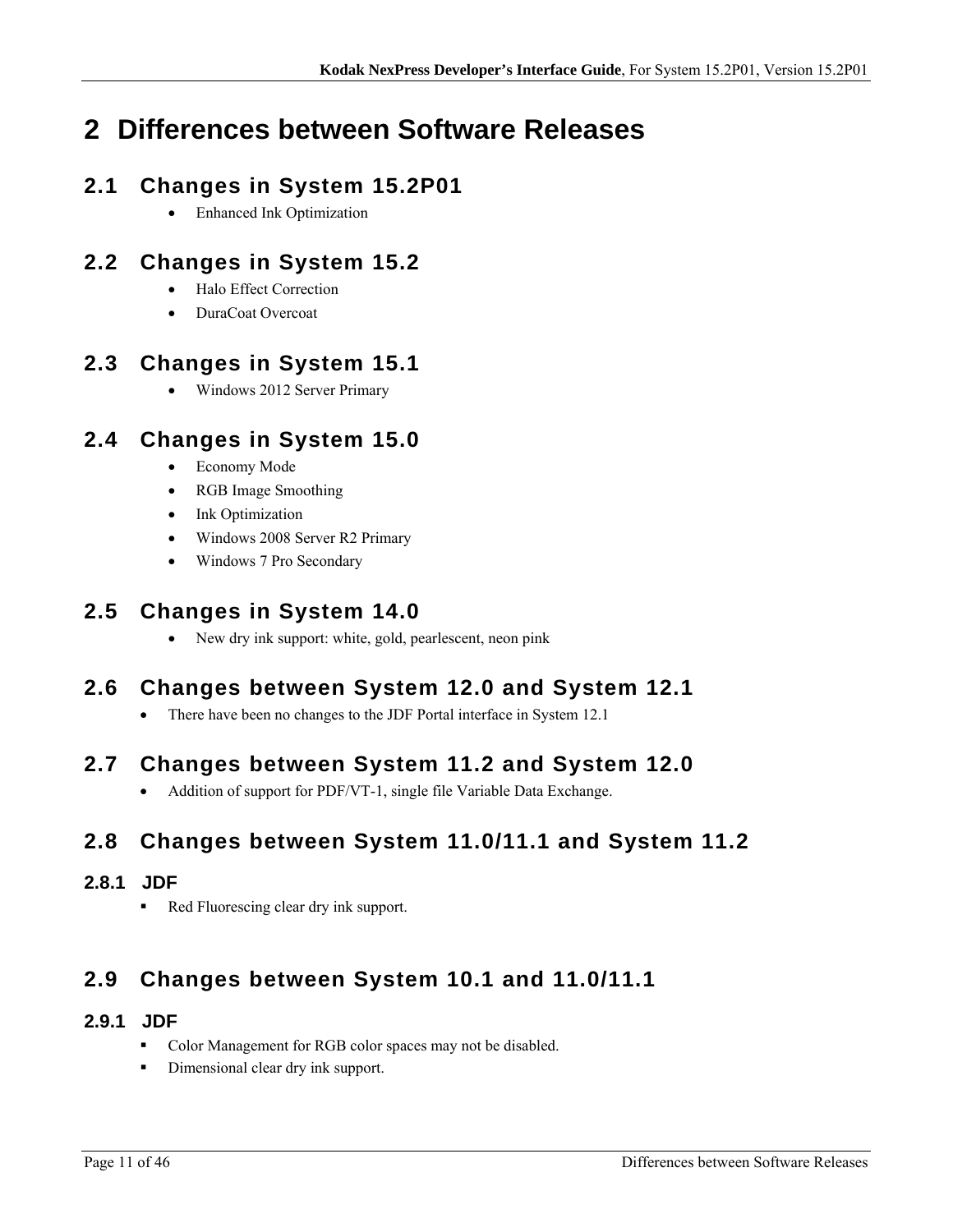# 2 Differences between Software Releases

## 2.1 Changes in System 15.2P01

- Enhanced Ink Optimization

## 2.2 Changes in System 15.2

- Halo Effect Correction
- DuraCoat Overcoat

## 2.3 Changes in System 15.1

- Windows 2012 Server Primary

## 2.4 Changes in System 15.0

- Economy Mode
- RGB Image Smoothing
- Ink Optimization
- Windows 2008 Server R2 Primary
- Windows 7 Pro Secondary

## 2.5 Changes in System 14.0

- New dry ink support: white, gold, pearlescent, neon pink

## 2.6 Changes between System 12.0 and System 12.1

- There have been no changes to the JDF Portal interface in System 12.1

## 2.7 Changes between System 11.2 and System 12.0

- Addition of support for PDF/VT-1, single file Variable Data Exchange.

## 2.8 Changes between System 11.0/11.1 and System 11.2

### 2.8.1 JDF

- Red Fluorescing clear dry ink support.

## 2.9 Changes between System 10.1 and 11.0/11.1

### 2.9.1 JDF

- Color Management for RGB color spaces may not be disabled.
- Dimensional clear dry ink support.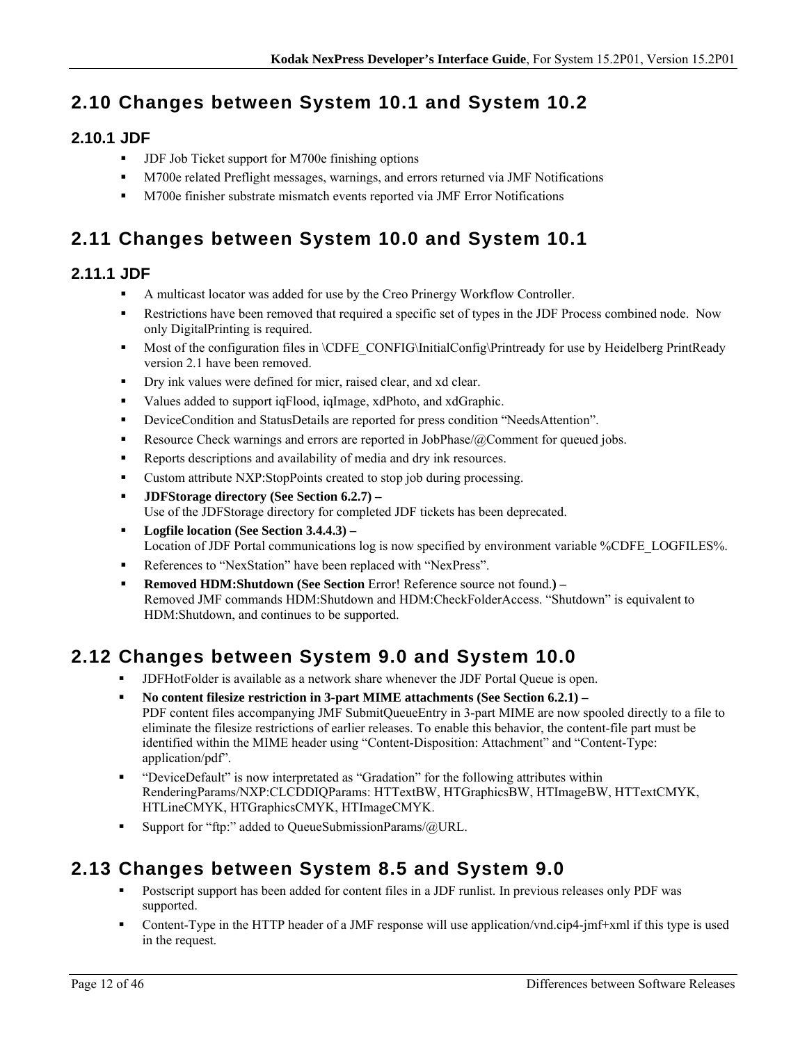## 2.10 Changes between System 10.1 and System 10.2

### 2.10.1 JDF

- JDF Job Ticket support for M700e finishing options
- M700e related Preflight messages, warnings, and errors returned via JMF Notifications
- M700e finisher substrate mismatch events reported via JMF Error Notifications

## 2.11 Changes between System 10.0 and System 10.1

### 2.11.1 JDF

- A multicast locator was added for use by the Creo Prinergy Workflow Controller.
- Restrictions have been removed that required a specific set of types in the JDF Process combined node. Now only DigitalPrinting is required.
- Most of the configuration files in \CDFE_CONFIG\InitialConfig\Printready for use by Heidelberg PrintReady version 2.1 have been removed.
- Dry ink values were defined for micr, raised clear, and xd clear.
- Values added to support iqFlood, iqImage, xdPhoto, and xdGraphic.
- DeviceCondition and StatusDetails are reported for press condition "NeedsAttention".
- Resource Check warnings and errors are reported in JobPhase/@Comment for queued jobs.
- Reports descriptions and availability of media and dry ink resources.
- Custom attribute NXP:StopPoints created to stop job during processing.
- **JDFStorage directory (See Section 6.2.7) –**
  Use of the JDFStorage directory for completed JDF tickets has been deprecated.
- **Logfile location (See Section 3.4.4.3) –**
  Location of JDF Portal communications log is now specified by environment variable %CDFE_LOGFILES%.
- References to "NexStation" have been replaced with "NexPress".
- **Removed HDM:Shutdown (See Section** Error! Reference source not found.**) –**
  Removed JMF commands HDM:Shutdown and HDM:CheckFolderAccess. "Shutdown" is equivalent to HDM:Shutdown, and continues to be supported.

## 2.12 Changes between System 9.0 and System 10.0

- JDFHotFolder is available as a network share whenever the JDF Portal Queue is open.
- **No content filesize restriction in 3-part MIME attachments (See Section 6.2.1) –**
  PDF content files accompanying JMF SubmitQueueEntry in 3-part MIME are now spooled directly to a file to eliminate the filesize restrictions of earlier releases. To enable this behavior, the content-file part must be identified within the MIME header using "Content-Disposition: Attachment" and "Content-Type: application/pdf".
- "DeviceDefault" is now interpretated as "Gradation" for the following attributes within RenderingParams/NXP:CLCDDIQParams: HTTextBW, HTGraphicsBW, HTImageBW, HTTextCMYK, HTLineCMYK, HTGraphicsCMYK, HTImageCMYK.
- Support for "ftp:" added to QueueSubmissionParams/@URL.

## 2.13 Changes between System 8.5 and System 9.0

- Postscript support has been added for content files in a JDF runlist. In previous releases only PDF was supported.
- Content-Type in the HTTP header of a JMF response will use application/vnd.cip4-jmf+xml if this type is used in the request.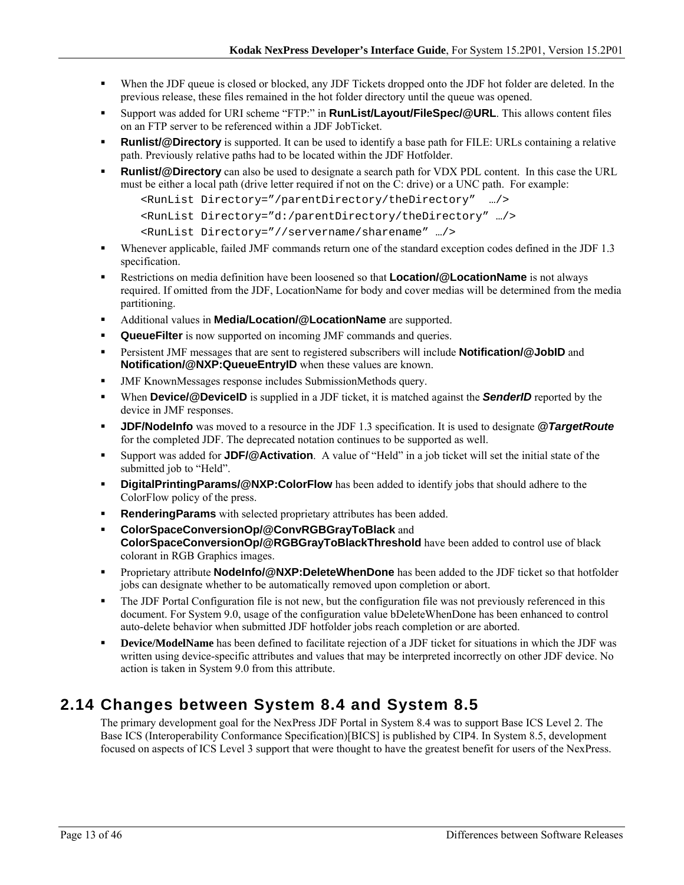- When the JDF queue is closed or blocked, any JDF Tickets dropped onto the JDF hot folder are deleted. In the previous release, these files remained in the hot folder directory until the queue was opened.
- Support was added for URI scheme “FTP:” in **RunList/Layout/FileSpec/@URL**. This allows content files on an FTP server to be referenced within a JDF JobTicket.
- **Runlist/@Directory** is supported. It can be used to identify a base path for FILE: URLs containing a relative path. Previously relative paths had to be located within the JDF Hotfolder.
- **Runlist/@Directory** can also be used to designate a search path for VDX PDL content. In this case the URL must be either a local path (drive letter required if not on the C: drive) or a UNC path. For example:

  ```
  <RunList Directory=”/parentDirectory/theDirectory”  …/>
  <RunList Directory=”d:/parentDirectory/theDirectory” …/>
  <RunList Directory=”//servername/sharename” …/>
  ```

- Whenever applicable, failed JMF commands return one of the standard exception codes defined in the JDF 1.3 specification.
- Restrictions on media definition have been loosened so that **Location/@LocationName** is not always required. If omitted from the JDF, LocationName for body and cover medias will be determined from the media partitioning.
- Additional values in **Media/Location/@LocationName** are supported.
- **QueueFilter** is now supported on incoming JMF commands and queries.
- Persistent JMF messages that are sent to registered subscribers will include **Notification/@JobID** and **Notification/@NXP:QueueEntryID** when these values are known.
- JMF KnownMessages response includes SubmissionMethods query.
- When **Device/@DeviceID** is supplied in a JDF ticket, it is matched against the ***SenderID*** reported by the device in JMF responses.
- **JDF/NodeInfo** was moved to a resource in the JDF 1.3 specification. It is used to designate ***@TargetRoute*** for the completed JDF. The deprecated notation continues to be supported as well.
- Support was added for **JDF/@Activation**. A value of “Held” in a job ticket will set the initial state of the submitted job to “Held”.
- **DigitalPrintingParams/@NXP:ColorFlow** has been added to identify jobs that should adhere to the ColorFlow policy of the press.
- **RenderingParams** with selected proprietary attributes has been added.
- **ColorSpaceConversionOp/@ConvRGBGrayToBlack** and **ColorSpaceConversionOp/@RGBGrayToBlackThreshold** have been added to control use of black colorant in RGB Graphics images.
- Proprietary attribute **NodeInfo/@NXP:DeleteWhenDone** has been added to the JDF ticket so that hotfolder jobs can designate whether to be automatically removed upon completion or abort.
- The JDF Portal Configuration file is not new, but the configuration file was not previously referenced in this document. For System 9.0, usage of the configuration value bDeleteWhenDone has been enhanced to control auto-delete behavior when submitted JDF hotfolder jobs reach completion or are aborted.
- **Device/ModelName** has been defined to facilitate rejection of a JDF ticket for situations in which the JDF was written using device-specific attributes and values that may be interpreted incorrectly on other JDF device. No action is taken in System 9.0 from this attribute.

## 2.14 Changes between System 8.4 and System 8.5

The primary development goal for the NexPress JDF Portal in System 8.4 was to support Base ICS Level 2. The Base ICS (Interoperability Conformance Specification)[BICS] is published by CIP4. In System 8.5, development focused on aspects of ICS Level 3 support that were thought to have the greatest benefit for users of the NexPress.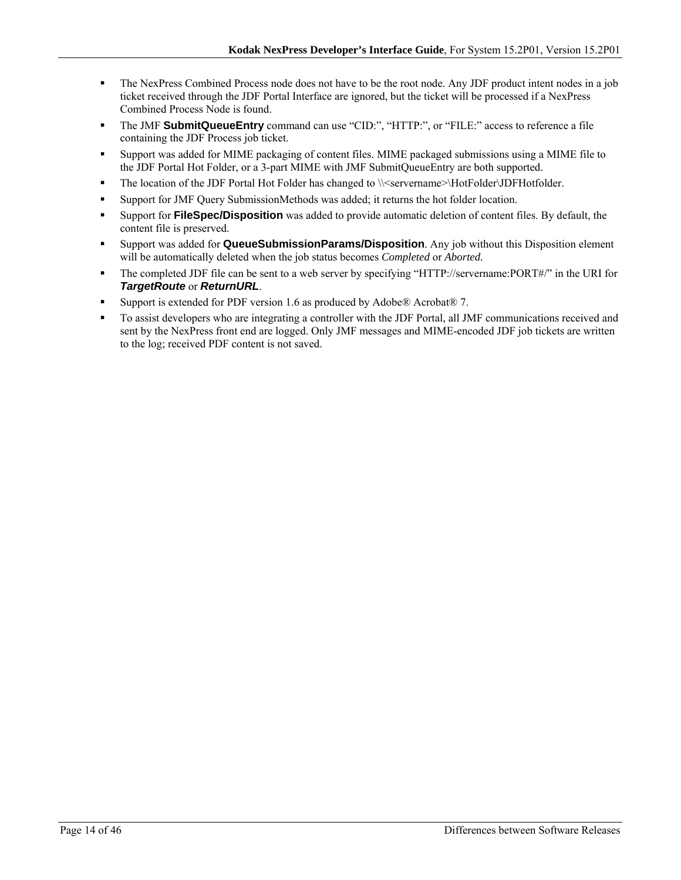- The NexPress Combined Process node does not have to be the root node. Any JDF product intent nodes in a job ticket received through the JDF Portal Interface are ignored, but the ticket will be processed if a NexPress Combined Process Node is found.
- The JMF **SubmitQueueEntry** command can use “CID:”, “HTTP:”, or “FILE:” access to reference a file containing the JDF Process job ticket.
- Support was added for MIME packaging of content files. MIME packaged submissions using a MIME file to the JDF Portal Hot Folder, or a 3-part MIME with JMF SubmitQueueEntry are both supported.
- The location of the JDF Portal Hot Folder has changed to \\<servername>\HotFolder\JDFHotfolder.
- Support for JMF Query SubmissionMethods was added; it returns the hot folder location.
- Support for **FileSpec/Disposition** was added to provide automatic deletion of content files. By default, the content file is preserved.
- Support was added for **QueueSubmissionParams/Disposition**. Any job without this Disposition element will be automatically deleted when the job status becomes *Completed* or *Aborted.*
- The completed JDF file can be sent to a web server by specifying “HTTP://servername:PORT#/” in the URI for ***TargetRoute*** or ***ReturnURL***.
- Support is extended for PDF version 1.6 as produced by Adobe® Acrobat® 7.
- To assist developers who are integrating a controller with the JDF Portal, all JMF communications received and sent by the NexPress front end are logged. Only JMF messages and MIME-encoded JDF job tickets are written to the log; received PDF content is not saved.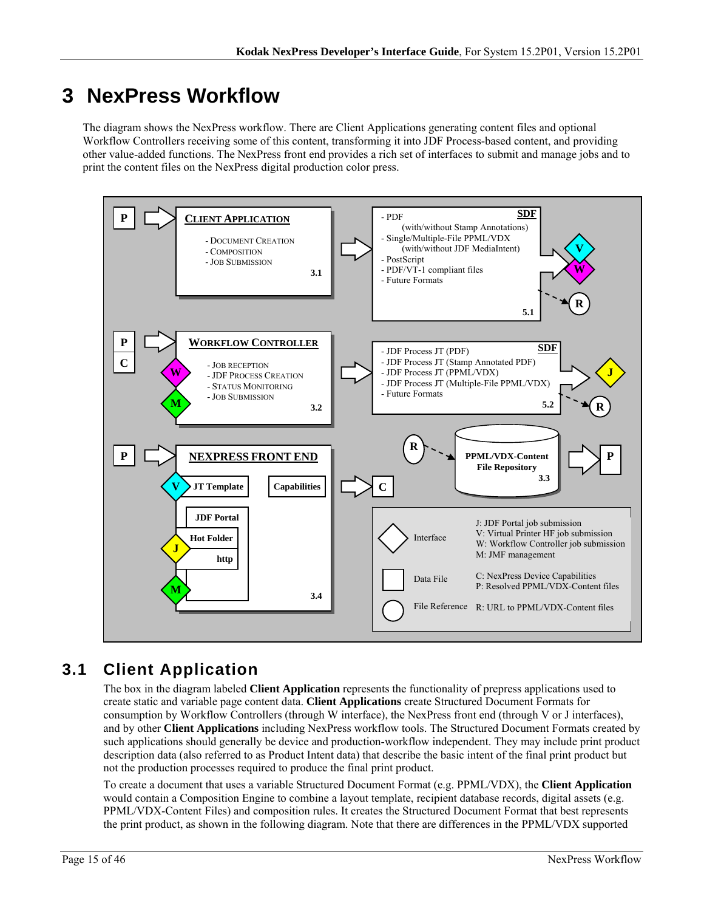# 3 NexPress Workflow

The diagram shows the NexPress workflow. There are Client Applications generating content files and optional Workflow Controllers receiving some of this content, transforming it into JDF Process-based content, and providing other value-added functions. The NexPress front end provides a rich set of interfaces to submit and manage jobs and to print the content files on the NexPress digital production color press.

## 3.1 Client Application

The box in the diagram labeled **Client Application** represents the functionality of prepress applications used to create static and variable page content data. **Client Applications** create Structured Document Formats for consumption by Workflow Controllers (through W interface), the NexPress front end (through V or J interfaces), and by other **Client Applications** including NexPress workflow tools. The Structured Document Formats created by such applications should generally be device and production-workflow independent. They may include print product description data (also referred to as Product Intent data) that describe the basic intent of the final print product but not the production processes required to produce the final print product.

To create a document that uses a variable Structured Document Format (e.g. PPML/VDX), the **Client Application** would contain a Composition Engine to combine a layout template, recipient database records, digital assets (e.g. PPML/VDX-Content Files) and composition rules. It creates the Structured Document Format that best represents the print product, as shown in the following diagram. Note that there are differences in the PPML/VDX supported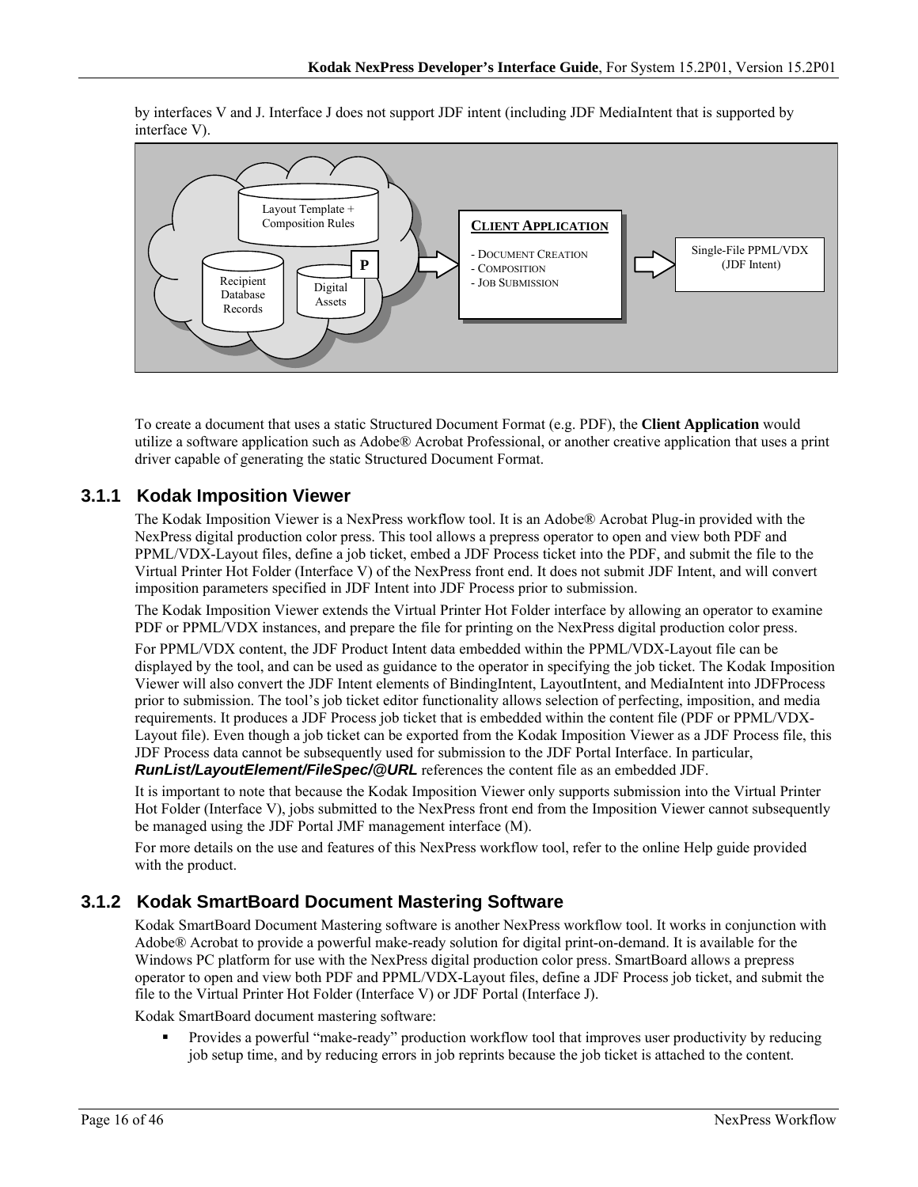by interfaces V and J. Interface J does not support JDF intent (including JDF MediaIntent that is supported by interface V).

Layout Template + Composition Rules

Recipient Database Records

Digital Assets

P

**CLIENT APPLICATION**

- DOCUMENT CREATION
- COMPOSITION
- JOB SUBMISSION

Single-File PPML/VDX (JDF Intent)

To create a document that uses a static Structured Document Format (e.g. PDF), the **Client Application** would utilize a software application such as Adobe® Acrobat Professional, or another creative application that uses a print driver capable of generating the static Structured Document Format.

### 3.1.1 Kodak Imposition Viewer

The Kodak Imposition Viewer is a NexPress workflow tool. It is an Adobe® Acrobat Plug-in provided with the NexPress digital production color press. This tool allows a prepress operator to open and view both PDF and PPML/VDX-Layout files, define a job ticket, embed a JDF Process ticket into the PDF, and submit the file to the Virtual Printer Hot Folder (Interface V) of the NexPress front end. It does not submit JDF Intent, and will convert imposition parameters specified in JDF Intent into JDF Process prior to submission.

The Kodak Imposition Viewer extends the Virtual Printer Hot Folder interface by allowing an operator to examine PDF or PPML/VDX instances, and prepare the file for printing on the NexPress digital production color press.

For PPML/VDX content, the JDF Product Intent data embedded within the PPML/VDX-Layout file can be displayed by the tool, and can be used as guidance to the operator in specifying the job ticket. The Kodak Imposition Viewer will also convert the JDF Intent elements of BindingIntent, LayoutIntent, and MediaIntent into JDFProcess prior to submission. The tool's job ticket editor functionality allows selection of perfecting, imposition, and media requirements. It produces a JDF Process job ticket that is embedded within the content file (PDF or PPML/VDX-Layout file). Even though a job ticket can be exported from the Kodak Imposition Viewer as a JDF Process file, this JDF Process data cannot be subsequently used for submission to the JDF Portal Interface. In particular, ***RunList/LayoutElement/FileSpec/@URL*** references the content file as an embedded JDF.

It is important to note that because the Kodak Imposition Viewer only supports submission into the Virtual Printer Hot Folder (Interface V), jobs submitted to the NexPress front end from the Imposition Viewer cannot subsequently be managed using the JDF Portal JMF management interface (M).

For more details on the use and features of this NexPress workflow tool, refer to the online Help guide provided with the product.

### 3.1.2 Kodak SmartBoard Document Mastering Software

Kodak SmartBoard Document Mastering software is another NexPress workflow tool. It works in conjunction with Adobe® Acrobat to provide a powerful make-ready solution for digital print-on-demand. It is available for the Windows PC platform for use with the NexPress digital production color press. SmartBoard allows a prepress operator to open and view both PDF and PPML/VDX-Layout files, define a JDF Process job ticket, and submit the file to the Virtual Printer Hot Folder (Interface V) or JDF Portal (Interface J).

Kodak SmartBoard document mastering software:

- Provides a powerful "make-ready" production workflow tool that improves user productivity by reducing job setup time, and by reducing errors in job reprints because the job ticket is attached to the content.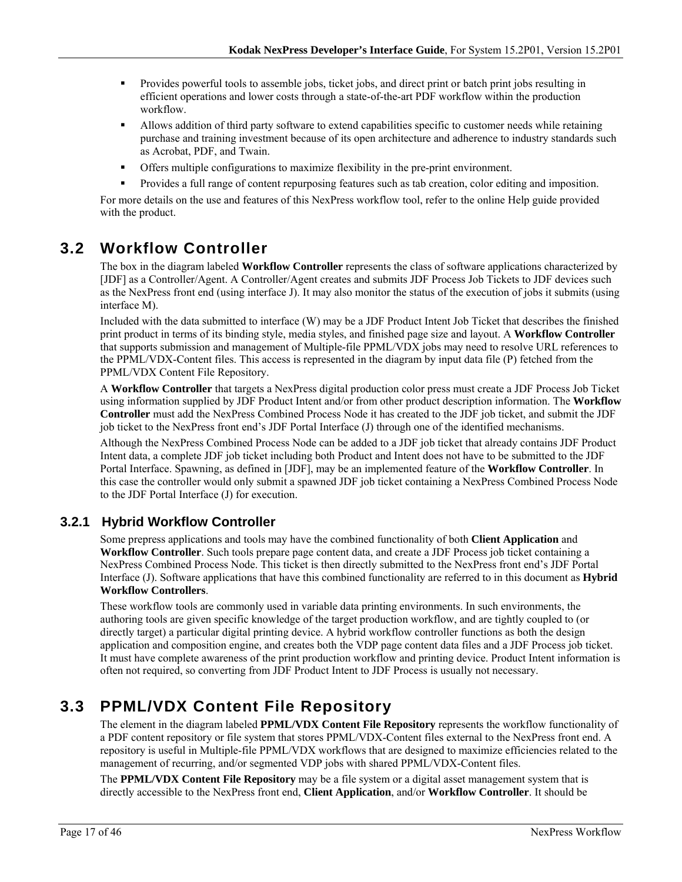- Provides powerful tools to assemble jobs, ticket jobs, and direct print or batch print jobs resulting in efficient operations and lower costs through a state-of-the-art PDF workflow within the production workflow.
- Allows addition of third party software to extend capabilities specific to customer needs while retaining purchase and training investment because of its open architecture and adherence to industry standards such as Acrobat, PDF, and Twain.
- Offers multiple configurations to maximize flexibility in the pre-print environment.
- Provides a full range of content repurposing features such as tab creation, color editing and imposition.

For more details on the use and features of this NexPress workflow tool, refer to the online Help guide provided with the product.

## 3.2 Workflow Controller

The box in the diagram labeled **Workflow Controller** represents the class of software applications characterized by [JDF] as a Controller/Agent. A Controller/Agent creates and submits JDF Process Job Tickets to JDF devices such as the NexPress front end (using interface J). It may also monitor the status of the execution of jobs it submits (using interface M).

Included with the data submitted to interface (W) may be a JDF Product Intent Job Ticket that describes the finished print product in terms of its binding style, media styles, and finished page size and layout. A **Workflow Controller** that supports submission and management of Multiple-file PPML/VDX jobs may need to resolve URL references to the PPML/VDX-Content files. This access is represented in the diagram by input data file (P) fetched from the PPML/VDX Content File Repository.

A **Workflow Controller** that targets a NexPress digital production color press must create a JDF Process Job Ticket using information supplied by JDF Product Intent and/or from other product description information. The **Workflow Controller** must add the NexPress Combined Process Node it has created to the JDF job ticket, and submit the JDF job ticket to the NexPress front end's JDF Portal Interface (J) through one of the identified mechanisms.

Although the NexPress Combined Process Node can be added to a JDF job ticket that already contains JDF Product Intent data, a complete JDF job ticket including both Product and Intent does not have to be submitted to the JDF Portal Interface. Spawning, as defined in [JDF], may be an implemented feature of the **Workflow Controller**. In this case the controller would only submit a spawned JDF job ticket containing a NexPress Combined Process Node to the JDF Portal Interface (J) for execution.

### 3.2.1 Hybrid Workflow Controller

Some prepress applications and tools may have the combined functionality of both **Client Application** and **Workflow Controller**. Such tools prepare page content data, and create a JDF Process job ticket containing a NexPress Combined Process Node. This ticket is then directly submitted to the NexPress front end's JDF Portal Interface (J). Software applications that have this combined functionality are referred to in this document as **Hybrid Workflow Controllers**.

These workflow tools are commonly used in variable data printing environments. In such environments, the authoring tools are given specific knowledge of the target production workflow, and are tightly coupled to (or directly target) a particular digital printing device. A hybrid workflow controller functions as both the design application and composition engine, and creates both the VDP page content data files and a JDF Process job ticket. It must have complete awareness of the print production workflow and printing device. Product Intent information is often not required, so converting from JDF Product Intent to JDF Process is usually not necessary.

## 3.3 PPML/VDX Content File Repository

The element in the diagram labeled **PPML/VDX Content File Repository** represents the workflow functionality of a PDF content repository or file system that stores PPML/VDX-Content files external to the NexPress front end. A repository is useful in Multiple-file PPML/VDX workflows that are designed to maximize efficiencies related to the management of recurring, and/or segmented VDP jobs with shared PPML/VDX-Content files.

The **PPML/VDX Content File Repository** may be a file system or a digital asset management system that is directly accessible to the NexPress front end, **Client Application**, and/or **Workflow Controller**. It should be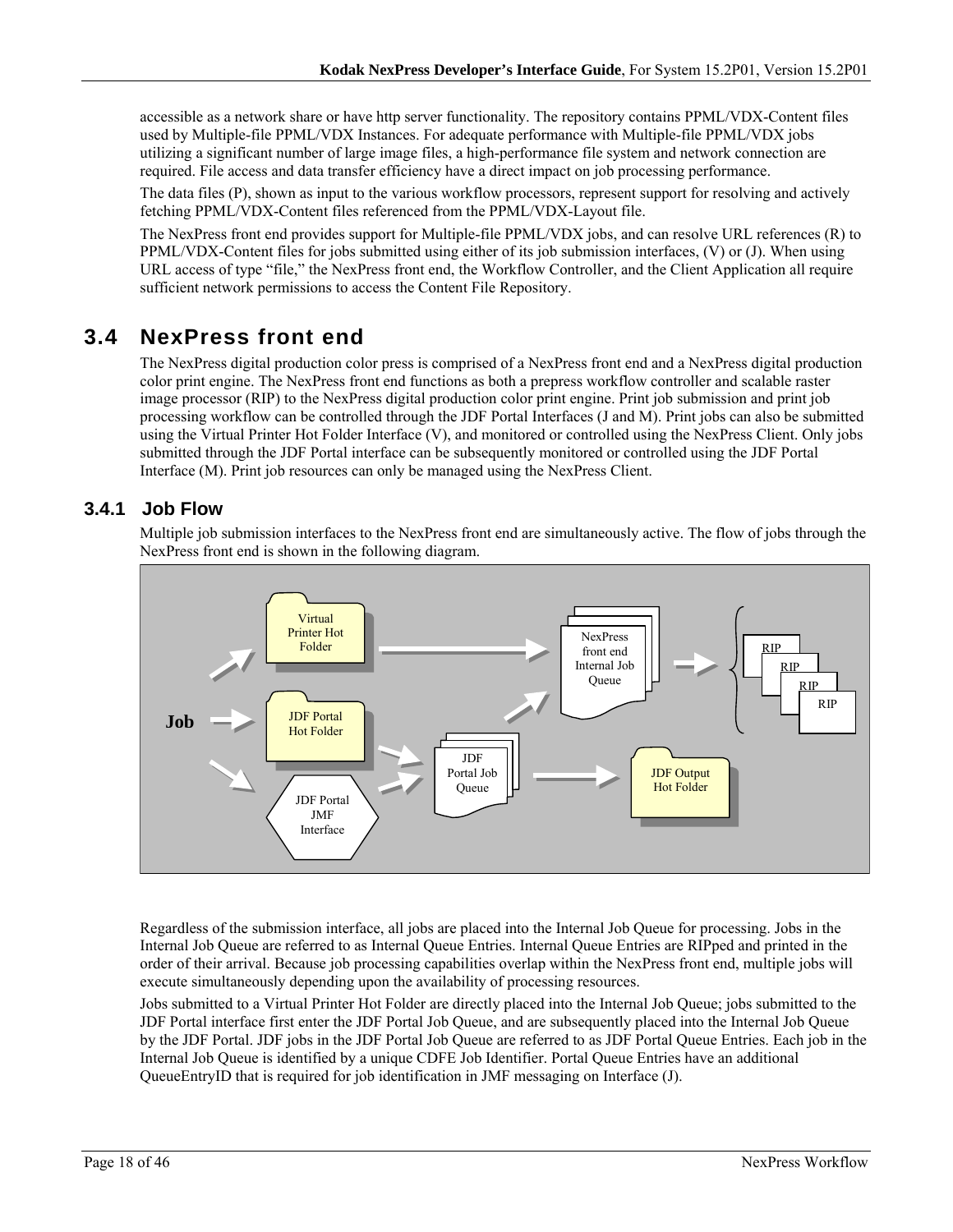accessible as a network share or have http server functionality. The repository contains PPML/VDX-Content files used by Multiple-file PPML/VDX Instances. For adequate performance with Multiple-file PPML/VDX jobs utilizing a significant number of large image files, a high-performance file system and network connection are required. File access and data transfer efficiency have a direct impact on job processing performance.

The data files (P), shown as input to the various workflow processors, represent support for resolving and actively fetching PPML/VDX-Content files referenced from the PPML/VDX-Layout file.

The NexPress front end provides support for Multiple-file PPML/VDX jobs, and can resolve URL references (R) to PPML/VDX-Content files for jobs submitted using either of its job submission interfaces, (V) or (J). When using URL access of type "file," the NexPress front end, the Workflow Controller, and the Client Application all require sufficient network permissions to access the Content File Repository.

## 3.4 NexPress front end

The NexPress digital production color press is comprised of a NexPress front end and a NexPress digital production color print engine. The NexPress front end functions as both a prepress workflow controller and scalable raster image processor (RIP) to the NexPress digital production color print engine. Print job submission and print job processing workflow can be controlled through the JDF Portal Interfaces (J and M). Print jobs can also be submitted using the Virtual Printer Hot Folder Interface (V), and monitored or controlled using the NexPress Client. Only jobs submitted through the JDF Portal interface can be subsequently monitored or controlled using the JDF Portal Interface (M). Print job resources can only be managed using the NexPress Client.

### 3.4.1 Job Flow

Multiple job submission interfaces to the NexPress front end are simultaneously active. The flow of jobs through the NexPress front end is shown in the following diagram.

Regardless of the submission interface, all jobs are placed into the Internal Job Queue for processing. Jobs in the Internal Job Queue are referred to as Internal Queue Entries. Internal Queue Entries are RIPped and printed in the order of their arrival. Because job processing capabilities overlap within the NexPress front end, multiple jobs will execute simultaneously depending upon the availability of processing resources.

Jobs submitted to a Virtual Printer Hot Folder are directly placed into the Internal Job Queue; jobs submitted to the JDF Portal interface first enter the JDF Portal Job Queue, and are subsequently placed into the Internal Job Queue by the JDF Portal. JDF jobs in the JDF Portal Job Queue are referred to as JDF Portal Queue Entries. Each job in the Internal Job Queue is identified by a unique CDFE Job Identifier. Portal Queue Entries have an additional QueueEntryID that is required for job identification in JMF messaging on Interface (J).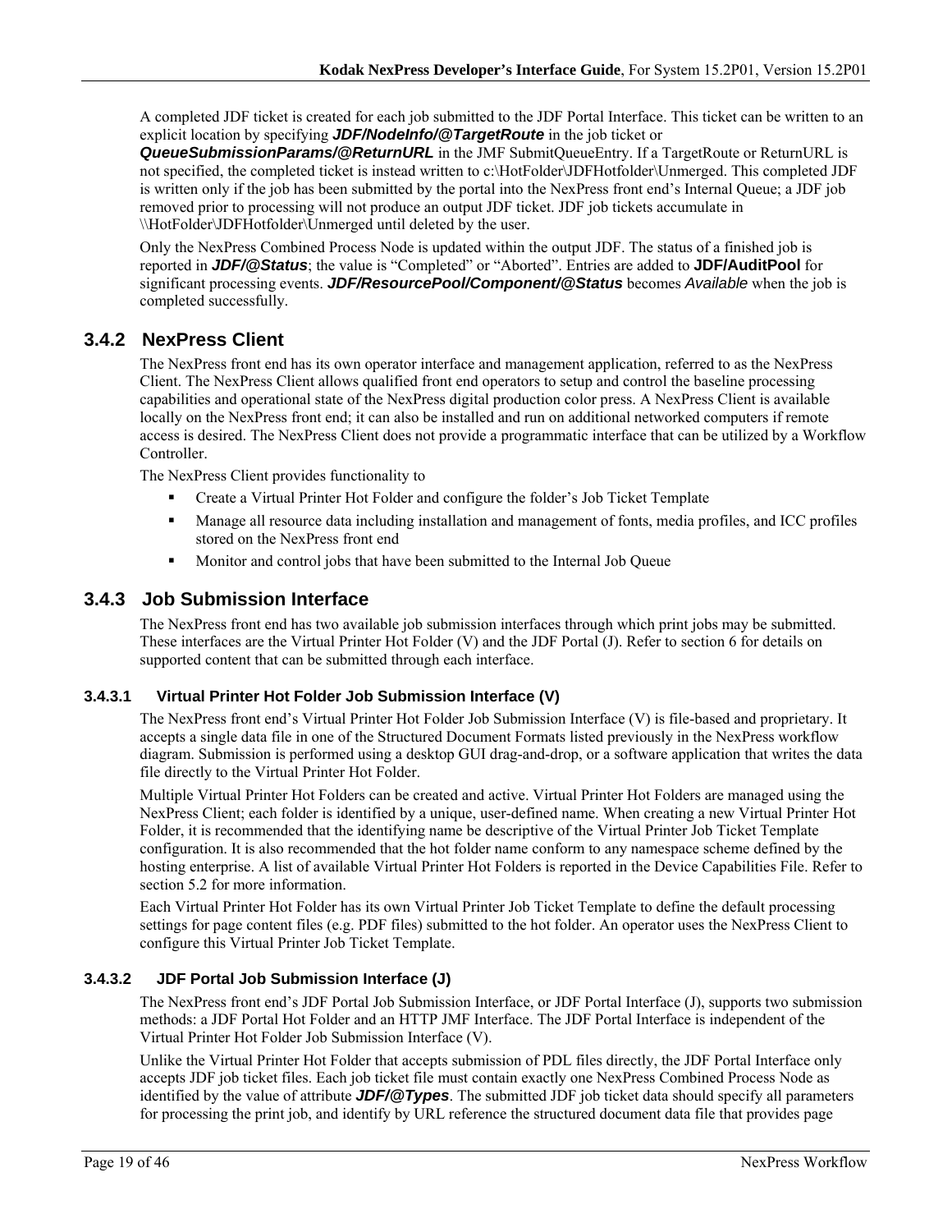A completed JDF ticket is created for each job submitted to the JDF Portal Interface. This ticket can be written to an explicit location by specifying ***JDF/NodeInfo/@TargetRoute*** in the job ticket or ***QueueSubmissionParams/@ReturnURL*** in the JMF SubmitQueueEntry. If a TargetRoute or ReturnURL is not specified, the completed ticket is instead written to c:\HotFolder\JDFHotfolder\Unmerged. This completed JDF is written only if the job has been submitted by the portal into the NexPress front end's Internal Queue; a JDF job removed prior to processing will not produce an output JDF ticket. JDF job tickets accumulate in \\HotFolder\JDFHotfolder\Unmerged until deleted by the user.

Only the NexPress Combined Process Node is updated within the output JDF. The status of a finished job is reported in ***JDF/@Status***; the value is "Completed" or "Aborted". Entries are added to **JDF/AuditPool** for significant processing events. ***JDF/ResourcePool/Component/@Status*** becomes *Available* when the job is completed successfully.

### 3.4.2 NexPress Client

The NexPress front end has its own operator interface and management application, referred to as the NexPress Client. The NexPress Client allows qualified front end operators to setup and control the baseline processing capabilities and operational state of the NexPress digital production color press. A NexPress Client is available locally on the NexPress front end; it can also be installed and run on additional networked computers if remote access is desired. The NexPress Client does not provide a programmatic interface that can be utilized by a Workflow Controller.

The NexPress Client provides functionality to

- Create a Virtual Printer Hot Folder and configure the folder's Job Ticket Template
- Manage all resource data including installation and management of fonts, media profiles, and ICC profiles stored on the NexPress front end
- Monitor and control jobs that have been submitted to the Internal Job Queue

### 3.4.3 Job Submission Interface

The NexPress front end has two available job submission interfaces through which print jobs may be submitted. These interfaces are the Virtual Printer Hot Folder (V) and the JDF Portal (J). Refer to section 6 for details on supported content that can be submitted through each interface.

#### 3.4.3.1 Virtual Printer Hot Folder Job Submission Interface (V)

The NexPress front end's Virtual Printer Hot Folder Job Submission Interface (V) is file-based and proprietary. It accepts a single data file in one of the Structured Document Formats listed previously in the NexPress workflow diagram. Submission is performed using a desktop GUI drag-and-drop, or a software application that writes the data file directly to the Virtual Printer Hot Folder.

Multiple Virtual Printer Hot Folders can be created and active. Virtual Printer Hot Folders are managed using the NexPress Client; each folder is identified by a unique, user-defined name. When creating a new Virtual Printer Hot Folder, it is recommended that the identifying name be descriptive of the Virtual Printer Job Ticket Template configuration. It is also recommended that the hot folder name conform to any namespace scheme defined by the hosting enterprise. A list of available Virtual Printer Hot Folders is reported in the Device Capabilities File. Refer to section 5.2 for more information.

Each Virtual Printer Hot Folder has its own Virtual Printer Job Ticket Template to define the default processing settings for page content files (e.g. PDF files) submitted to the hot folder. An operator uses the NexPress Client to configure this Virtual Printer Job Ticket Template.

#### 3.4.3.2 JDF Portal Job Submission Interface (J)

The NexPress front end's JDF Portal Job Submission Interface, or JDF Portal Interface (J), supports two submission methods: a JDF Portal Hot Folder and an HTTP JMF Interface. The JDF Portal Interface is independent of the Virtual Printer Hot Folder Job Submission Interface (V).

Unlike the Virtual Printer Hot Folder that accepts submission of PDL files directly, the JDF Portal Interface only accepts JDF job ticket files. Each job ticket file must contain exactly one NexPress Combined Process Node as identified by the value of attribute ***JDF/@Types***. The submitted JDF job ticket data should specify all parameters for processing the print job, and identify by URL reference the structured document data file that provides page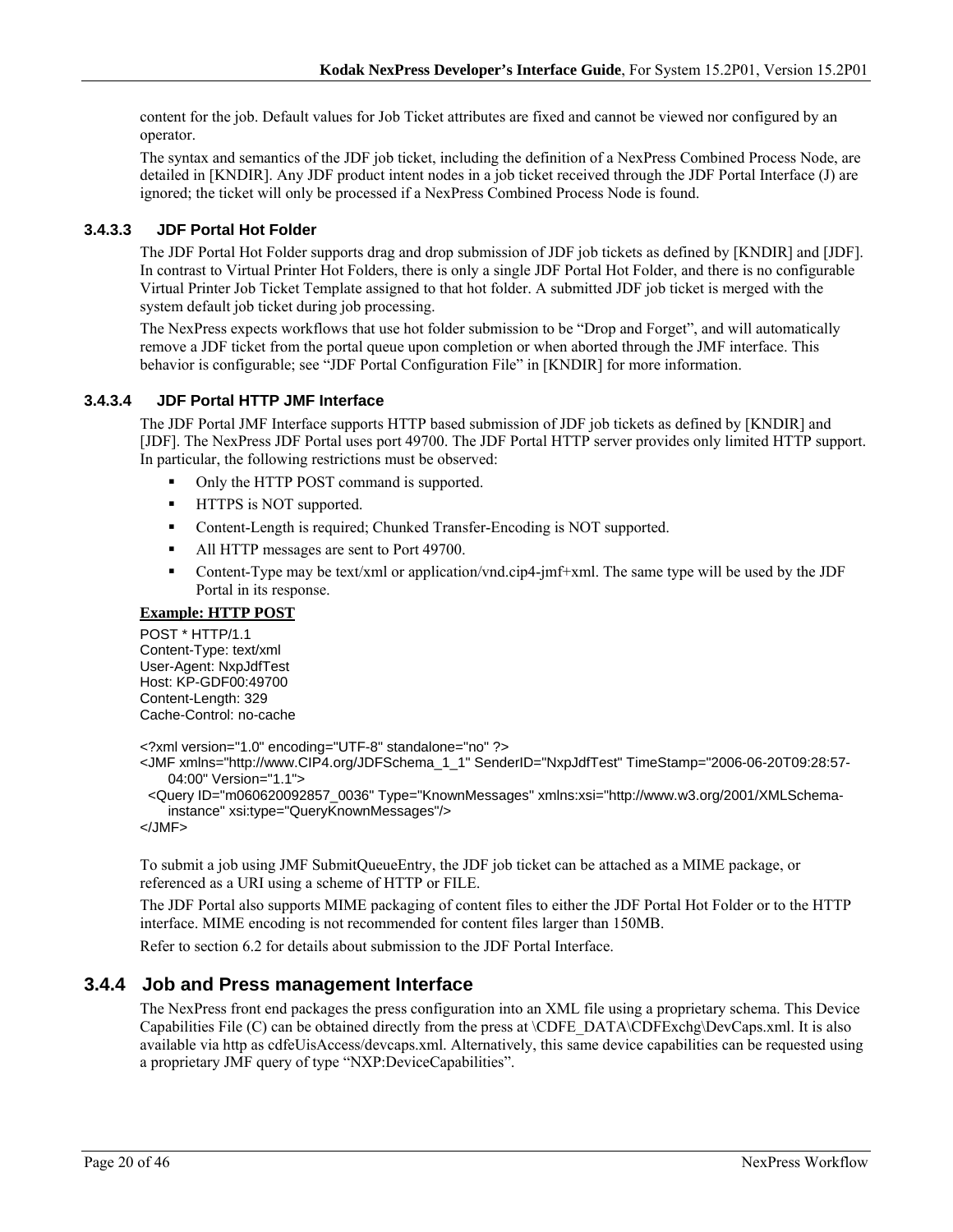content for the job. Default values for Job Ticket attributes are fixed and cannot be viewed nor configured by an operator.

The syntax and semantics of the JDF job ticket, including the definition of a NexPress Combined Process Node, are detailed in [KNDIR]. Any JDF product intent nodes in a job ticket received through the JDF Portal Interface (J) are ignored; the ticket will only be processed if a NexPress Combined Process Node is found.

#### 3.4.3.3 JDF Portal Hot Folder

The JDF Portal Hot Folder supports drag and drop submission of JDF job tickets as defined by [KNDIR] and [JDF]. In contrast to Virtual Printer Hot Folders, there is only a single JDF Portal Hot Folder, and there is no configurable Virtual Printer Job Ticket Template assigned to that hot folder. A submitted JDF job ticket is merged with the system default job ticket during job processing.

The NexPress expects workflows that use hot folder submission to be “Drop and Forget”, and will automatically remove a JDF ticket from the portal queue upon completion or when aborted through the JMF interface. This behavior is configurable; see “JDF Portal Configuration File” in [KNDIR] for more information.

#### 3.4.3.4 JDF Portal HTTP JMF Interface

The JDF Portal JMF Interface supports HTTP based submission of JDF job tickets as defined by [KNDIR] and [JDF]. The NexPress JDF Portal uses port 49700. The JDF Portal HTTP server provides only limited HTTP support. In particular, the following restrictions must be observed:

- Only the HTTP POST command is supported.
- HTTPS is NOT supported.
- Content-Length is required; Chunked Transfer-Encoding is NOT supported.
- All HTTP messages are sent to Port 49700.
- Content-Type may be text/xml or application/vnd.cip4-jmf+xml. The same type will be used by the JDF Portal in its response.

**Example: HTTP POST**

```
POST * HTTP/1.1
Content-Type: text/xml
User-Agent: NxpJdfTest
Host: KP-GDF00:49700
Content-Length: 329
Cache-Control: no-cache

<?xml version="1.0" encoding="UTF-8" standalone="no" ?>
<JMF xmlns="http://www.CIP4.org/JDFSchema_1_1" SenderID="NxpJdfTest" TimeStamp="2006-06-20T09:28:57-
    04:00" Version="1.1">
  <Query ID="m060620092857_0036" Type="KnownMessages" xmlns:xsi="http://www.w3.org/2001/XMLSchema-
    instance" xsi:type="QueryKnownMessages"/>
</JMF>
```

To submit a job using JMF SubmitQueueEntry, the JDF job ticket can be attached as a MIME package, or referenced as a URI using a scheme of HTTP or FILE.

The JDF Portal also supports MIME packaging of content files to either the JDF Portal Hot Folder or to the HTTP interface. MIME encoding is not recommended for content files larger than 150MB.

Refer to section 6.2 for details about submission to the JDF Portal Interface.

### 3.4.4 Job and Press management Interface

The NexPress front end packages the press configuration into an XML file using a proprietary schema. This Device Capabilities File (C) can be obtained directly from the press at \CDFE_DATA\CDFExchg\DevCaps.xml. It is also available via http as cdfeUisAccess/devcaps.xml. Alternatively, this same device capabilities can be requested using a proprietary JMF query of type “NXP:DeviceCapabilities”.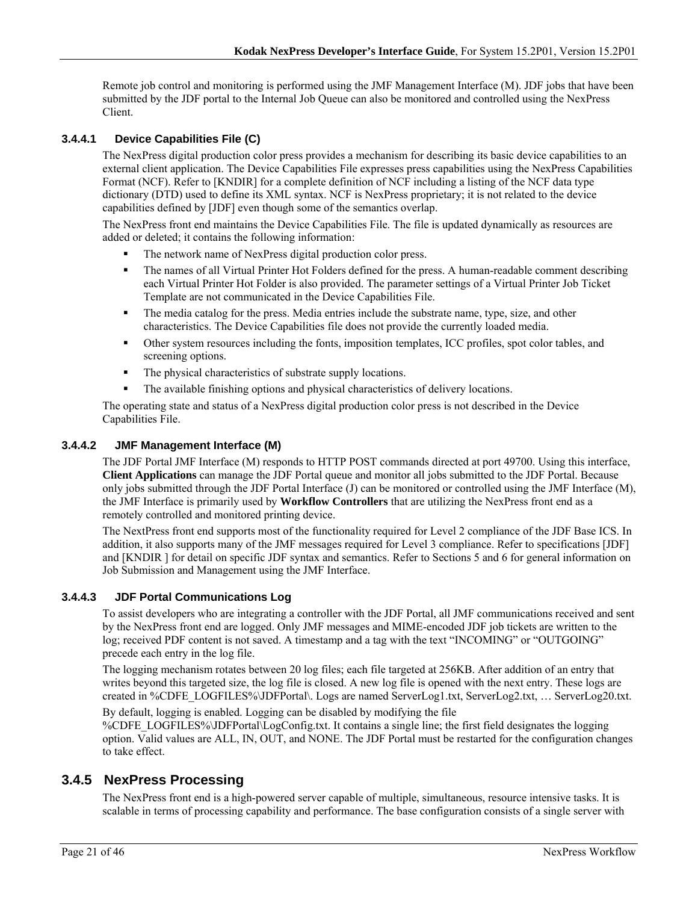Remote job control and monitoring is performed using the JMF Management Interface (M). JDF jobs that have been submitted by the JDF portal to the Internal Job Queue can also be monitored and controlled using the NexPress Client.

#### 3.4.4.1 Device Capabilities File (C)

The NexPress digital production color press provides a mechanism for describing its basic device capabilities to an external client application. The Device Capabilities File expresses press capabilities using the NexPress Capabilities Format (NCF). Refer to [KNDIR] for a complete definition of NCF including a listing of the NCF data type dictionary (DTD) used to define its XML syntax. NCF is NexPress proprietary; it is not related to the device capabilities defined by [JDF] even though some of the semantics overlap.

The NexPress front end maintains the Device Capabilities File. The file is updated dynamically as resources are added or deleted; it contains the following information:

- The network name of NexPress digital production color press.
- The names of all Virtual Printer Hot Folders defined for the press. A human-readable comment describing each Virtual Printer Hot Folder is also provided. The parameter settings of a Virtual Printer Job Ticket Template are not communicated in the Device Capabilities File.
- The media catalog for the press. Media entries include the substrate name, type, size, and other characteristics. The Device Capabilities file does not provide the currently loaded media.
- Other system resources including the fonts, imposition templates, ICC profiles, spot color tables, and screening options.
- The physical characteristics of substrate supply locations.
- The available finishing options and physical characteristics of delivery locations.

The operating state and status of a NexPress digital production color press is not described in the Device Capabilities File.

#### 3.4.4.2 JMF Management Interface (M)

The JDF Portal JMF Interface (M) responds to HTTP POST commands directed at port 49700. Using this interface, **Client Applications** can manage the JDF Portal queue and monitor all jobs submitted to the JDF Portal. Because only jobs submitted through the JDF Portal Interface (J) can be monitored or controlled using the JMF Interface (M), the JMF Interface is primarily used by **Workflow Controllers** that are utilizing the NexPress front end as a remotely controlled and monitored printing device.

The NextPress front end supports most of the functionality required for Level 2 compliance of the JDF Base ICS. In addition, it also supports many of the JMF messages required for Level 3 compliance. Refer to specifications [JDF] and [KNDIR ] for detail on specific JDF syntax and semantics. Refer to Sections 5 and 6 for general information on Job Submission and Management using the JMF Interface.

#### 3.4.4.3 JDF Portal Communications Log

To assist developers who are integrating a controller with the JDF Portal, all JMF communications received and sent by the NexPress front end are logged. Only JMF messages and MIME-encoded JDF job tickets are written to the log; received PDF content is not saved. A timestamp and a tag with the text “INCOMING” or “OUTGOING” precede each entry in the log file.

The logging mechanism rotates between 20 log files; each file targeted at 256KB. After addition of an entry that writes beyond this targeted size, the log file is closed. A new log file is opened with the next entry. These logs are created in %CDFE_LOGFILES%\JDFPortal\. Logs are named ServerLog1.txt, ServerLog2.txt, … ServerLog20.txt.

By default, logging is enabled. Logging can be disabled by modifying the file %CDFE_LOGFILES%\JDFPortal\LogConfig.txt. It contains a single line; the first field designates the logging option. Valid values are ALL, IN, OUT, and NONE. The JDF Portal must be restarted for the configuration changes to take effect.

### 3.4.5 NexPress Processing

The NexPress front end is a high-powered server capable of multiple, simultaneous, resource intensive tasks. It is scalable in terms of processing capability and performance. The base configuration consists of a single server with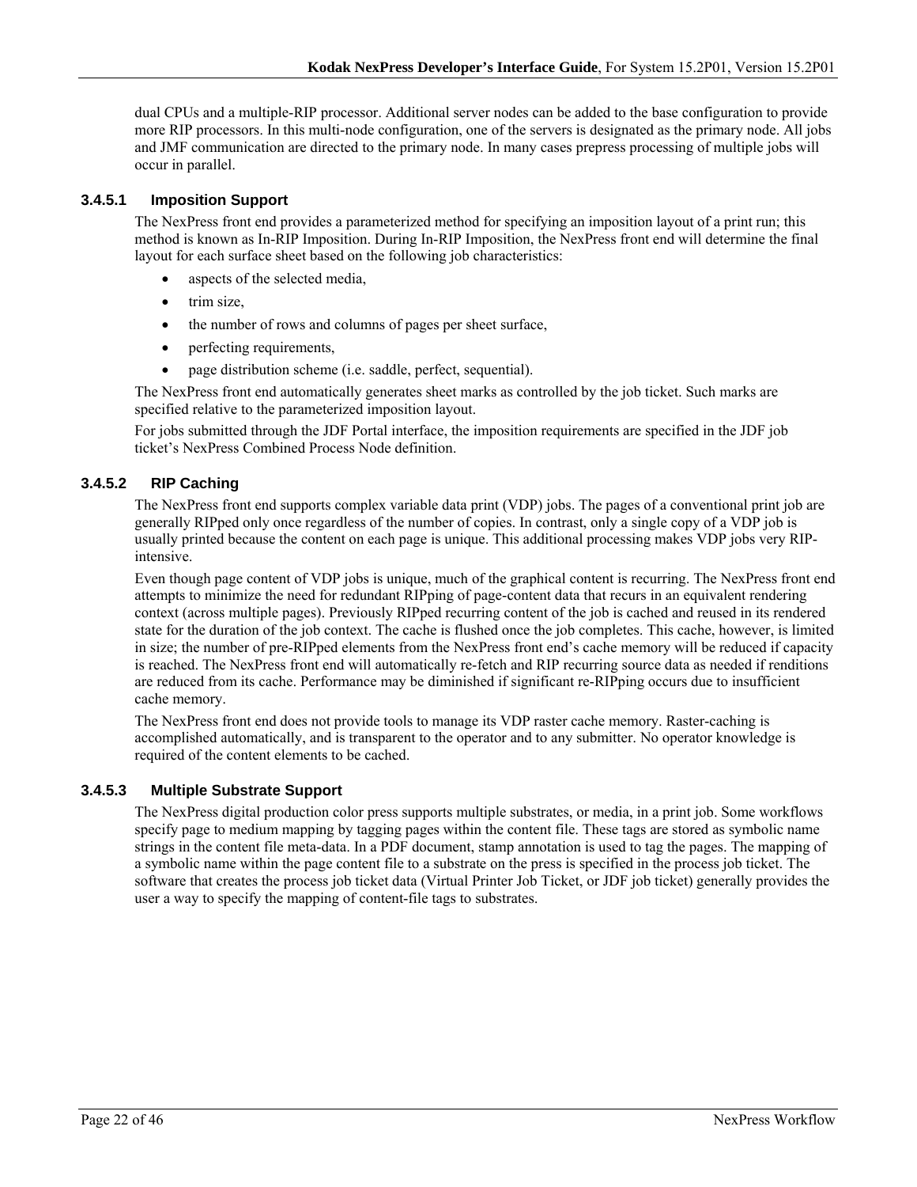dual CPUs and a multiple-RIP processor. Additional server nodes can be added to the base configuration to provide more RIP processors. In this multi-node configuration, one of the servers is designated as the primary node. All jobs and JMF communication are directed to the primary node. In many cases prepress processing of multiple jobs will occur in parallel.

#### 3.4.5.1 Imposition Support

The NexPress front end provides a parameterized method for specifying an imposition layout of a print run; this method is known as In-RIP Imposition. During In-RIP Imposition, the NexPress front end will determine the final layout for each surface sheet based on the following job characteristics:

- aspects of the selected media,
- trim size,
- the number of rows and columns of pages per sheet surface,
- perfecting requirements,
- page distribution scheme (i.e. saddle, perfect, sequential).

The NexPress front end automatically generates sheet marks as controlled by the job ticket. Such marks are specified relative to the parameterized imposition layout.

For jobs submitted through the JDF Portal interface, the imposition requirements are specified in the JDF job ticket's NexPress Combined Process Node definition.

#### 3.4.5.2 RIP Caching

The NexPress front end supports complex variable data print (VDP) jobs. The pages of a conventional print job are generally RIPped only once regardless of the number of copies. In contrast, only a single copy of a VDP job is usually printed because the content on each page is unique. This additional processing makes VDP jobs very RIP-intensive.

Even though page content of VDP jobs is unique, much of the graphical content is recurring. The NexPress front end attempts to minimize the need for redundant RIPping of page-content data that recurs in an equivalent rendering context (across multiple pages). Previously RIPped recurring content of the job is cached and reused in its rendered state for the duration of the job context. The cache is flushed once the job completes. This cache, however, is limited in size; the number of pre-RIPped elements from the NexPress front end's cache memory will be reduced if capacity is reached. The NexPress front end will automatically re-fetch and RIP recurring source data as needed if renditions are reduced from its cache. Performance may be diminished if significant re-RIPping occurs due to insufficient cache memory.

The NexPress front end does not provide tools to manage its VDP raster cache memory. Raster-caching is accomplished automatically, and is transparent to the operator and to any submitter. No operator knowledge is required of the content elements to be cached.

#### 3.4.5.3 Multiple Substrate Support

The NexPress digital production color press supports multiple substrates, or media, in a print job. Some workflows specify page to medium mapping by tagging pages within the content file. These tags are stored as symbolic name strings in the content file meta-data. In a PDF document, stamp annotation is used to tag the pages. The mapping of a symbolic name within the page content file to a substrate on the press is specified in the process job ticket. The software that creates the process job ticket data (Virtual Printer Job Ticket, or JDF job ticket) generally provides the user a way to specify the mapping of content-file tags to substrates.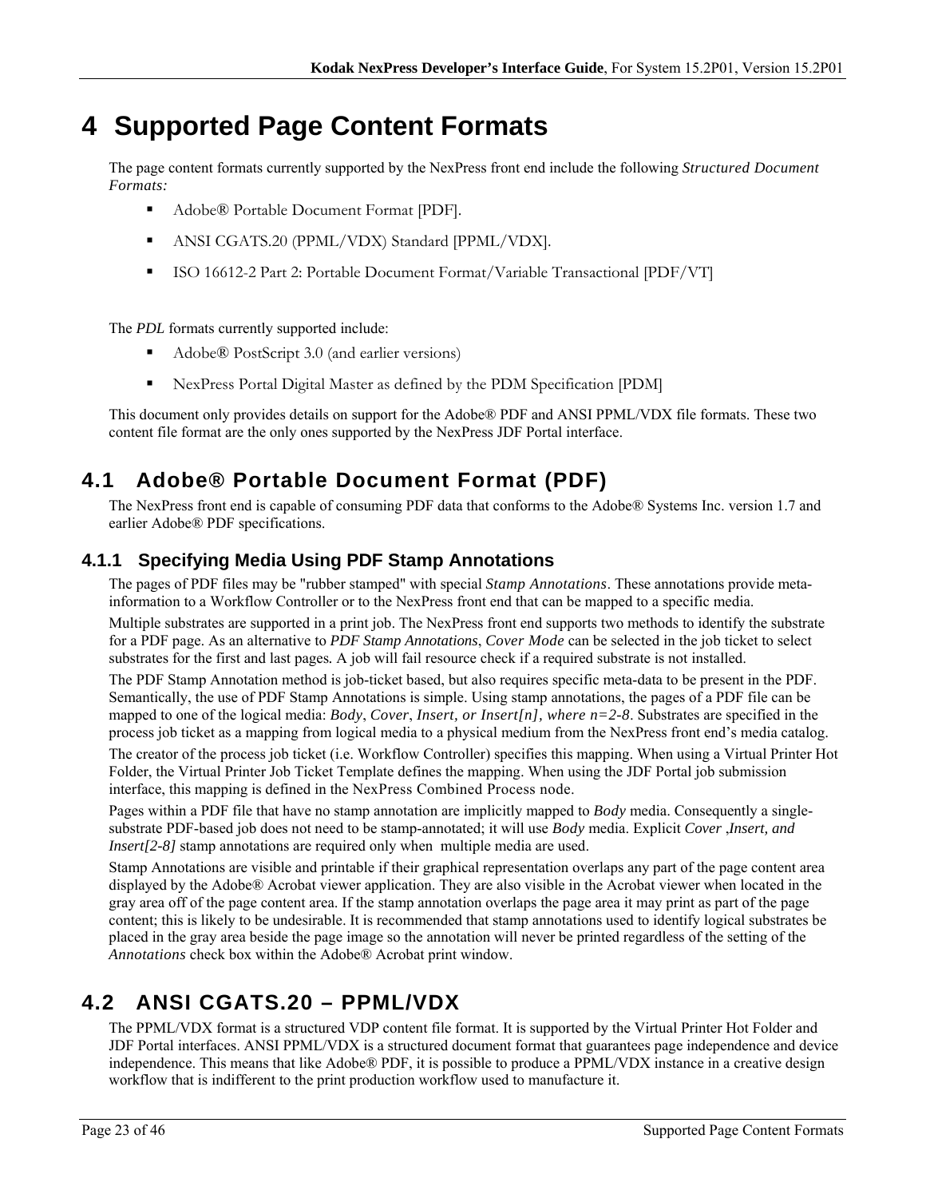# 4 Supported Page Content Formats

The page content formats currently supported by the NexPress front end include the following *Structured Document Formats:*

- Adobe® Portable Document Format [PDF].
- ANSI CGATS.20 (PPML/VDX) Standard [PPML/VDX].
- ISO 16612-2 Part 2: Portable Document Format/Variable Transactional [PDF/VT]

The *PDL* formats currently supported include:

- Adobe® PostScript 3.0 (and earlier versions)
- NexPress Portal Digital Master as defined by the PDM Specification [PDM]

This document only provides details on support for the Adobe® PDF and ANSI PPML/VDX file formats. These two content file format are the only ones supported by the NexPress JDF Portal interface.

## 4.1 Adobe® Portable Document Format (PDF)

The NexPress front end is capable of consuming PDF data that conforms to the Adobe® Systems Inc. version 1.7 and earlier Adobe® PDF specifications.

### 4.1.1 Specifying Media Using PDF Stamp Annotations

The pages of PDF files may be "rubber stamped" with special *Stamp Annotations*. These annotations provide meta-information to a Workflow Controller or to the NexPress front end that can be mapped to a specific media.

Multiple substrates are supported in a print job. The NexPress front end supports two methods to identify the substrate for a PDF page. As an alternative to *PDF Stamp Annotations*, *Cover Mode* can be selected in the job ticket to select substrates for the first and last pages. A job will fail resource check if a required substrate is not installed.

The PDF Stamp Annotation method is job-ticket based, but also requires specific meta-data to be present in the PDF. Semantically, the use of PDF Stamp Annotations is simple. Using stamp annotations, the pages of a PDF file can be mapped to one of the logical media: *Body*, *Cover*, *Insert, or Insert[n], where n=2-8*. Substrates are specified in the process job ticket as a mapping from logical media to a physical medium from the NexPress front end's media catalog.

The creator of the process job ticket (i.e. Workflow Controller) specifies this mapping. When using a Virtual Printer Hot Folder, the Virtual Printer Job Ticket Template defines the mapping. When using the JDF Portal job submission interface, this mapping is defined in the NexPress Combined Process node.

Pages within a PDF file that have no stamp annotation are implicitly mapped to *Body* media. Consequently a single-substrate PDF-based job does not need to be stamp-annotated; it will use *Body* media. Explicit *Cover ,Insert, and Insert[2-8]* stamp annotations are required only when multiple media are used.

Stamp Annotations are visible and printable if their graphical representation overlaps any part of the page content area displayed by the Adobe® Acrobat viewer application. They are also visible in the Acrobat viewer when located in the gray area off of the page content area. If the stamp annotation overlaps the page area it may print as part of the page content; this is likely to be undesirable. It is recommended that stamp annotations used to identify logical substrates be placed in the gray area beside the page image so the annotation will never be printed regardless of the setting of the *Annotations* check box within the Adobe® Acrobat print window.

## 4.2 ANSI CGATS.20 – PPML/VDX

The PPML/VDX format is a structured VDP content file format. It is supported by the Virtual Printer Hot Folder and JDF Portal interfaces. ANSI PPML/VDX is a structured document format that guarantees page independence and device independence. This means that like Adobe® PDF, it is possible to produce a PPML/VDX instance in a creative design workflow that is indifferent to the print production workflow used to manufacture it.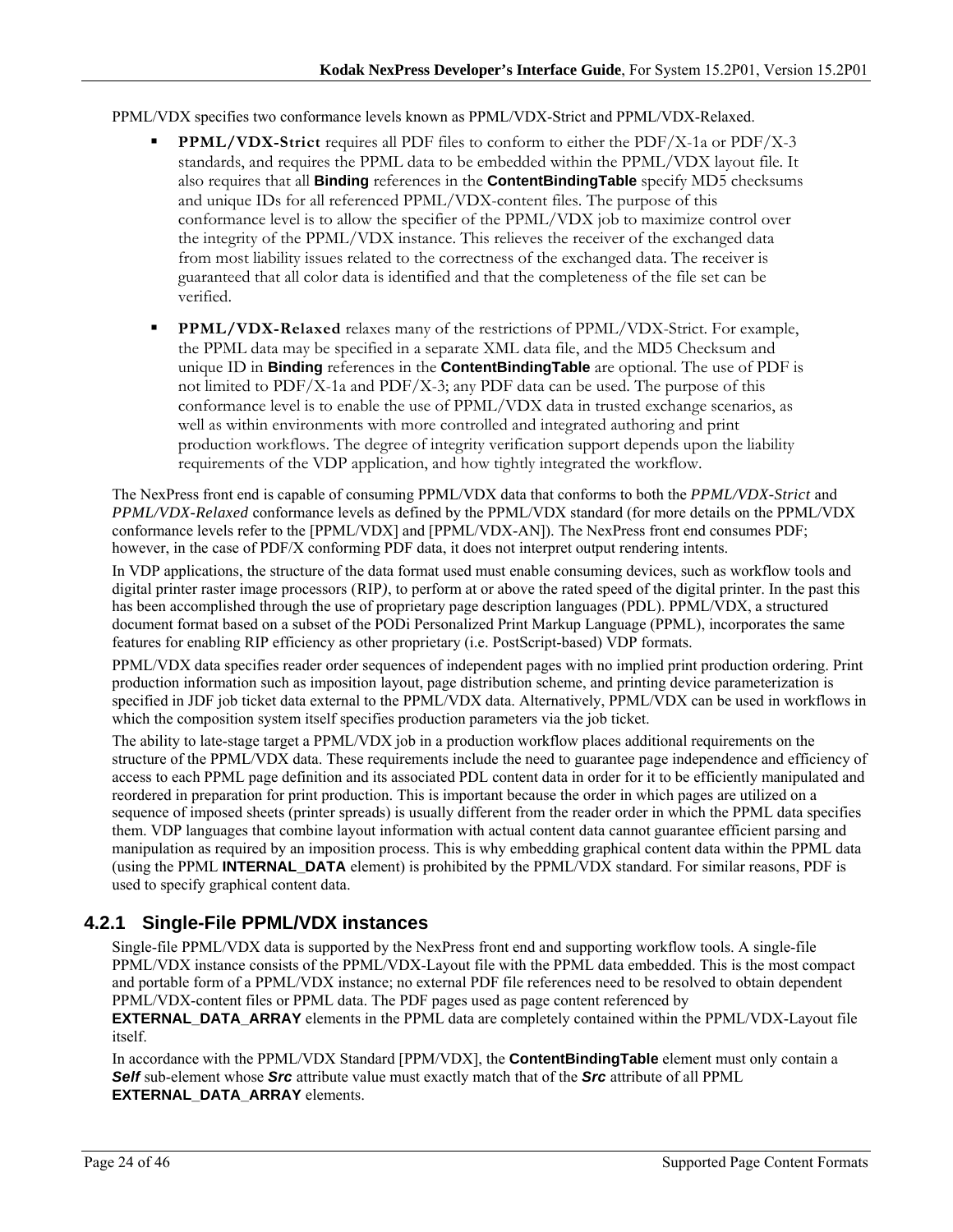PPML/VDX specifies two conformance levels known as PPML/VDX-Strict and PPML/VDX-Relaxed.

- **PPML/VDX-Strict** requires all PDF files to conform to either the PDF/X-1a or PDF/X-3 standards, and requires the PPML data to be embedded within the PPML/VDX layout file. It also requires that all **Binding** references in the **ContentBindingTable** specify MD5 checksums and unique IDs for all referenced PPML/VDX-content files. The purpose of this conformance level is to allow the specifier of the PPML/VDX job to maximize control over the integrity of the PPML/VDX instance. This relieves the receiver of the exchanged data from most liability issues related to the correctness of the exchanged data. The receiver is guaranteed that all color data is identified and that the completeness of the file set can be verified.
- **PPML/VDX-Relaxed** relaxes many of the restrictions of PPML/VDX-Strict. For example, the PPML data may be specified in a separate XML data file, and the MD5 Checksum and unique ID in **Binding** references in the **ContentBindingTable** are optional. The use of PDF is not limited to PDF/X-1a and PDF/X-3; any PDF data can be used. The purpose of this conformance level is to enable the use of PPML/VDX data in trusted exchange scenarios, as well as within environments with more controlled and integrated authoring and print production workflows. The degree of integrity verification support depends upon the liability requirements of the VDP application, and how tightly integrated the workflow.

The NexPress front end is capable of consuming PPML/VDX data that conforms to both the *PPML/VDX-Strict* and *PPML/VDX-Relaxed* conformance levels as defined by the PPML/VDX standard (for more details on the PPML/VDX conformance levels refer to the [PPML/VDX] and [PPML/VDX-AN]). The NexPress front end consumes PDF; however, in the case of PDF/X conforming PDF data, it does not interpret output rendering intents.

In VDP applications, the structure of the data format used must enable consuming devices, such as workflow tools and digital printer raster image processors (RIP*)*, to perform at or above the rated speed of the digital printer. In the past this has been accomplished through the use of proprietary page description languages (PDL). PPML/VDX, a structured document format based on a subset of the PODi Personalized Print Markup Language (PPML), incorporates the same features for enabling RIP efficiency as other proprietary (i.e. PostScript-based) VDP formats.

PPML/VDX data specifies reader order sequences of independent pages with no implied print production ordering. Print production information such as imposition layout, page distribution scheme, and printing device parameterization is specified in JDF job ticket data external to the PPML/VDX data. Alternatively, PPML/VDX can be used in workflows in which the composition system itself specifies production parameters via the job ticket.

The ability to late-stage target a PPML/VDX job in a production workflow places additional requirements on the structure of the PPML/VDX data. These requirements include the need to guarantee page independence and efficiency of access to each PPML page definition and its associated PDL content data in order for it to be efficiently manipulated and reordered in preparation for print production. This is important because the order in which pages are utilized on a sequence of imposed sheets (printer spreads) is usually different from the reader order in which the PPML data specifies them. VDP languages that combine layout information with actual content data cannot guarantee efficient parsing and manipulation as required by an imposition process. This is why embedding graphical content data within the PPML data (using the PPML **INTERNAL_DATA** element) is prohibited by the PPML/VDX standard. For similar reasons, PDF is used to specify graphical content data.

### 4.2.1 Single-File PPML/VDX instances

Single-file PPML/VDX data is supported by the NexPress front end and supporting workflow tools. A single-file PPML/VDX instance consists of the PPML/VDX-Layout file with the PPML data embedded. This is the most compact and portable form of a PPML/VDX instance; no external PDF file references need to be resolved to obtain dependent PPML/VDX-content files or PPML data. The PDF pages used as page content referenced by **EXTERNAL_DATA_ARRAY** elements in the PPML data are completely contained within the PPML/VDX-Layout file itself.

In accordance with the PPML/VDX Standard [PPM/VDX], the **ContentBindingTable** element must only contain a ***Self*** sub-element whose ***Src*** attribute value must exactly match that of the ***Src*** attribute of all PPML **EXTERNAL_DATA_ARRAY** elements.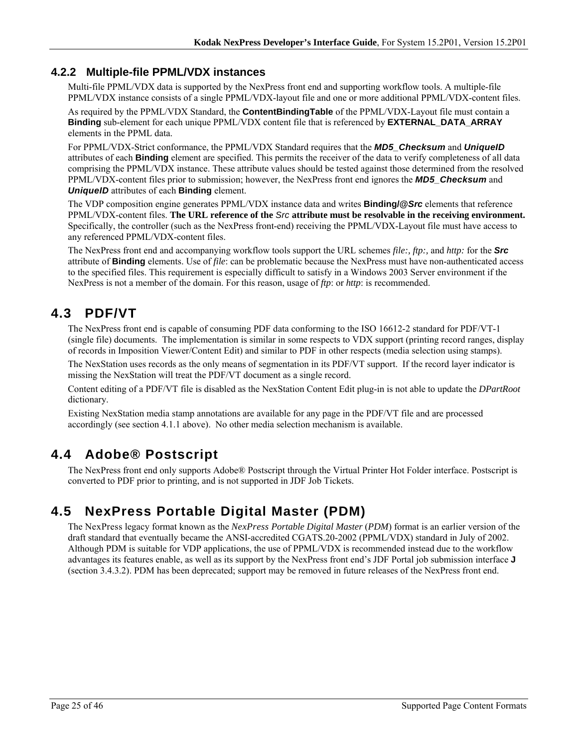### 4.2.2 Multiple-file PPML/VDX instances

Multi-file PPML/VDX data is supported by the NexPress front end and supporting workflow tools. A multiple-file PPML/VDX instance consists of a single PPML/VDX-layout file and one or more additional PPML/VDX-content files.

As required by the PPML/VDX Standard, the **ContentBindingTable** of the PPML/VDX-Layout file must contain a **Binding** sub-element for each unique PPML/VDX content file that is referenced by **EXTERNAL_DATA_ARRAY** elements in the PPML data.

For PPML/VDX-Strict conformance, the PPML/VDX Standard requires that the ***MD5_Checksum*** and ***UniqueID*** attributes of each **Binding** element are specified. This permits the receiver of the data to verify completeness of all data comprising the PPML/VDX instance. These attribute values should be tested against those determined from the resolved PPML/VDX-content files prior to submission; however, the NexPress front end ignores the ***MD5_Checksum*** and ***UniqueID*** attributes of each **Binding** element.

The VDP composition engine generates PPML/VDX instance data and writes **Binding/@*Src*** elements that reference PPML/VDX-content files. **The URL reference of the *Src* attribute must be resolvable in the receiving environment.** Specifically, the controller (such as the NexPress front-end) receiving the PPML/VDX-Layout file must have access to any referenced PPML/VDX-content files.

The NexPress front end and accompanying workflow tools support the URL schemes *file:, ftp:,* and *http:* for the ***Src*** attribute of **Binding** elements. Use of *file*: can be problematic because the NexPress must have non-authenticated access to the specified files. This requirement is especially difficult to satisfy in a Windows 2003 Server environment if the NexPress is not a member of the domain. For this reason, usage of *ftp*: or *http*: is recommended.

## 4.3 PDF/VT

The NexPress front end is capable of consuming PDF data conforming to the ISO 16612-2 standard for PDF/VT-1 (single file) documents. The implementation is similar in some respects to VDX support (printing record ranges, display of records in Imposition Viewer/Content Edit) and similar to PDF in other respects (media selection using stamps).

The NexStation uses records as the only means of segmentation in its PDF/VT support. If the record layer indicator is missing the NexStation will treat the PDF/VT document as a single record.

Content editing of a PDF/VT file is disabled as the NexStation Content Edit plug-in is not able to update the *DPartRoot* dictionary.

Existing NexStation media stamp annotations are available for any page in the PDF/VT file and are processed accordingly (see section 4.1.1 above). No other media selection mechanism is available.

## 4.4 Adobe® Postscript

The NexPress front end only supports Adobe® Postscript through the Virtual Printer Hot Folder interface. Postscript is converted to PDF prior to printing, and is not supported in JDF Job Tickets.

## 4.5 NexPress Portable Digital Master (PDM)

The NexPress legacy format known as the *NexPress Portable Digital Master* (*PDM*) format is an earlier version of the draft standard that eventually became the ANSI-accredited CGATS.20-2002 (PPML/VDX) standard in July of 2002. Although PDM is suitable for VDP applications, the use of PPML/VDX is recommended instead due to the workflow advantages its features enable, as well as its support by the NexPress front end's JDF Portal job submission interface **J** (section 3.4.3.2). PDM has been deprecated; support may be removed in future releases of the NexPress front end.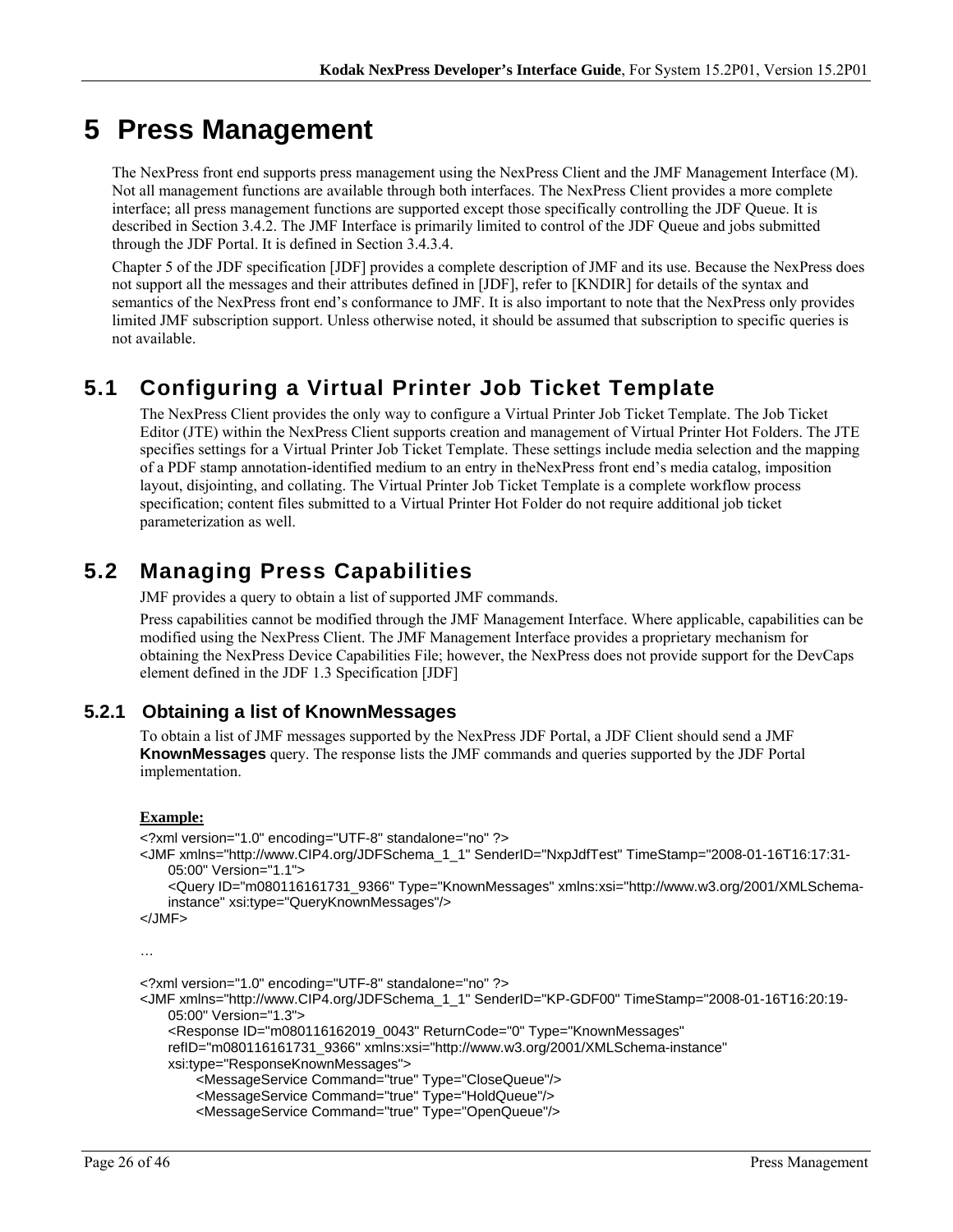# 5 Press Management

The NexPress front end supports press management using the NexPress Client and the JMF Management Interface (M). Not all management functions are available through both interfaces. The NexPress Client provides a more complete interface; all press management functions are supported except those specifically controlling the JDF Queue. It is described in Section 3.4.2. The JMF Interface is primarily limited to control of the JDF Queue and jobs submitted through the JDF Portal. It is defined in Section 3.4.3.4.

Chapter 5 of the JDF specification [JDF] provides a complete description of JMF and its use. Because the NexPress does not support all the messages and their attributes defined in [JDF], refer to [KNDIR] for details of the syntax and semantics of the NexPress front end's conformance to JMF. It is also important to note that the NexPress only provides limited JMF subscription support. Unless otherwise noted, it should be assumed that subscription to specific queries is not available.

## 5.1 Configuring a Virtual Printer Job Ticket Template

The NexPress Client provides the only way to configure a Virtual Printer Job Ticket Template. The Job Ticket Editor (JTE) within the NexPress Client supports creation and management of Virtual Printer Hot Folders. The JTE specifies settings for a Virtual Printer Job Ticket Template. These settings include media selection and the mapping of a PDF stamp annotation-identified medium to an entry in theNexPress front end's media catalog, imposition layout, disjointing, and collating. The Virtual Printer Job Ticket Template is a complete workflow process specification; content files submitted to a Virtual Printer Hot Folder do not require additional job ticket parameterization as well.

## 5.2 Managing Press Capabilities

JMF provides a query to obtain a list of supported JMF commands.

Press capabilities cannot be modified through the JMF Management Interface. Where applicable, capabilities can be modified using the NexPress Client. The JMF Management Interface provides a proprietary mechanism for obtaining the NexPress Device Capabilities File; however, the NexPress does not provide support for the DevCaps element defined in the JDF 1.3 Specification [JDF]

### 5.2.1 Obtaining a list of KnownMessages

To obtain a list of JMF messages supported by the NexPress JDF Portal, a JDF Client should send a JMF **KnownMessages** query. The response lists the JMF commands and queries supported by the JDF Portal implementation.

**Example:**

```
<?xml version="1.0" encoding="UTF-8" standalone="no" ?>
<JMF xmlns="http://www.CIP4.org/JDFSchema_1_1" SenderID="NxpJdfTest" TimeStamp="2008-01-16T16:17:31-
    05:00" Version="1.1">
    <Query ID="m080116161731_9366" Type="KnownMessages" xmlns:xsi="http://www.w3.org/2001/XMLSchema-
    instance" xsi:type="QueryKnownMessages"/>
</JMF>

…

<?xml version="1.0" encoding="UTF-8" standalone="no" ?>
<JMF xmlns="http://www.CIP4.org/JDFSchema_1_1" SenderID="KP-GDF00" TimeStamp="2008-01-16T16:20:19-
    05:00" Version="1.3">
    <Response ID="m080116162019_0043" ReturnCode="0" Type="KnownMessages"
    refID="m080116161731_9366" xmlns:xsi="http://www.w3.org/2001/XMLSchema-instance"
    xsi:type="ResponseKnownMessages">
        <MessageService Command="true" Type="CloseQueue"/>
        <MessageService Command="true" Type="HoldQueue"/>
        <MessageService Command="true" Type="OpenQueue"/>
```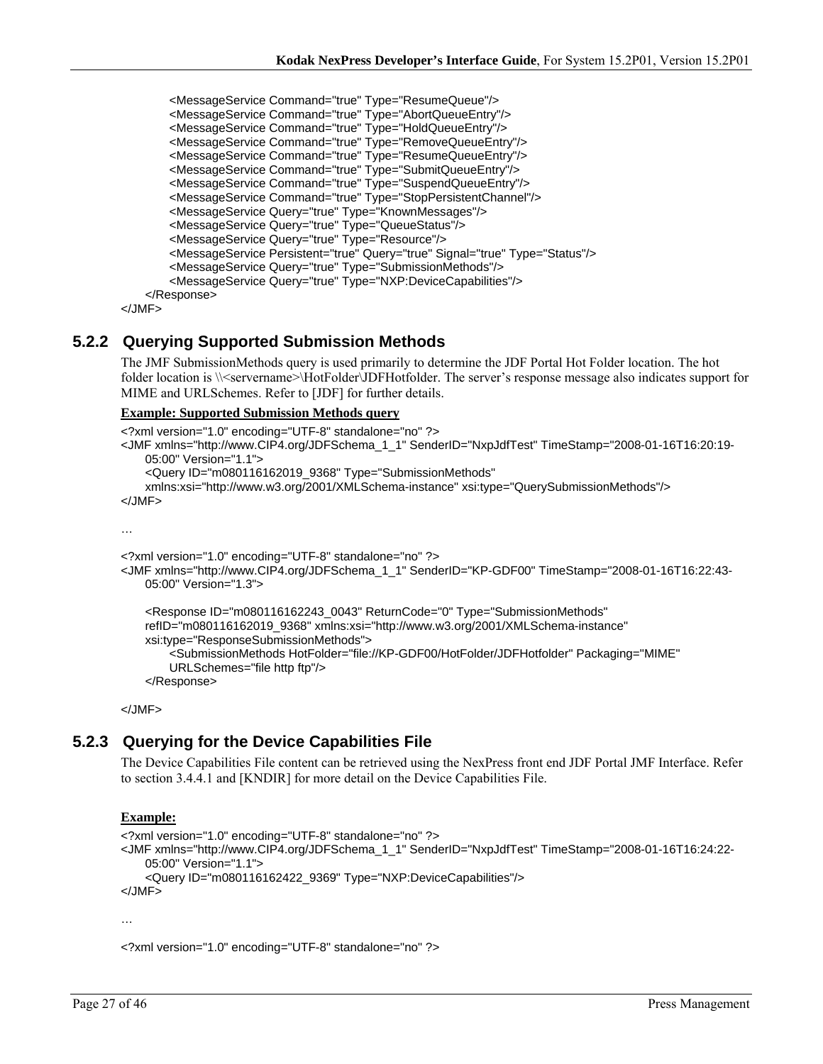```
        <MessageService Command="true" Type="ResumeQueue"/>
        <MessageService Command="true" Type="AbortQueueEntry"/>
        <MessageService Command="true" Type="HoldQueueEntry"/>
        <MessageService Command="true" Type="RemoveQueueEntry"/>
        <MessageService Command="true" Type="ResumeQueueEntry"/>
        <MessageService Command="true" Type="SubmitQueueEntry"/>
        <MessageService Command="true" Type="SuspendQueueEntry"/>
        <MessageService Command="true" Type="StopPersistentChannel"/>
        <MessageService Query="true" Type="KnownMessages"/>
        <MessageService Query="true" Type="QueueStatus"/>
        <MessageService Query="true" Type="Resource"/>
        <MessageService Persistent="true" Query="true" Signal="true" Type="Status"/>
        <MessageService Query="true" Type="SubmissionMethods"/>
        <MessageService Query="true" Type="NXP:DeviceCapabilities"/>
    </Response>
</JMF>
```

### 5.2.2 Querying Supported Submission Methods

The JMF SubmissionMethods query is used primarily to determine the JDF Portal Hot Folder location. The hot folder location is \\<servername>\HotFolder\JDFHotfolder. The server's response message also indicates support for MIME and URLSchemes. Refer to [JDF] for further details.

**Example: Supported Submission Methods query**

```
<?xml version="1.0" encoding="UTF-8" standalone="no" ?>
<JMF xmlns="http://www.CIP4.org/JDFSchema_1_1" SenderID="NxpJdfTest" TimeStamp="2008-01-16T16:20:19-
    05:00" Version="1.1">
    <Query ID="m080116162019_9368" Type="SubmissionMethods"
    xmlns:xsi="http://www.w3.org/2001/XMLSchema-instance" xsi:type="QuerySubmissionMethods"/>
</JMF>

…

<?xml version="1.0" encoding="UTF-8" standalone="no" ?>
<JMF xmlns="http://www.CIP4.org/JDFSchema_1_1" SenderID="KP-GDF00" TimeStamp="2008-01-16T16:22:43-
    05:00" Version="1.3">

    <Response ID="m080116162243_0043" ReturnCode="0" Type="SubmissionMethods"
    refID="m080116162019_9368" xmlns:xsi="http://www.w3.org/2001/XMLSchema-instance"
    xsi:type="ResponseSubmissionMethods">
        <SubmissionMethods HotFolder="file://KP-GDF00/HotFolder/JDFHotfolder" Packaging="MIME"
        URLSchemes="file http ftp"/>
    </Response>

</JMF>
```

### 5.2.3 Querying for the Device Capabilities File

The Device Capabilities File content can be retrieved using the NexPress front end JDF Portal JMF Interface. Refer to section 3.4.4.1 and [KNDIR] for more detail on the Device Capabilities File.

**Example:**

```
<?xml version="1.0" encoding="UTF-8" standalone="no" ?>
<JMF xmlns="http://www.CIP4.org/JDFSchema_1_1" SenderID="NxpJdfTest" TimeStamp="2008-01-16T16:24:22-
    05:00" Version="1.1">
    <Query ID="m080116162422_9369" Type="NXP:DeviceCapabilities"/>
</JMF>

…

<?xml version="1.0" encoding="UTF-8" standalone="no" ?>
```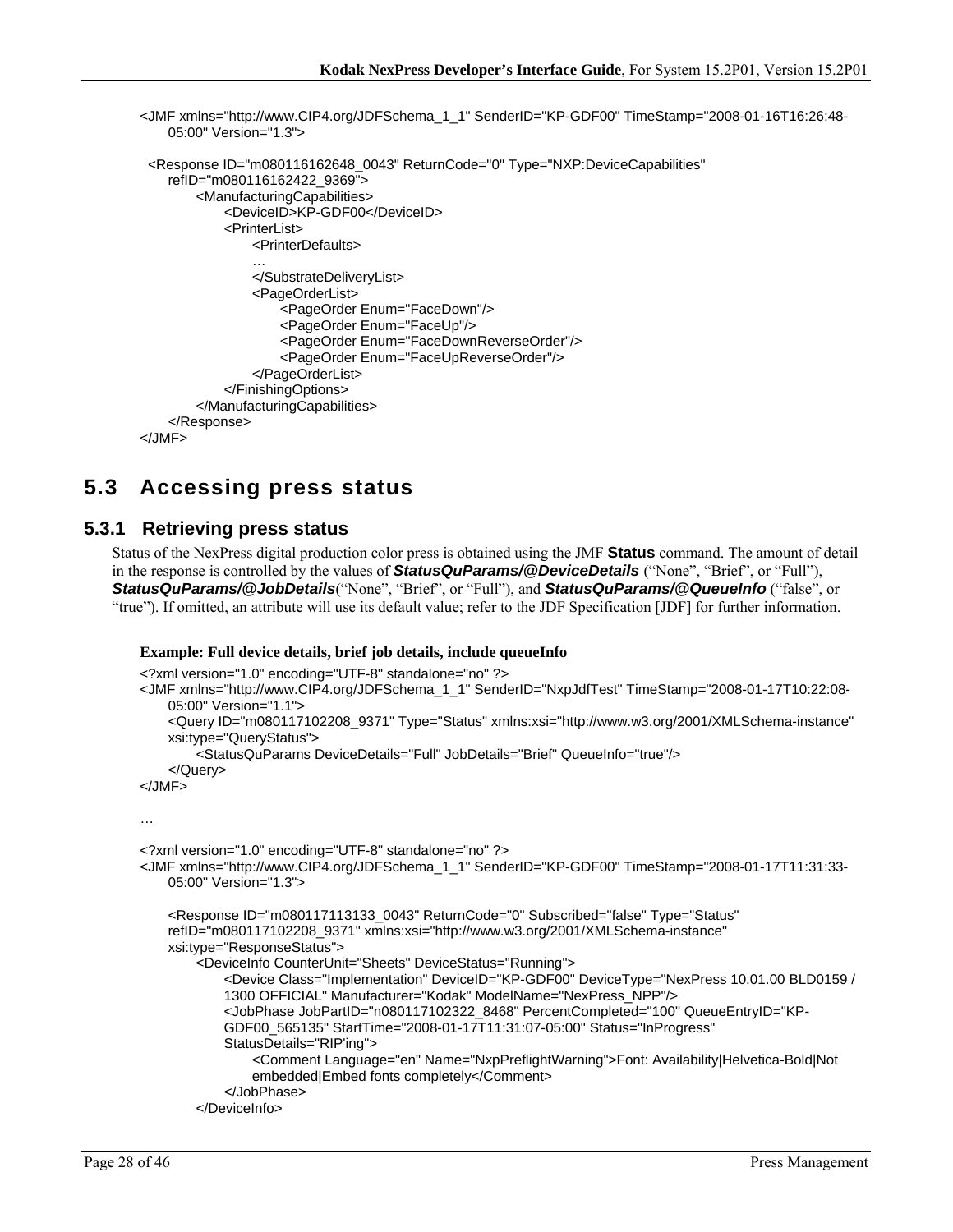```
<JMF xmlns="http://www.CIP4.org/JDFSchema_1_1" SenderID="KP-GDF00" TimeStamp="2008-01-16T16:26:48-
    05:00" Version="1.3">

  <Response ID="m080116162648_0043" ReturnCode="0" Type="NXP:DeviceCapabilities"
    refID="m080116162422_9369">
        <ManufacturingCapabilities>
            <DeviceID>KP-GDF00</DeviceID>
            <PrinterList>
                <PrinterDefaults>
                …
                </SubstrateDeliveryList>
                <PageOrderList>
                    <PageOrder Enum="FaceDown"/>
                    <PageOrder Enum="FaceUp"/>
                    <PageOrder Enum="FaceDownReverseOrder"/>
                    <PageOrder Enum="FaceUpReverseOrder"/>
                </PageOrderList>
            </FinishingOptions>
        </ManufacturingCapabilities>
    </Response>
</JMF>
```

## 5.3 Accessing press status

### 5.3.1 Retrieving press status

Status of the NexPress digital production color press is obtained using the JMF **Status** command. The amount of detail in the response is controlled by the values of ***StatusQuParams/@DeviceDetails*** ("None", "Brief", or "Full"), ***StatusQuParams/@JobDetails***("None", "Brief", or "Full"), and ***StatusQuParams/@QueueInfo*** ("false", or "true"). If omitted, an attribute will use its default value; refer to the JDF Specification [JDF] for further information.

**Example: Full device details, brief job details, include queueInfo**

```
<?xml version="1.0" encoding="UTF-8" standalone="no" ?>
<JMF xmlns="http://www.CIP4.org/JDFSchema_1_1" SenderID="NxpJdfTest" TimeStamp="2008-01-17T10:22:08-
    05:00" Version="1.1">
    <Query ID="m080117102208_9371" Type="Status" xmlns:xsi="http://www.w3.org/2001/XMLSchema-instance"
    xsi:type="QueryStatus">
        <StatusQuParams DeviceDetails="Full" JobDetails="Brief" QueueInfo="true"/>
    </Query>
</JMF>

…

<?xml version="1.0" encoding="UTF-8" standalone="no" ?>
<JMF xmlns="http://www.CIP4.org/JDFSchema_1_1" SenderID="KP-GDF00" TimeStamp="2008-01-17T11:31:33-
    05:00" Version="1.3">

    <Response ID="m080117113133_0043" ReturnCode="0" Subscribed="false" Type="Status"
    refID="m080117102208_9371" xmlns:xsi="http://www.w3.org/2001/XMLSchema-instance"
    xsi:type="ResponseStatus">
        <DeviceInfo CounterUnit="Sheets" DeviceStatus="Running">
            <Device Class="Implementation" DeviceID="KP-GDF00" DeviceType="NexPress 10.01.00 BLD0159 /
            1300 OFFICIAL" Manufacturer="Kodak" ModelName="NexPress_NPP"/>
            <JobPhase JobPartID="n080117102322_8468" PercentCompleted="100" QueueEntryID="KP-
            GDF00_565135" StartTime="2008-01-17T11:31:07-05:00" Status="InProgress"
            StatusDetails="RIP'ing">
                <Comment Language="en" Name="NxpPreflightWarning">Font: Availability|Helvetica-Bold|Not
                embedded|Embed fonts completely</Comment>
            </JobPhase>
        </DeviceInfo>
```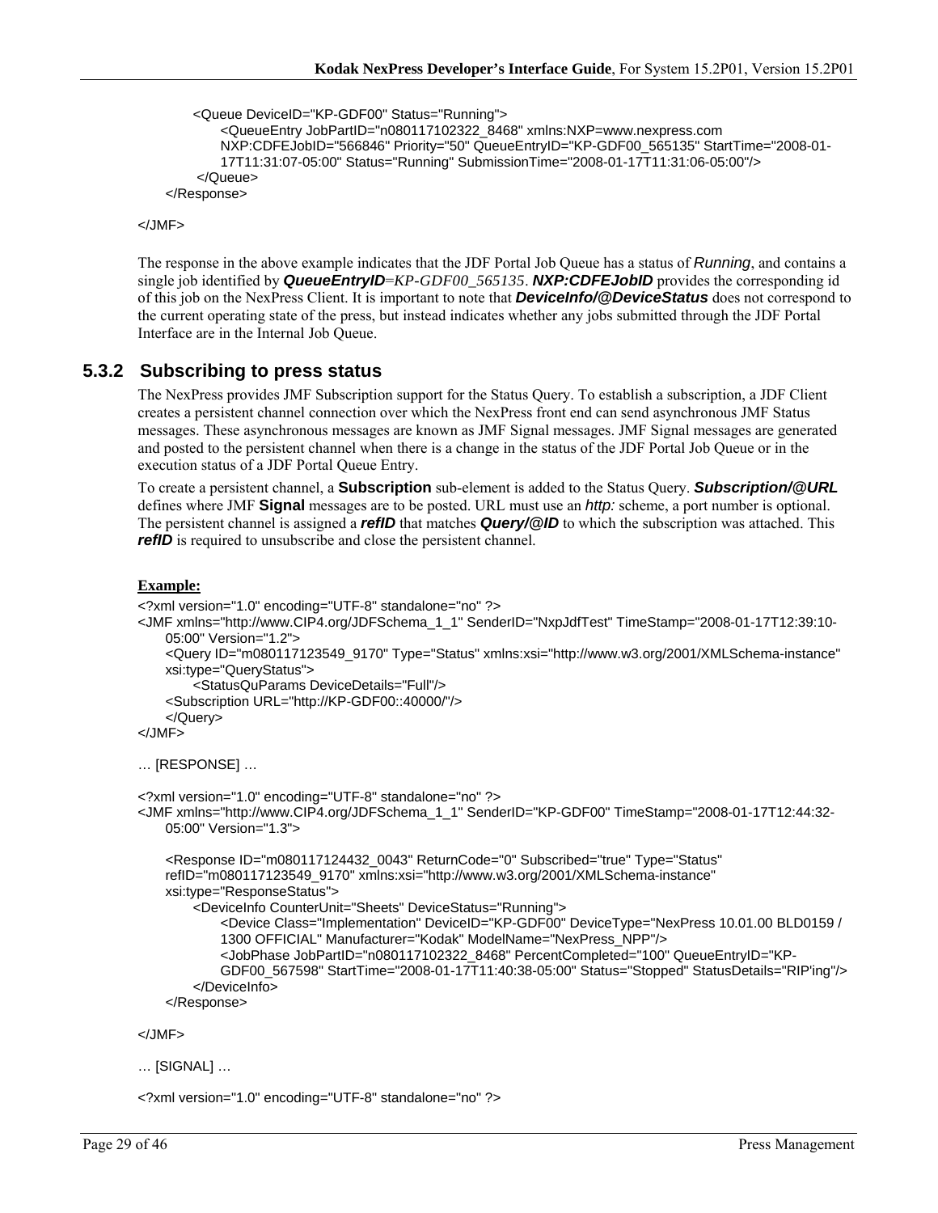```
        <Queue DeviceID="KP-GDF00" Status="Running">
            <QueueEntry JobPartID="n080117102322_8468" xmlns:NXP=www.nexpress.com
            NXP:CDFEJobID="566846" Priority="50" QueueEntryID="KP-GDF00_565135" StartTime="2008-01-
            17T11:31:07-05:00" Status="Running" SubmissionTime="2008-01-17T11:31:06-05:00"/>
        </Queue>
    </Response>

</JMF>
```

The response in the above example indicates that the JDF Portal Job Queue has a status of *Running*, and contains a single job identified by ***QueueEntryID***=*KP-GDF00_565135*. ***NXP:CDFEJobID*** provides the corresponding id of this job on the NexPress Client. It is important to note that ***DeviceInfo/@DeviceStatus*** does not correspond to the current operating state of the press, but instead indicates whether any jobs submitted through the JDF Portal Interface are in the Internal Job Queue.

### 5.3.2 Subscribing to press status

The NexPress provides JMF Subscription support for the Status Query. To establish a subscription, a JDF Client creates a persistent channel connection over which the NexPress front end can send asynchronous JMF Status messages. These asynchronous messages are known as JMF Signal messages. JMF Signal messages are generated and posted to the persistent channel when there is a change in the status of the JDF Portal Job Queue or in the execution status of a JDF Portal Queue Entry.

To create a persistent channel, a **Subscription** sub-element is added to the Status Query. ***Subscription/@URL*** defines where JMF **Signal** messages are to be posted. URL must use an *http:* scheme, a port number is optional. The persistent channel is assigned a ***refID*** that matches ***Query/@ID*** to which the subscription was attached. This ***refID*** is required to unsubscribe and close the persistent channel.

**Example:**

```
<?xml version="1.0" encoding="UTF-8" standalone="no" ?>
<JMF xmlns="http://www.CIP4.org/JDFSchema_1_1" SenderID="NxpJdfTest" TimeStamp="2008-01-17T12:39:10-
    05:00" Version="1.2">
    <Query ID="m080117123549_9170" Type="Status" xmlns:xsi="http://www.w3.org/2001/XMLSchema-instance"
    xsi:type="QueryStatus">
        <StatusQuParams DeviceDetails="Full"/>
    <Subscription URL="http://KP-GDF00::40000/"/>
    </Query>
</JMF>

… [RESPONSE] …

<?xml version="1.0" encoding="UTF-8" standalone="no" ?>
<JMF xmlns="http://www.CIP4.org/JDFSchema_1_1" SenderID="KP-GDF00" TimeStamp="2008-01-17T12:44:32-
    05:00" Version="1.3">

    <Response ID="m080117124432_0043" ReturnCode="0" Subscribed="true" Type="Status"
    refID="m080117123549_9170" xmlns:xsi="http://www.w3.org/2001/XMLSchema-instance"
    xsi:type="ResponseStatus">
        <DeviceInfo CounterUnit="Sheets" DeviceStatus="Running">
            <Device Class="Implementation" DeviceID="KP-GDF00" DeviceType="NexPress 10.01.00 BLD0159 /
            1300 OFFICIAL" Manufacturer="Kodak" ModelName="NexPress_NPP"/>
            <JobPhase JobPartID="n080117102322_8468" PercentCompleted="100" QueueEntryID="KP-
            GDF00_567598" StartTime="2008-01-17T11:40:38-05:00" Status="Stopped" StatusDetails="RIP'ing"/>
        </DeviceInfo>
    </Response>

</JMF>

… [SIGNAL] …

<?xml version="1.0" encoding="UTF-8" standalone="no" ?>
```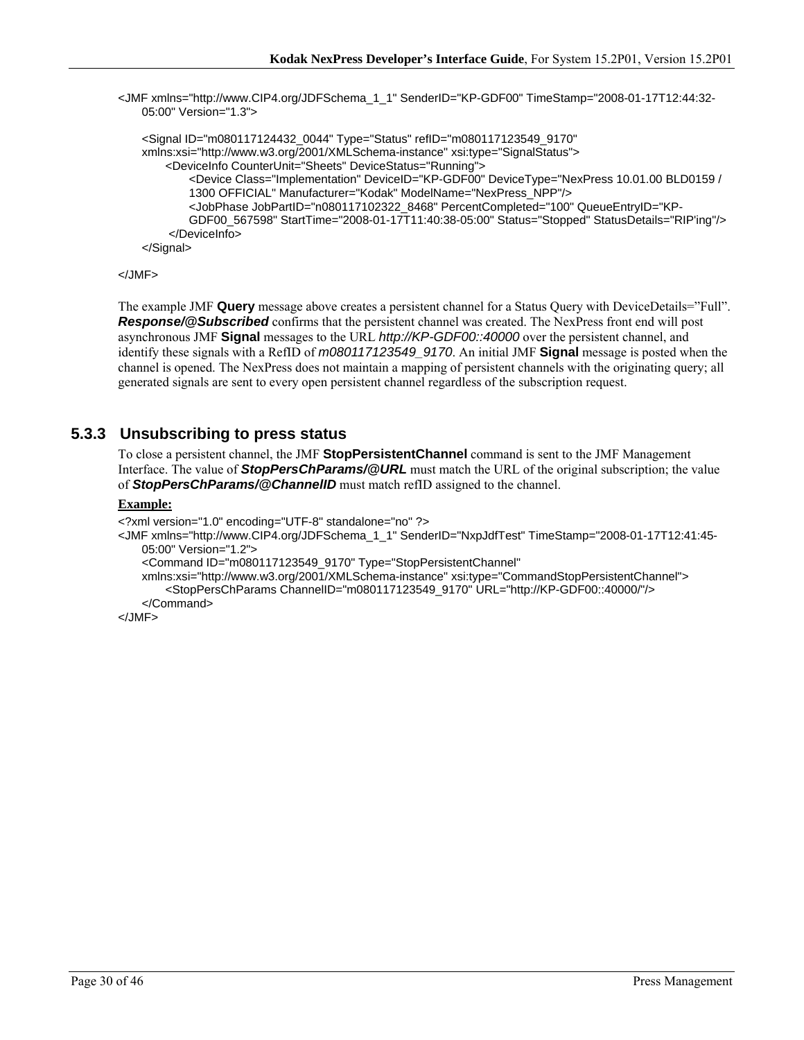```
<JMF xmlns="http://www.CIP4.org/JDFSchema_1_1" SenderID="KP-GDF00" TimeStamp="2008-01-17T12:44:32-
    05:00" Version="1.3">

    <Signal ID="m080117124432_0044" Type="Status" refID="m080117123549_9170"
    xmlns:xsi="http://www.w3.org/2001/XMLSchema-instance" xsi:type="SignalStatus">
        <DeviceInfo CounterUnit="Sheets" DeviceStatus="Running">
            <Device Class="Implementation" DeviceID="KP-GDF00" DeviceType="NexPress 10.01.00 BLD0159 /
            1300 OFFICIAL" Manufacturer="Kodak" ModelName="NexPress_NPP"/>
            <JobPhase JobPartID="n080117102322_8468" PercentCompleted="100" QueueEntryID="KP-
            GDF00_567598" StartTime="2008-01-17T11:40:38-05:00" Status="Stopped" StatusDetails="RIP'ing"/>
        </DeviceInfo>
    </Signal>

</JMF>
```

The example JMF **Query** message above creates a persistent channel for a Status Query with DeviceDetails="Full". ***Response/@Subscribed*** confirms that the persistent channel was created. The NexPress front end will post asynchronous JMF **Signal** messages to the URL *http://KP-GDF00::40000* over the persistent channel, and identify these signals with a RefID of *m080117123549_9170*. An initial JMF **Signal** message is posted when the channel is opened. The NexPress does not maintain a mapping of persistent channels with the originating query; all generated signals are sent to every open persistent channel regardless of the subscription request.

### 5.3.3 Unsubscribing to press status

To close a persistent channel, the JMF **StopPersistentChannel** command is sent to the JMF Management Interface. The value of ***StopPersChParams/@URL*** must match the URL of the original subscription; the value of ***StopPersChParams/@ChannelID*** must match refID assigned to the channel.

**Example:**

```
<?xml version="1.0" encoding="UTF-8" standalone="no" ?>
<JMF xmlns="http://www.CIP4.org/JDFSchema_1_1" SenderID="NxpJdfTest" TimeStamp="2008-01-17T12:41:45-
    05:00" Version="1.2">
    <Command ID="m080117123549_9170" Type="StopPersistentChannel"
    xmlns:xsi="http://www.w3.org/2001/XMLSchema-instance" xsi:type="CommandStopPersistentChannel">
        <StopPersChParams ChannelID="m080117123549_9170" URL="http://KP-GDF00::40000/"/>
    </Command>
</JMF>
```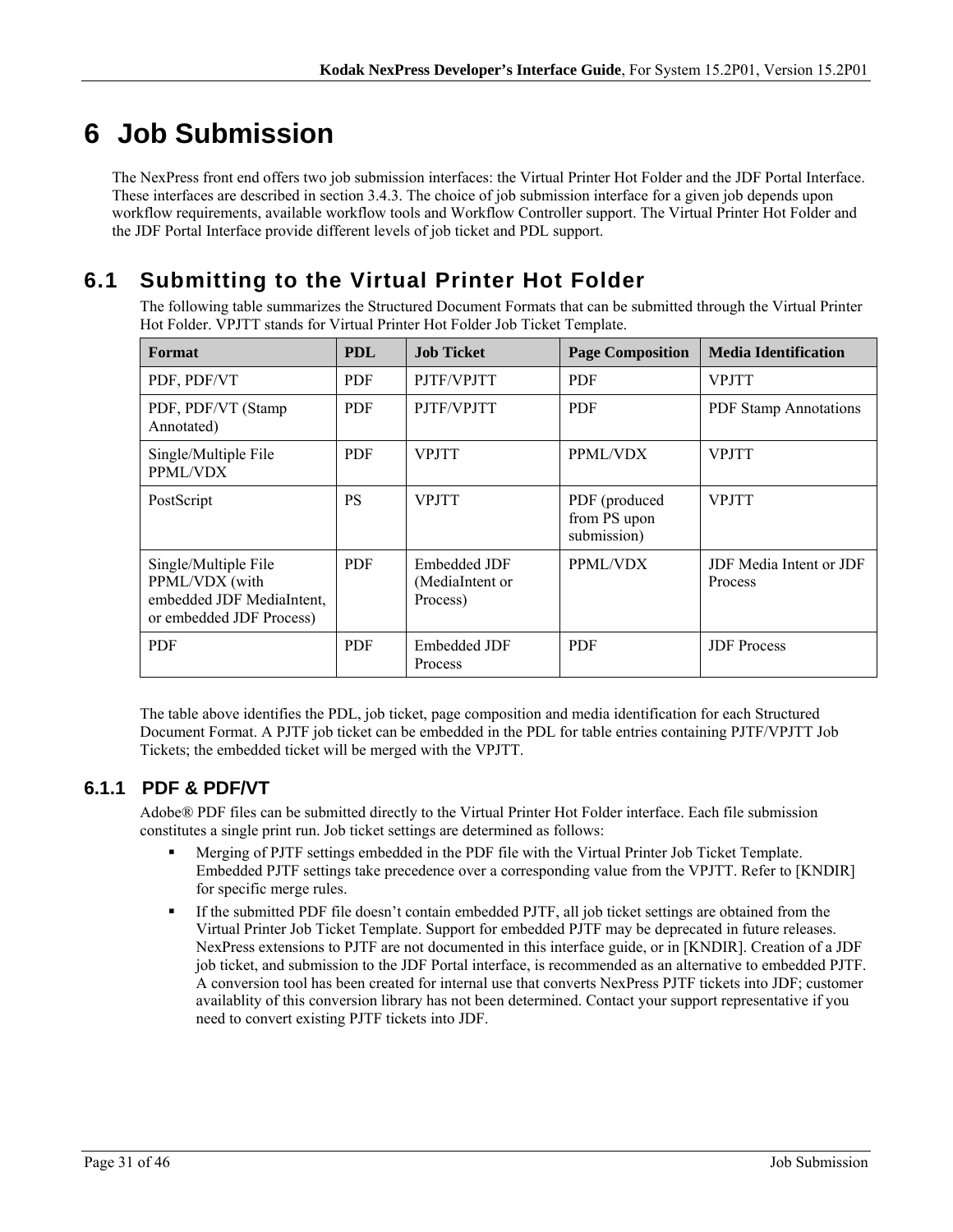# 6 Job Submission

The NexPress front end offers two job submission interfaces: the Virtual Printer Hot Folder and the JDF Portal Interface. These interfaces are described in section 3.4.3. The choice of job submission interface for a given job depends upon workflow requirements, available workflow tools and Workflow Controller support. The Virtual Printer Hot Folder and the JDF Portal Interface provide different levels of job ticket and PDL support.

## 6.1 Submitting to the Virtual Printer Hot Folder

The following table summarizes the Structured Document Formats that can be submitted through the Virtual Printer Hot Folder. VPJTT stands for Virtual Printer Hot Folder Job Ticket Template.

| Format | PDL | Job Ticket | Page Composition | Media Identification |
|---|---|---|---|---|
| PDF, PDF/VT | PDF | PJTF/VPJTT | PDF | VPJTT |
| PDF, PDF/VT (Stamp Annotated) | PDF | PJTF/VPJTT | PDF | PDF Stamp Annotations |
| Single/Multiple File PPML/VDX | PDF | VPJTT | PPML/VDX | VPJTT |
| PostScript | PS | VPJTT | PDF (produced from PS upon submission) | VPJTT |
| Single/Multiple File PPML/VDX (with embedded JDF MediaIntent, or embedded JDF Process) | PDF | Embedded JDF (MediaIntent or Process) | PPML/VDX | JDF Media Intent or JDF Process |
| PDF | PDF | Embedded JDF Process | PDF | JDF Process |

The table above identifies the PDL, job ticket, page composition and media identification for each Structured Document Format. A PJTF job ticket can be embedded in the PDL for table entries containing PJTF/VPJTT Job Tickets; the embedded ticket will be merged with the VPJTT.

### 6.1.1 PDF & PDF/VT

Adobe® PDF files can be submitted directly to the Virtual Printer Hot Folder interface. Each file submission constitutes a single print run. Job ticket settings are determined as follows:

- Merging of PJTF settings embedded in the PDF file with the Virtual Printer Job Ticket Template. Embedded PJTF settings take precedence over a corresponding value from the VPJTT. Refer to [KNDIR] for specific merge rules.
- If the submitted PDF file doesn't contain embedded PJTF, all job ticket settings are obtained from the Virtual Printer Job Ticket Template. Support for embedded PJTF may be deprecated in future releases. NexPress extensions to PJTF are not documented in this interface guide, or in [KNDIR]. Creation of a JDF job ticket, and submission to the JDF Portal interface, is recommended as an alternative to embedded PJTF. A conversion tool has been created for internal use that converts NexPress PJTF tickets into JDF; customer availablity of this conversion library has not been determined. Contact your support representative if you need to convert existing PJTF tickets into JDF.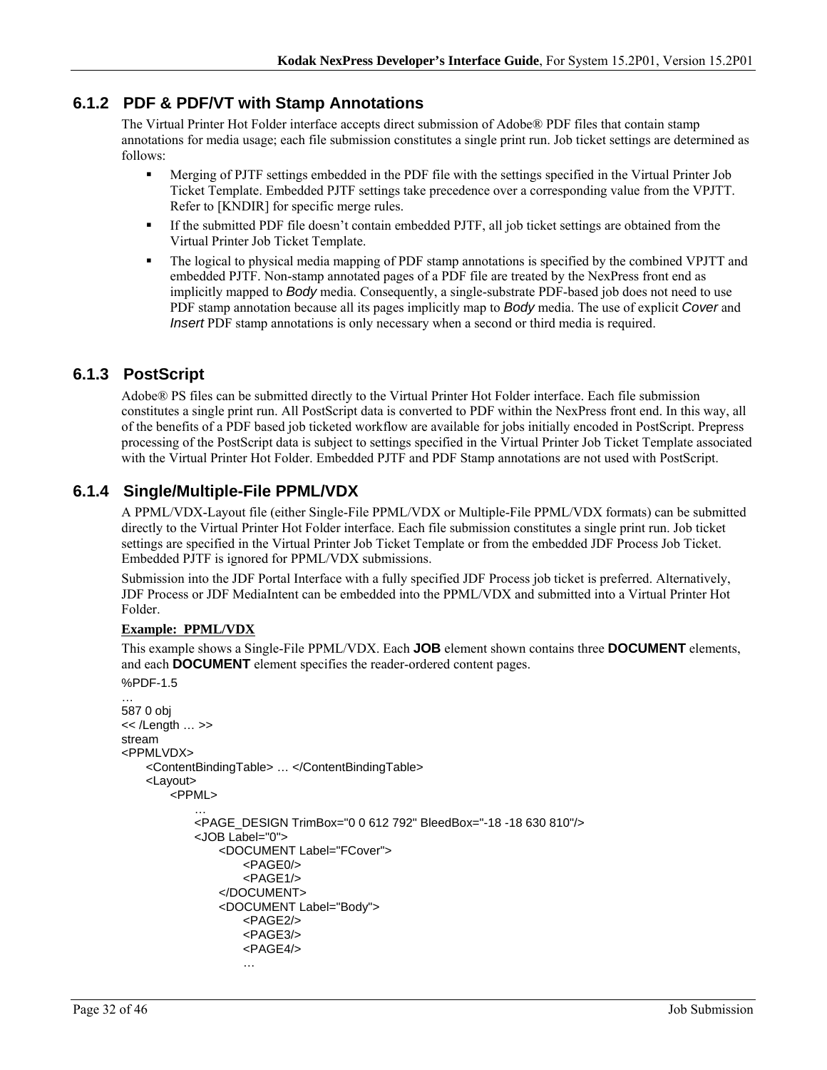### 6.1.2 PDF & PDF/VT with Stamp Annotations

The Virtual Printer Hot Folder interface accepts direct submission of Adobe® PDF files that contain stamp annotations for media usage; each file submission constitutes a single print run. Job ticket settings are determined as follows:

- Merging of PJTF settings embedded in the PDF file with the settings specified in the Virtual Printer Job Ticket Template. Embedded PJTF settings take precedence over a corresponding value from the VPJTT. Refer to [KNDIR] for specific merge rules.
- If the submitted PDF file doesn't contain embedded PJTF, all job ticket settings are obtained from the Virtual Printer Job Ticket Template.
- The logical to physical media mapping of PDF stamp annotations is specified by the combined VPJTT and embedded PJTF. Non-stamp annotated pages of a PDF file are treated by the NexPress front end as implicitly mapped to *Body* media. Consequently, a single-substrate PDF-based job does not need to use PDF stamp annotation because all its pages implicitly map to *Body* media. The use of explicit *Cover* and *Insert* PDF stamp annotations is only necessary when a second or third media is required.

### 6.1.3 PostScript

Adobe® PS files can be submitted directly to the Virtual Printer Hot Folder interface. Each file submission constitutes a single print run. All PostScript data is converted to PDF within the NexPress front end. In this way, all of the benefits of a PDF based job ticketed workflow are available for jobs initially encoded in PostScript. Prepress processing of the PostScript data is subject to settings specified in the Virtual Printer Job Ticket Template associated with the Virtual Printer Hot Folder. Embedded PJTF and PDF Stamp annotations are not used with PostScript.

### 6.1.4 Single/Multiple-File PPML/VDX

A PPML/VDX-Layout file (either Single-File PPML/VDX or Multiple-File PPML/VDX formats) can be submitted directly to the Virtual Printer Hot Folder interface. Each file submission constitutes a single print run. Job ticket settings are specified in the Virtual Printer Job Ticket Template or from the embedded JDF Process Job Ticket. Embedded PJTF is ignored for PPML/VDX submissions.

Submission into the JDF Portal Interface with a fully specified JDF Process job ticket is preferred. Alternatively, JDF Process or JDF MediaIntent can be embedded into the PPML/VDX and submitted into a Virtual Printer Hot Folder.

**Example: PPML/VDX**

This example shows a Single-File PPML/VDX. Each **JOB** element shown contains three **DOCUMENT** elements, and each **DOCUMENT** element specifies the reader-ordered content pages.

```
%PDF-1.5
…
587 0 obj
<< /Length … >>
stream
<PPMLVDX>
    <ContentBindingTable> … </ContentBindingTable>
    <Layout>
        <PPML>
            …
            <PAGE_DESIGN TrimBox="0 0 612 792" BleedBox="-18 -18 630 810"/>
            <JOB Label="0">
                <DOCUMENT Label="FCover">
                    <PAGE0/>
                    <PAGE1/>
                </DOCUMENT>
                <DOCUMENT Label="Body">
                    <PAGE2/>
                    <PAGE3/>
                    <PAGE4/>
                    …
```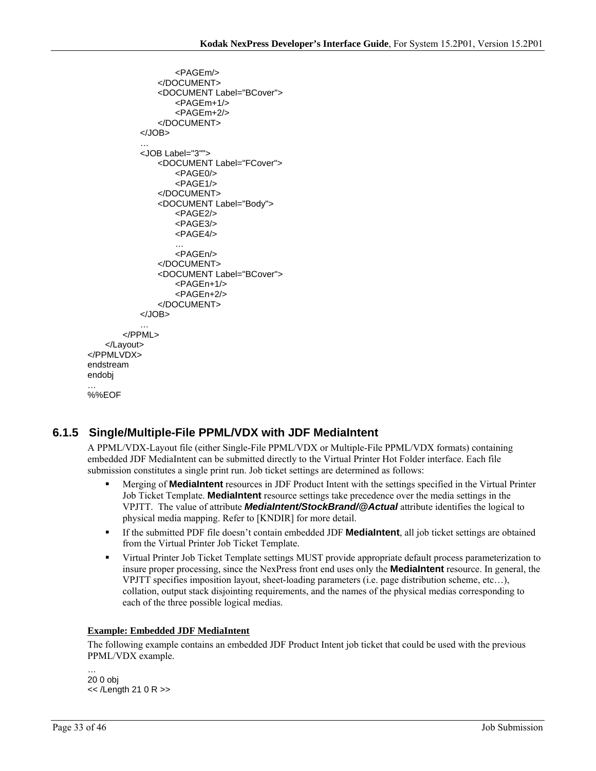```
                <PAGEm/>
            </DOCUMENT>
            <DOCUMENT Label="BCover">
                <PAGEm+1/>
                <PAGEm+2/>
            </DOCUMENT>
        </JOB>
        …
        <JOB Label="3"">
            <DOCUMENT Label="FCover">
                <PAGE0/>
                <PAGE1/>
            </DOCUMENT>
            <DOCUMENT Label="Body">
                <PAGE2/>
                <PAGE3/>
                <PAGE4/>
                …
                <PAGEn/>
            </DOCUMENT>
            <DOCUMENT Label="BCover">
                <PAGEn+1/>
                <PAGEn+2/>
            </DOCUMENT>
        </JOB>
        …
    </PPML>
  </Layout>
</PPMLVDX>
endstream
endobj
…
%%EOF
```

### 6.1.5 Single/Multiple-File PPML/VDX with JDF MediaIntent

A PPML/VDX-Layout file (either Single-File PPML/VDX or Multiple-File PPML/VDX formats) containing embedded JDF MediaIntent can be submitted directly to the Virtual Printer Hot Folder interface. Each file submission constitutes a single print run. Job ticket settings are determined as follows:

- Merging of **MediaIntent** resources in JDF Product Intent with the settings specified in the Virtual Printer Job Ticket Template. **MediaIntent** resource settings take precedence over the media settings in the VPJTT. The value of attribute ***MediaIntent/StockBrand/@Actual*** attribute identifies the logical to physical media mapping. Refer to [KNDIR] for more detail.
- If the submitted PDF file doesn't contain embedded JDF **MediaIntent**, all job ticket settings are obtained from the Virtual Printer Job Ticket Template.
- Virtual Printer Job Ticket Template settings MUST provide appropriate default process parameterization to insure proper processing, since the NexPress front end uses only the **MediaIntent** resource. In general, the VPJTT specifies imposition layout, sheet-loading parameters (i.e. page distribution scheme, etc…), collation, output stack disjointing requirements, and the names of the physical medias corresponding to each of the three possible logical medias.

**Example: Embedded JDF MediaIntent**

The following example contains an embedded JDF Product Intent job ticket that could be used with the previous PPML/VDX example.

```
…
20 0 obj
<< /Length 21 0 R >>
```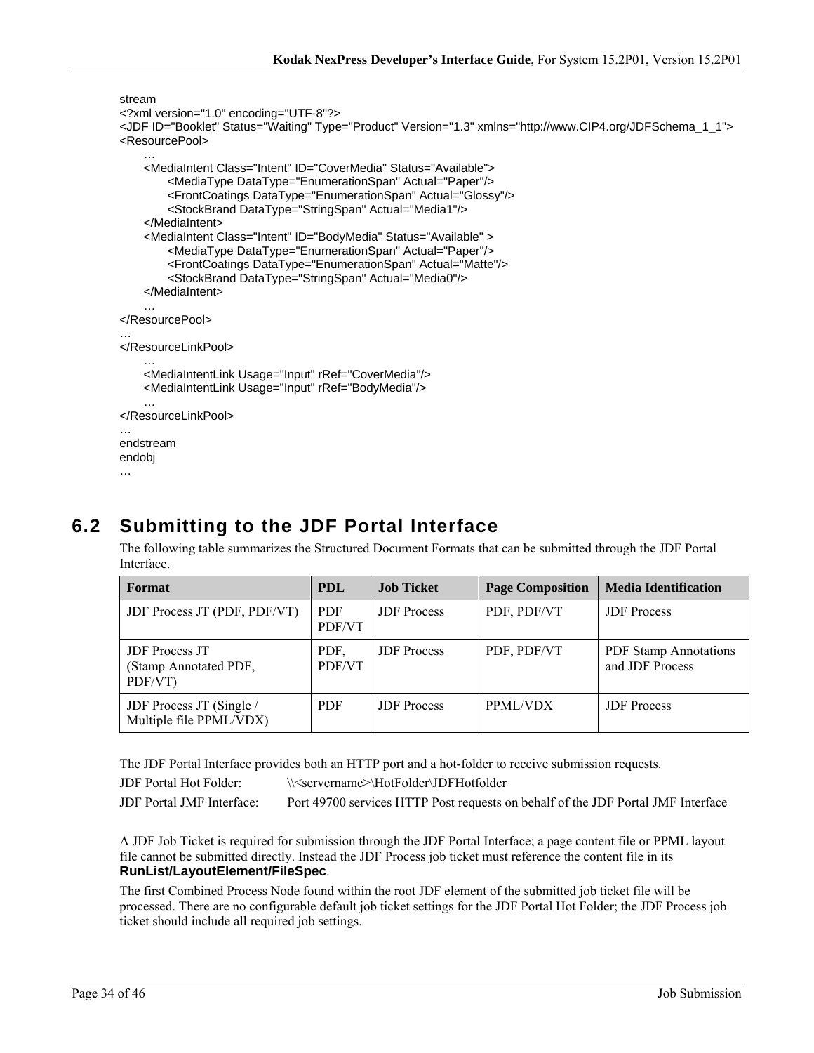```
stream
<?xml version="1.0" encoding="UTF-8"?>
<JDF ID="Booklet" Status="Waiting" Type="Product" Version="1.3" xmlns="http://www.CIP4.org/JDFSchema_1_1">
<ResourcePool>
      …
      <MediaIntent Class="Intent" ID="CoverMedia" Status="Available">
            <MediaType DataType="EnumerationSpan" Actual="Paper"/>
            <FrontCoatings DataType="EnumerationSpan" Actual="Glossy"/>
            <StockBrand DataType="StringSpan" Actual="Media1"/>
      </MediaIntent>
      <MediaIntent Class="Intent" ID="BodyMedia" Status="Available" >
            <MediaType DataType="EnumerationSpan" Actual="Paper"/>
            <FrontCoatings DataType="EnumerationSpan" Actual="Matte"/>
            <StockBrand DataType="StringSpan" Actual="Media0"/>
      </MediaIntent>
      …
</ResourcePool>
…
</ResourceLinkPool>
      …
      <MediaIntentLink Usage="Input" rRef="CoverMedia"/>
      <MediaIntentLink Usage="Input" rRef="BodyMedia"/>
      …
</ResourceLinkPool>
…
endstream
endobj
…
```

## 6.2 Submitting to the JDF Portal Interface

The following table summarizes the Structured Document Formats that can be submitted through the JDF Portal Interface.

| Format | PDL | Job Ticket | Page Composition | Media Identification |
|---|---|---|---|---|
| JDF Process JT (PDF, PDF/VT) | PDF PDF/VT | JDF Process | PDF, PDF/VT | JDF Process |
| JDF Process JT (Stamp Annotated PDF, PDF/VT) | PDF, PDF/VT | JDF Process | PDF, PDF/VT | PDF Stamp Annotations and JDF Process |
| JDF Process JT (Single / Multiple file PPML/VDX) | PDF | JDF Process | PPML/VDX | JDF Process |

The JDF Portal Interface provides both an HTTP port and a hot-folder to receive submission requests.

JDF Portal Hot Folder: \\<servername>\HotFolder\JDFHotfolder

JDF Portal JMF Interface: Port 49700 services HTTP Post requests on behalf of the JDF Portal JMF Interface

A JDF Job Ticket is required for submission through the JDF Portal Interface; a page content file or PPML layout file cannot be submitted directly. Instead the JDF Process job ticket must reference the content file in its **RunList/LayoutElement/FileSpec**.

The first Combined Process Node found within the root JDF element of the submitted job ticket file will be processed. There are no configurable default job ticket settings for the JDF Portal Hot Folder; the JDF Process job ticket should include all required job settings.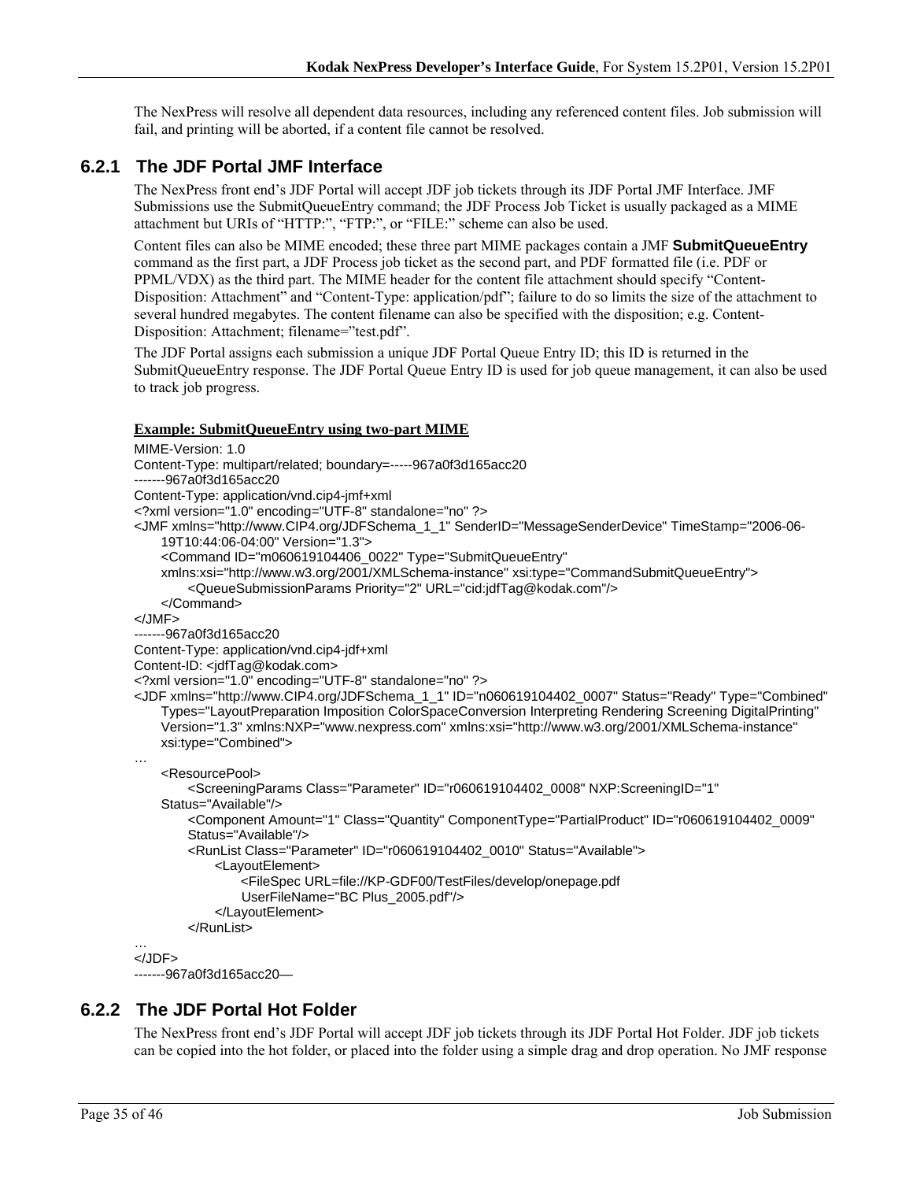The NexPress will resolve all dependent data resources, including any referenced content files. Job submission will fail, and printing will be aborted, if a content file cannot be resolved.

### 6.2.1 The JDF Portal JMF Interface

The NexPress front end's JDF Portal will accept JDF job tickets through its JDF Portal JMF Interface. JMF Submissions use the SubmitQueueEntry command; the JDF Process Job Ticket is usually packaged as a MIME attachment but URIs of "HTTP:", "FTP:", or "FILE:" scheme can also be used.

Content files can also be MIME encoded; these three part MIME packages contain a JMF **SubmitQueueEntry** command as the first part, a JDF Process job ticket as the second part, and PDF formatted file (i.e. PDF or PPML/VDX) as the third part. The MIME header for the content file attachment should specify "Content-Disposition: Attachment" and "Content-Type: application/pdf"; failure to do so limits the size of the attachment to several hundred megabytes. The content filename can also be specified with the disposition; e.g. Content-Disposition: Attachment; filename="test.pdf".

The JDF Portal assigns each submission a unique JDF Portal Queue Entry ID; this ID is returned in the SubmitQueueEntry response. The JDF Portal Queue Entry ID is used for job queue management, it can also be used to track job progress.

**Example: SubmitQueueEntry using two-part MIME**

```
MIME-Version: 1.0
Content-Type: multipart/related; boundary=-----967a0f3d165acc20
-------967a0f3d165acc20
Content-Type: application/vnd.cip4-jmf+xml
<?xml version="1.0" encoding="UTF-8" standalone="no" ?>
<JMF xmlns="http://www.CIP4.org/JDFSchema_1_1" SenderID="MessageSenderDevice" TimeStamp="2006-06-
    19T10:44:06-04:00" Version="1.3">
    <Command ID="m060619104406_0022" Type="SubmitQueueEntry"
    xmlns:xsi="http://www.w3.org/2001/XMLSchema-instance" xsi:type="CommandSubmitQueueEntry">
        <QueueSubmissionParams Priority="2" URL="cid:jdfTag@kodak.com"/>
    </Command>
</JMF>
-------967a0f3d165acc20
Content-Type: application/vnd.cip4-jdf+xml
Content-ID: <jdfTag@kodak.com>
<?xml version="1.0" encoding="UTF-8" standalone="no" ?>
<JDF xmlns="http://www.CIP4.org/JDFSchema_1_1" ID="n060619104402_0007" Status="Ready" Type="Combined"
    Types="LayoutPreparation Imposition ColorSpaceConversion Interpreting Rendering Screening DigitalPrinting"
    Version="1.3" xmlns:NXP="www.nexpress.com" xmlns:xsi="http://www.w3.org/2001/XMLSchema-instance"
    xsi:type="Combined">
…
    <ResourcePool>
        <ScreeningParams Class="Parameter" ID="r060619104402_0008" NXP:ScreeningID="1"
    Status="Available"/>
        <Component Amount="1" Class="Quantity" ComponentType="PartialProduct" ID="r060619104402_0009"
        Status="Available"/>
        <RunList Class="Parameter" ID="r060619104402_0010" Status="Available">
            <LayoutElement>
                <FileSpec URL=file://KP-GDF00/TestFiles/develop/onepage.pdf
                UserFileName="BC Plus_2005.pdf"/>
            </LayoutElement>
        </RunList>
…
</JDF>
-------967a0f3d165acc20—
```

### 6.2.2 The JDF Portal Hot Folder

The NexPress front end's JDF Portal will accept JDF job tickets through its JDF Portal Hot Folder. JDF job tickets can be copied into the hot folder, or placed into the folder using a simple drag and drop operation. No JMF response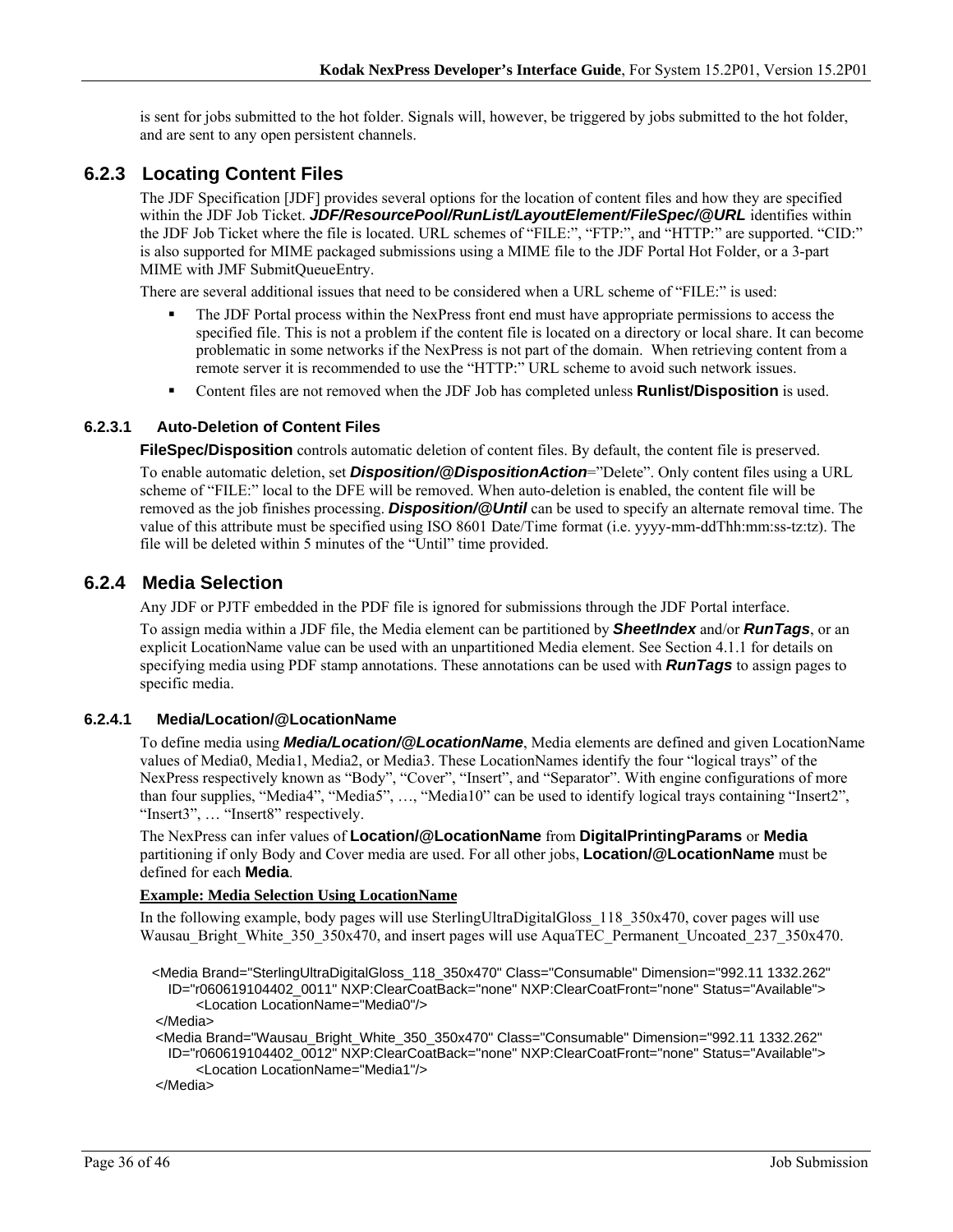is sent for jobs submitted to the hot folder. Signals will, however, be triggered by jobs submitted to the hot folder, and are sent to any open persistent channels.

## 6.2.3 Locating Content Files

The JDF Specification [JDF] provides several options for the location of content files and how they are specified within the JDF Job Ticket. ***JDF/ResourcePool/RunList/LayoutElement/FileSpec/@URL*** identifies within the JDF Job Ticket where the file is located. URL schemes of "FILE:", "FTP:", and "HTTP:" are supported. "CID:" is also supported for MIME packaged submissions using a MIME file to the JDF Portal Hot Folder, or a 3-part MIME with JMF SubmitQueueEntry.

There are several additional issues that need to be considered when a URL scheme of "FILE:" is used:

- The JDF Portal process within the NexPress front end must have appropriate permissions to access the specified file. This is not a problem if the content file is located on a directory or local share. It can become problematic in some networks if the NexPress is not part of the domain. When retrieving content from a remote server it is recommended to use the "HTTP:" URL scheme to avoid such network issues.
- Content files are not removed when the JDF Job has completed unless **Runlist/Disposition** is used.

### 6.2.3.1 Auto-Deletion of Content Files

**FileSpec/Disposition** controls automatic deletion of content files. By default, the content file is preserved.

To enable automatic deletion, set ***Disposition/@DispositionAction***="Delete". Only content files using a URL scheme of "FILE:" local to the DFE will be removed. When auto-deletion is enabled, the content file will be removed as the job finishes processing. ***Disposition/@Until*** can be used to specify an alternate removal time. The value of this attribute must be specified using ISO 8601 Date/Time format (i.e. yyyy-mm-ddThh:mm:ss-tz:tz). The file will be deleted within 5 minutes of the "Until" time provided.

## 6.2.4 Media Selection

Any JDF or PJTF embedded in the PDF file is ignored for submissions through the JDF Portal interface.

To assign media within a JDF file, the Media element can be partitioned by ***SheetIndex*** and/or ***RunTags***, or an explicit LocationName value can be used with an unpartitioned Media element. See Section 4.1.1 for details on specifying media using PDF stamp annotations. These annotations can be used with ***RunTags*** to assign pages to specific media.

### 6.2.4.1 Media/Location/@LocationName

To define media using ***Media/Location/@LocationName***, Media elements are defined and given LocationName values of Media0, Media1, Media2, or Media3. These LocationNames identify the four "logical trays" of the NexPress respectively known as "Body", "Cover", "Insert", and "Separator". With engine configurations of more than four supplies, "Media4", "Media5", …, "Media10" can be used to identify logical trays containing "Insert2", "Insert3", … "Insert8" respectively.

The NexPress can infer values of **Location/@LocationName** from **DigitalPrintingParams** or **Media** partitioning if only Body and Cover media are used. For all other jobs, **Location/@LocationName** must be defined for each **Media**.

**Example: Media Selection Using LocationName**

In the following example, body pages will use SterlingUltraDigitalGloss_118_350x470, cover pages will use Wausau_Bright_White_350_350x470, and insert pages will use AquaTEC_Permanent_Uncoated_237_350x470.

```
<Media Brand="SterlingUltraDigitalGloss_118_350x470" Class="Consumable" Dimension="992.11 1332.262"
   ID="r060619104402_0011" NXP:ClearCoatBack="none" NXP:ClearCoatFront="none" Status="Available">
      <Location LocationName="Media0"/>
</Media>
<Media Brand="Wausau_Bright_White_350_350x470" Class="Consumable" Dimension="992.11 1332.262"
   ID="r060619104402_0012" NXP:ClearCoatBack="none" NXP:ClearCoatFront="none" Status="Available">
      <Location LocationName="Media1"/>
</Media>
```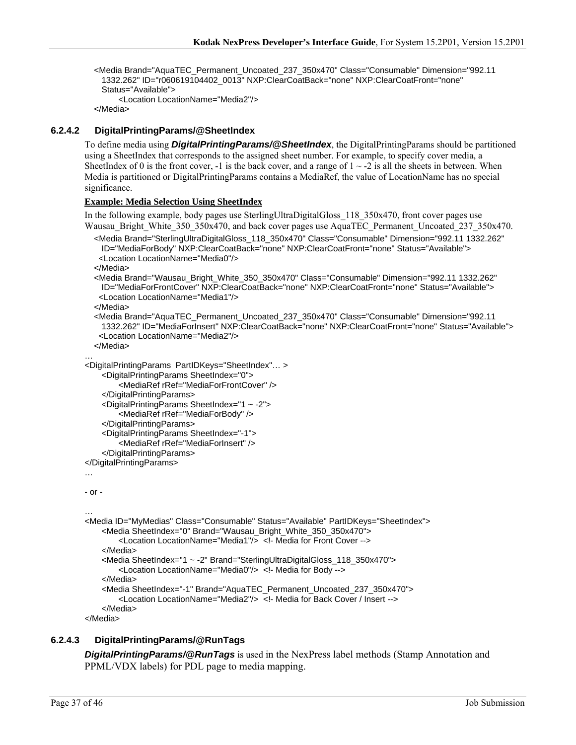```
<Media Brand="AquaTEC_Permanent_Uncoated_237_350x470" Class="Consumable" Dimension="992.11
  1332.262" ID="r060619104402_0013" NXP:ClearCoatBack="none" NXP:ClearCoatFront="none"
  Status="Available">
      <Location LocationName="Media2"/>
</Media>
```

#### 6.2.4.2 DigitalPrintingParams/@SheetIndex

To define media using ***DigitalPrintingParams/@SheetIndex***, the DigitalPrintingParams should be partitioned using a SheetIndex that corresponds to the assigned sheet number. For example, to specify cover media, a SheetIndex of 0 is the front cover, -1 is the back cover, and a range of 1 ~ -2 is all the sheets in between. When Media is partitioned or DigitalPrintingParams contains a MediaRef, the value of LocationName has no special significance.

**Example: Media Selection Using SheetIndex**

In the following example, body pages use SterlingUltraDigitalGloss_118_350x470, front cover pages use Wausau_Bright_White_350_350x470, and back cover pages use AquaTEC_Permanent_Uncoated_237_350x470.

```
<Media Brand="SterlingUltraDigitalGloss_118_350x470" Class="Consumable" Dimension="992.11 1332.262"
  ID="MediaForBody" NXP:ClearCoatBack="none" NXP:ClearCoatFront="none" Status="Available">
 <Location LocationName="Media0"/>
</Media>
<Media Brand="Wausau_Bright_White_350_350x470" Class="Consumable" Dimension="992.11 1332.262"
  ID="MediaForFrontCover" NXP:ClearCoatBack="none" NXP:ClearCoatFront="none" Status="Available">
 <Location LocationName="Media1"/>
</Media>
<Media Brand="AquaTEC_Permanent_Uncoated_237_350x470" Class="Consumable" Dimension="992.11
  1332.262" ID="MediaForInsert" NXP:ClearCoatBack="none" NXP:ClearCoatFront="none" Status="Available">
 <Location LocationName="Media2"/>
</Media>
…
<DigitalPrintingParams  PartIDKeys="SheetIndex"… >
     <DigitalPrintingParams SheetIndex="0">
          <MediaRef rRef="MediaForFrontCover" />
     </DigitalPrintingParams>
     <DigitalPrintingParams SheetIndex="1 ~ -2">
          <MediaRef rRef="MediaForBody" />
     </DigitalPrintingParams>
     <DigitalPrintingParams SheetIndex="-1">
          <MediaRef rRef="MediaForInsert" />
     </DigitalPrintingParams>
</DigitalPrintingParams>
…

- or -

…
<Media ID="MyMedias" Class="Consumable" Status="Available" PartIDKeys="SheetIndex">
     <Media SheetIndex="0" Brand="Wausau_Bright_White_350_350x470">
          <Location LocationName="Media1"/>  <!- Media for Front Cover -->
     </Media>
     <Media SheetIndex="1 ~ -2" Brand="SterlingUltraDigitalGloss_118_350x470">
          <Location LocationName="Media0"/>  <!- Media for Body -->
     </Media>
     <Media SheetIndex="-1" Brand="AquaTEC_Permanent_Uncoated_237_350x470">
          <Location LocationName="Media2"/>  <!- Media for Back Cover / Insert -->
     </Media>
</Media>
```

#### 6.2.4.3 DigitalPrintingParams/@RunTags

***DigitalPrintingParams/@RunTags*** is used in the NexPress label methods (Stamp Annotation and PPML/VDX labels) for PDL page to media mapping.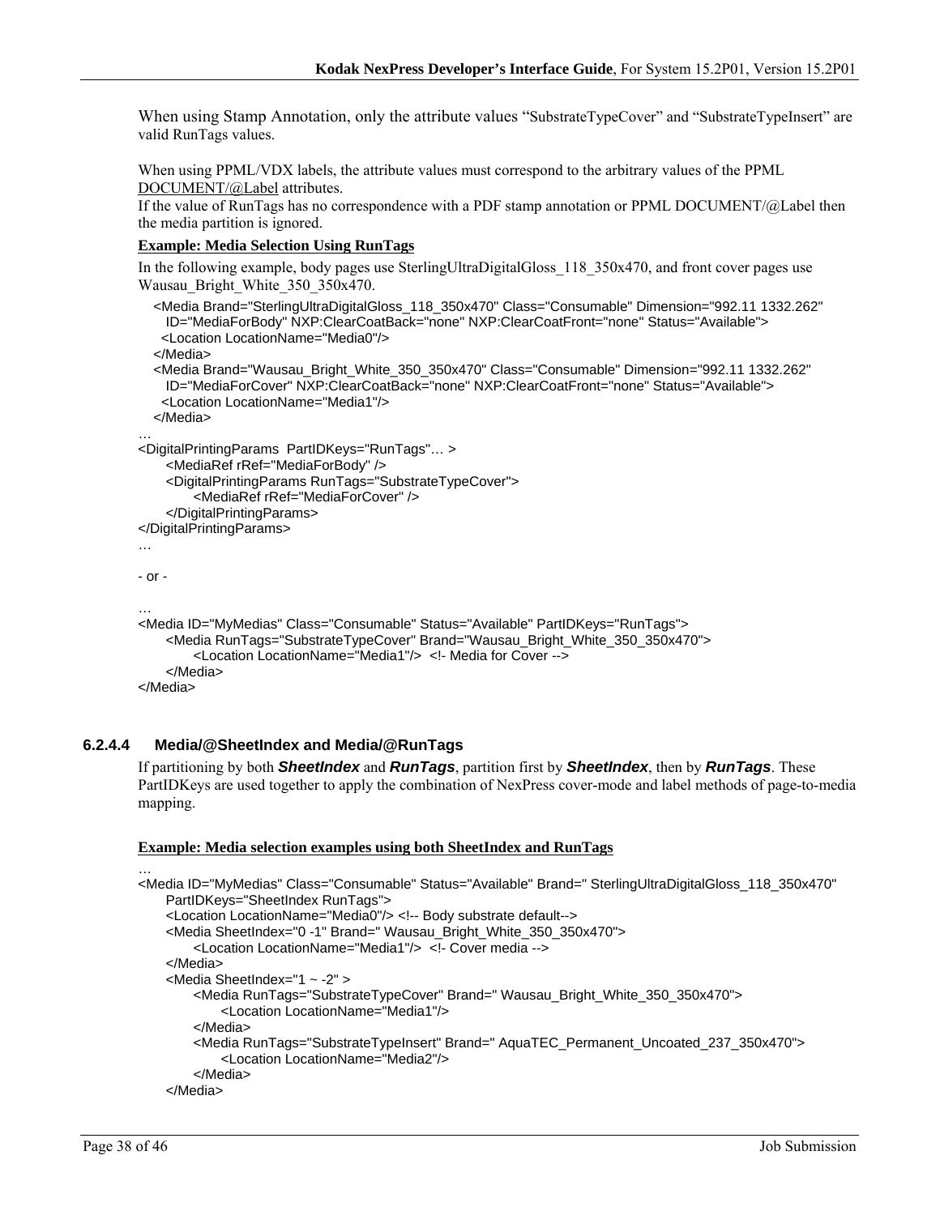When using Stamp Annotation, only the attribute values “SubstrateTypeCover” and “SubstrateTypeInsert” are valid RunTags values.

When using PPML/VDX labels, the attribute values must correspond to the arbitrary values of the PPML DOCUMENT/@Label attributes.
If the value of RunTags has no correspondence with a PDF stamp annotation or PPML DOCUMENT/@Label then the media partition is ignored.

**Example: Media Selection Using RunTags**

In the following example, body pages use SterlingUltraDigitalGloss_118_350x470, and front cover pages use Wausau_Bright_White_350_350x470.

```
   <Media Brand="SterlingUltraDigitalGloss_118_350x470" Class="Consumable" Dimension="992.11 1332.262"
     ID="MediaForBody" NXP:ClearCoatBack="none" NXP:ClearCoatFront="none" Status="Available">
    <Location LocationName="Media0"/>
   </Media>
   <Media Brand="Wausau_Bright_White_350_350x470" Class="Consumable" Dimension="992.11 1332.262"
     ID="MediaForCover" NXP:ClearCoatBack="none" NXP:ClearCoatFront="none" Status="Available">
    <Location LocationName="Media1"/>
   </Media>
…
<DigitalPrintingParams  PartIDKeys="RunTags"… >
      <MediaRef rRef="MediaForBody" />
      <DigitalPrintingParams RunTags="SubstrateTypeCover">
            <MediaRef rRef="MediaForCover" />
      </DigitalPrintingParams>
</DigitalPrintingParams>
…

- or -

…
<Media ID="MyMedias" Class="Consumable" Status="Available" PartIDKeys="RunTags">
      <Media RunTags="SubstrateTypeCover" Brand="Wausau_Bright_White_350_350x470">
            <Location LocationName="Media1"/>  <!- Media for Cover -->
      </Media>
</Media>
```

#### 6.2.4.4 Media/@SheetIndex and Media/@RunTags

If partitioning by both ***SheetIndex*** and ***RunTags***, partition first by ***SheetIndex***, then by ***RunTags***. These PartIDKeys are used together to apply the combination of NexPress cover-mode and label methods of page-to-media mapping.

**Example: Media selection examples using both SheetIndex and RunTags**

```
…
<Media ID="MyMedias" Class="Consumable" Status="Available" Brand=" SterlingUltraDigitalGloss_118_350x470"
      PartIDKeys="SheetIndex RunTags">
      <Location LocationName="Media0"/> <!-- Body substrate default-->
      <Media SheetIndex="0 -1" Brand=" Wausau_Bright_White_350_350x470">
            <Location LocationName="Media1"/>  <!- Cover media -->
      </Media>
      <Media SheetIndex="1 ~ -2" >
            <Media RunTags="SubstrateTypeCover" Brand=" Wausau_Bright_White_350_350x470">
                  <Location LocationName="Media1"/>
            </Media>
            <Media RunTags="SubstrateTypeInsert" Brand=" AquaTEC_Permanent_Uncoated_237_350x470">
                  <Location LocationName="Media2"/>
            </Media>
      </Media>
```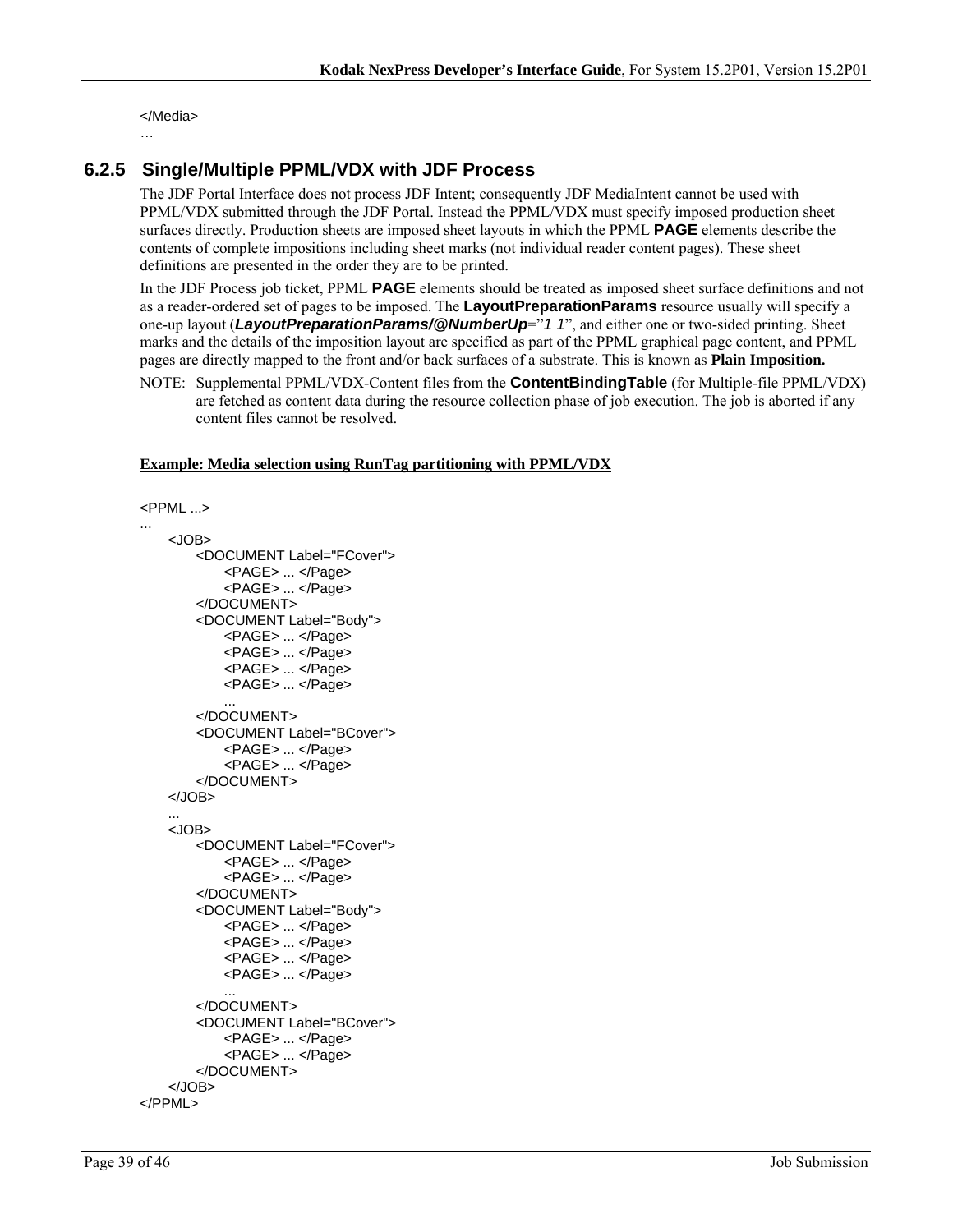```
</Media>
…
```

### 6.2.5 Single/Multiple PPML/VDX with JDF Process

The JDF Portal Interface does not process JDF Intent; consequently JDF MediaIntent cannot be used with PPML/VDX submitted through the JDF Portal. Instead the PPML/VDX must specify imposed production sheet surfaces directly. Production sheets are imposed sheet layouts in which the PPML **PAGE** elements describe the contents of complete impositions including sheet marks (not individual reader content pages). These sheet definitions are presented in the order they are to be printed.

In the JDF Process job ticket, PPML **PAGE** elements should be treated as imposed sheet surface definitions and not as a reader-ordered set of pages to be imposed. The **LayoutPreparationParams** resource usually will specify a one-up layout (***LayoutPreparationParams/@NumberUp***="*1 1*", and either one or two-sided printing. Sheet marks and the details of the imposition layout are specified as part of the PPML graphical page content, and PPML pages are directly mapped to the front and/or back surfaces of a substrate. This is known as **Plain Imposition.**

NOTE: Supplemental PPML/VDX-Content files from the **ContentBindingTable** (for Multiple-file PPML/VDX) are fetched as content data during the resource collection phase of job execution. The job is aborted if any content files cannot be resolved.

**Example: Media selection using RunTag partitioning with PPML/VDX**

```
<PPML ...>
...
    <JOB>
        <DOCUMENT Label="FCover">
            <PAGE> ... </Page>
            <PAGE> ... </Page>
        </DOCUMENT>
        <DOCUMENT Label="Body">
            <PAGE> ... </Page>
            <PAGE> ... </Page>
            <PAGE> ... </Page>
            <PAGE> ... </Page>
            ...
        </DOCUMENT>
        <DOCUMENT Label="BCover">
            <PAGE> ... </Page>
            <PAGE> ... </Page>
        </DOCUMENT>
    </JOB>
    ...
    <JOB>
        <DOCUMENT Label="FCover">
            <PAGE> ... </Page>
            <PAGE> ... </Page>
        </DOCUMENT>
        <DOCUMENT Label="Body">
            <PAGE> ... </Page>
            <PAGE> ... </Page>
            <PAGE> ... </Page>
            <PAGE> ... </Page>
            ...
        </DOCUMENT>
        <DOCUMENT Label="BCover">
            <PAGE> ... </Page>
            <PAGE> ... </Page>
        </DOCUMENT>
    </JOB>
</PPML>
```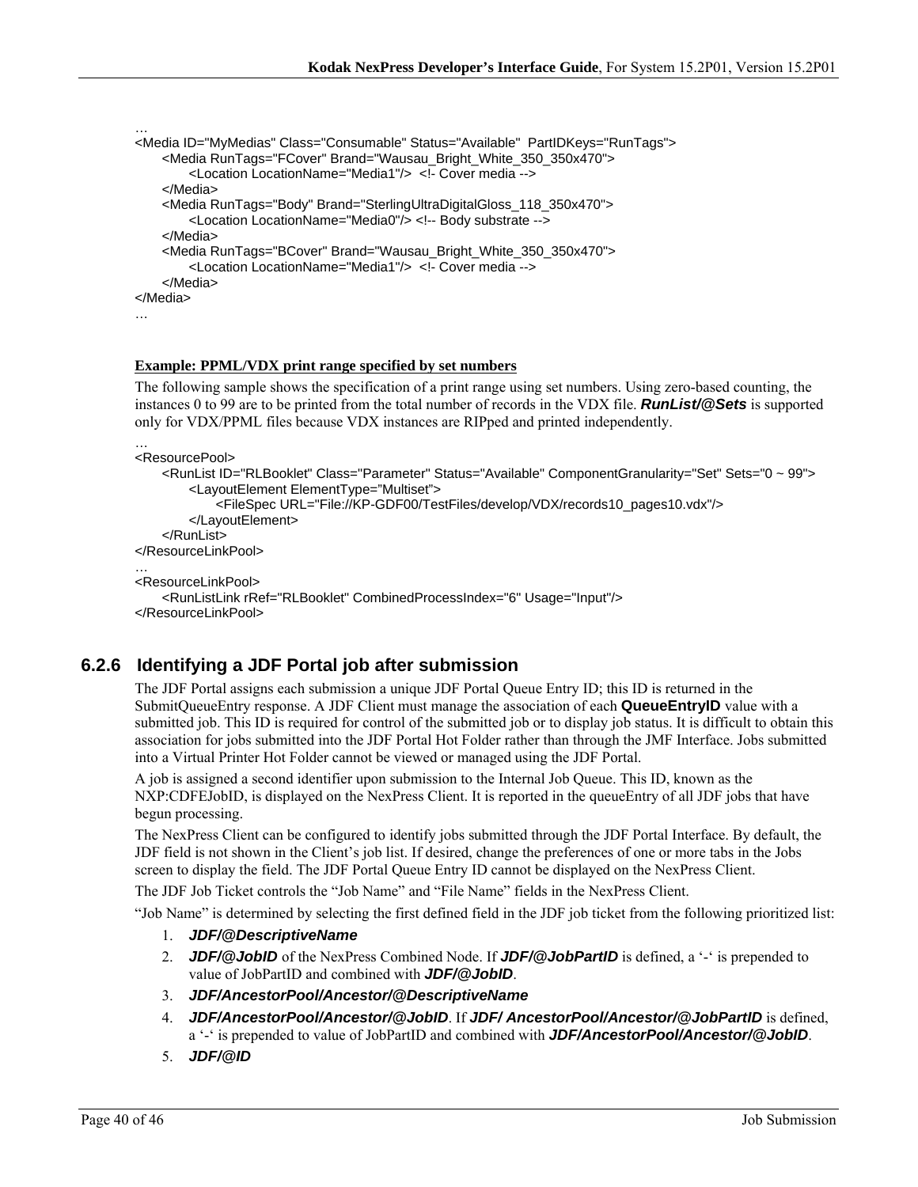```
…
<Media ID="MyMedias" Class="Consumable" Status="Available"  PartIDKeys="RunTags">
     <Media RunTags="FCover" Brand="Wausau_Bright_White_350_350x470">
          <Location LocationName="Media1"/>  <!- Cover media -->
     </Media>
     <Media RunTags="Body" Brand="SterlingUltraDigitalGloss_118_350x470">
          <Location LocationName="Media0"/> <!-- Body substrate -->
     </Media>
     <Media RunTags="BCover" Brand="Wausau_Bright_White_350_350x470">
          <Location LocationName="Media1"/>  <!- Cover media -->
     </Media>
</Media>
…
```

**Example: PPML/VDX print range specified by set numbers**

The following sample shows the specification of a print range using set numbers. Using zero-based counting, the instances 0 to 99 are to be printed from the total number of records in the VDX file. ***RunList/@Sets*** is supported only for VDX/PPML files because VDX instances are RIPped and printed independently.

```
…
<ResourcePool>
     <RunList ID="RLBooklet" Class="Parameter" Status="Available" ComponentGranularity="Set" Sets="0 ~ 99">
          <LayoutElement ElementType="Multiset">
               <FileSpec URL="File://KP-GDF00/TestFiles/develop/VDX/records10_pages10.vdx"/>
          </LayoutElement>
     </RunList>
</ResourceLinkPool>
…
<ResourceLinkPool>
     <RunListLink rRef="RLBooklet" CombinedProcessIndex="6" Usage="Input"/>
</ResourceLinkPool>
```

### 6.2.6 Identifying a JDF Portal job after submission

The JDF Portal assigns each submission a unique JDF Portal Queue Entry ID; this ID is returned in the SubmitQueueEntry response. A JDF Client must manage the association of each **QueueEntryID** value with a submitted job. This ID is required for control of the submitted job or to display job status. It is difficult to obtain this association for jobs submitted into the JDF Portal Hot Folder rather than through the JMF Interface. Jobs submitted into a Virtual Printer Hot Folder cannot be viewed or managed using the JDF Portal.

A job is assigned a second identifier upon submission to the Internal Job Queue. This ID, known as the NXP:CDFEJobID, is displayed on the NexPress Client. It is reported in the queueEntry of all JDF jobs that have begun processing.

The NexPress Client can be configured to identify jobs submitted through the JDF Portal Interface. By default, the JDF field is not shown in the Client's job list. If desired, change the preferences of one or more tabs in the Jobs screen to display the field. The JDF Portal Queue Entry ID cannot be displayed on the NexPress Client.

The JDF Job Ticket controls the "Job Name" and "File Name" fields in the NexPress Client.

"Job Name" is determined by selecting the first defined field in the JDF job ticket from the following prioritized list:

1. ***JDF/@DescriptiveName***
2. ***JDF/@JobID*** of the NexPress Combined Node. If ***JDF/@JobPartID*** is defined, a '-' is prepended to value of JobPartID and combined with ***JDF/@JobID***.
3. ***JDF/AncestorPool/Ancestor/@DescriptiveName***
4. ***JDF/AncestorPool/Ancestor/@JobID***. If ***JDF/ AncestorPool/Ancestor/@JobPartID*** is defined, a '-' is prepended to value of JobPartID and combined with ***JDF/AncestorPool/Ancestor/@JobID***.
5. ***JDF/@ID***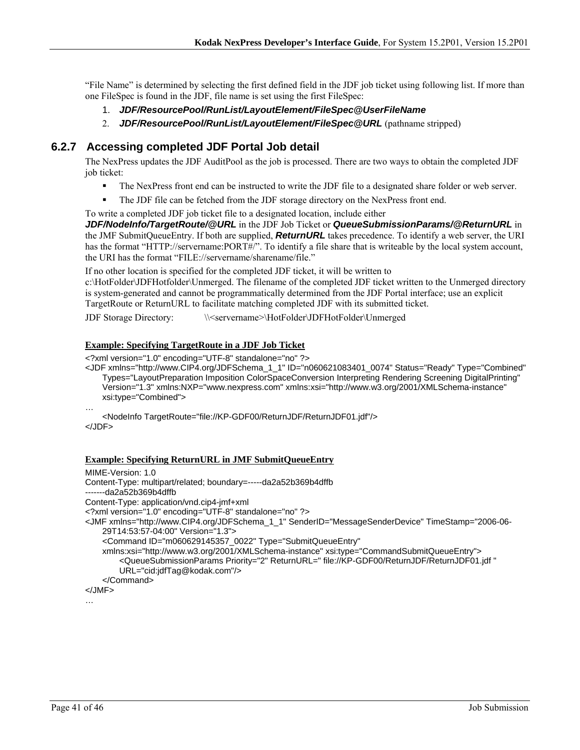"File Name" is determined by selecting the first defined field in the JDF job ticket using following list. If more than one FileSpec is found in the JDF, file name is set using the first FileSpec:

1. ***JDF/ResourcePool/RunList/LayoutElement/FileSpec@UserFileName***
2. ***JDF/ResourcePool/RunList/LayoutElement/FileSpec@URL*** (pathname stripped)

### 6.2.7 Accessing completed JDF Portal Job detail

The NexPress updates the JDF AuditPool as the job is processed. There are two ways to obtain the completed JDF job ticket:

- The NexPress front end can be instructed to write the JDF file to a designated share folder or web server.
- The JDF file can be fetched from the JDF storage directory on the NexPress front end.

To write a completed JDF job ticket file to a designated location, include either ***JDF/NodeInfo/TargetRoute/@URL*** in the JDF Job Ticket or ***QueueSubmissionParams/@ReturnURL*** in the JMF SubmitQueueEntry. If both are supplied, ***ReturnURL*** takes precedence. To identify a web server, the URI has the format "HTTP://servername:PORT#/". To identify a file share that is writeable by the local system account, the URI has the format "FILE://servername/sharename/file."

If no other location is specified for the completed JDF ticket, it will be written to c:\HotFolder\JDFHotfolder\Unmerged. The filename of the completed JDF ticket written to the Unmerged directory is system-generated and cannot be programmatically determined from the JDF Portal interface; use an explicit TargetRoute or ReturnURL to facilitate matching completed JDF with its submitted ticket.

JDF Storage Directory: \\<servername>\HotFolder\JDFHotFolder\Unmerged

**Example: Specifying TargetRoute in a JDF Job Ticket**

```
<?xml version="1.0" encoding="UTF-8" standalone="no" ?>
<JDF xmlns="http://www.CIP4.org/JDFSchema_1_1" ID="n060621083401_0074" Status="Ready" Type="Combined"
    Types="LayoutPreparation Imposition ColorSpaceConversion Interpreting Rendering Screening DigitalPrinting"
    Version="1.3" xmlns:NXP="www.nexpress.com" xmlns:xsi="http://www.w3.org/2001/XMLSchema-instance"
    xsi:type="Combined">
…
    <NodeInfo TargetRoute="file://KP-GDF00/ReturnJDF/ReturnJDF01.jdf"/>
</JDF>
```

**Example: Specifying ReturnURL in JMF SubmitQueueEntry**

```
MIME-Version: 1.0
Content-Type: multipart/related; boundary=-----da2a52b369b4dffb
-------da2a52b369b4dffb
Content-Type: application/vnd.cip4-jmf+xml
<?xml version="1.0" encoding="UTF-8" standalone="no" ?>
<JMF xmlns="http://www.CIP4.org/JDFSchema_1_1" SenderID="MessageSenderDevice" TimeStamp="2006-06-
    29T14:53:57-04:00" Version="1.3">
    <Command ID="m060629145357_0022" Type="SubmitQueueEntry"
    xmlns:xsi="http://www.w3.org/2001/XMLSchema-instance" xsi:type="CommandSubmitQueueEntry">
        <QueueSubmissionParams Priority="2" ReturnURL=" file://KP-GDF00/ReturnJDF/ReturnJDF01.jdf "
        URL="cid:jdfTag@kodak.com"/>
    </Command>
</JMF>
…
```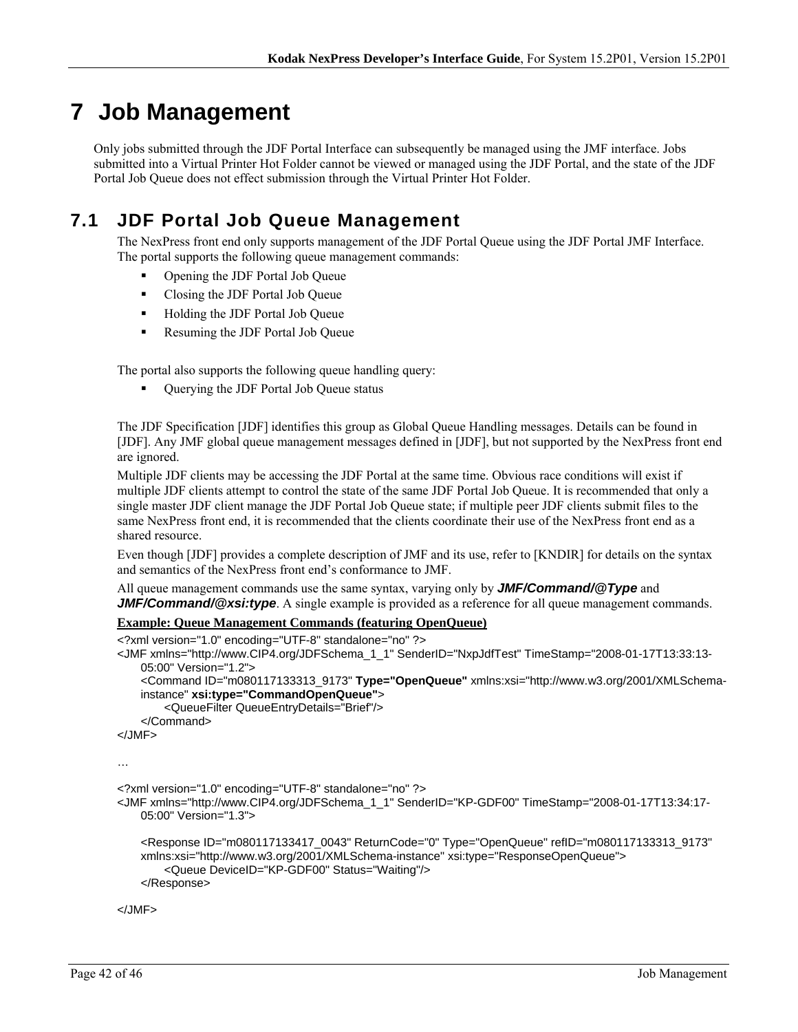# 7 Job Management

Only jobs submitted through the JDF Portal Interface can subsequently be managed using the JMF interface. Jobs submitted into a Virtual Printer Hot Folder cannot be viewed or managed using the JDF Portal, and the state of the JDF Portal Job Queue does not effect submission through the Virtual Printer Hot Folder.

## 7.1 JDF Portal Job Queue Management

The NexPress front end only supports management of the JDF Portal Queue using the JDF Portal JMF Interface. The portal supports the following queue management commands:

- Opening the JDF Portal Job Queue
- Closing the JDF Portal Job Queue
- Holding the JDF Portal Job Queue
- Resuming the JDF Portal Job Queue

The portal also supports the following queue handling query:

- Querying the JDF Portal Job Queue status

The JDF Specification [JDF] identifies this group as Global Queue Handling messages. Details can be found in [JDF]. Any JMF global queue management messages defined in [JDF], but not supported by the NexPress front end are ignored.

Multiple JDF clients may be accessing the JDF Portal at the same time. Obvious race conditions will exist if multiple JDF clients attempt to control the state of the same JDF Portal Job Queue. It is recommended that only a single master JDF client manage the JDF Portal Job Queue state; if multiple peer JDF clients submit files to the same NexPress front end, it is recommended that the clients coordinate their use of the NexPress front end as a shared resource.

Even though [JDF] provides a complete description of JMF and its use, refer to [KNDIR] for details on the syntax and semantics of the NexPress front end's conformance to JMF.

All queue management commands use the same syntax, varying only by ***JMF/Command/@Type*** and ***JMF/Command/@xsi:type***. A single example is provided as a reference for all queue management commands.

**Example: Queue Management Commands (featuring OpenQueue)**

```
<?xml version="1.0" encoding="UTF-8" standalone="no" ?>
<JMF xmlns="http://www.CIP4.org/JDFSchema_1_1" SenderID="NxpJdfTest" TimeStamp="2008-01-17T13:33:13-
    05:00" Version="1.2">
    <Command ID="m080117133313_9173" Type="OpenQueue" xmlns:xsi="http://www.w3.org/2001/XMLSchema-
    instance" xsi:type="CommandOpenQueue">
        <QueueFilter QueueEntryDetails="Brief"/>
    </Command>
</JMF>

…

<?xml version="1.0" encoding="UTF-8" standalone="no" ?>
<JMF xmlns="http://www.CIP4.org/JDFSchema_1_1" SenderID="KP-GDF00" TimeStamp="2008-01-17T13:34:17-
    05:00" Version="1.3">

    <Response ID="m080117133417_0043" ReturnCode="0" Type="OpenQueue" refID="m080117133313_9173"
    xmlns:xsi="http://www.w3.org/2001/XMLSchema-instance" xsi:type="ResponseOpenQueue">
        <Queue DeviceID="KP-GDF00" Status="Waiting"/>
    </Response>

</JMF>
```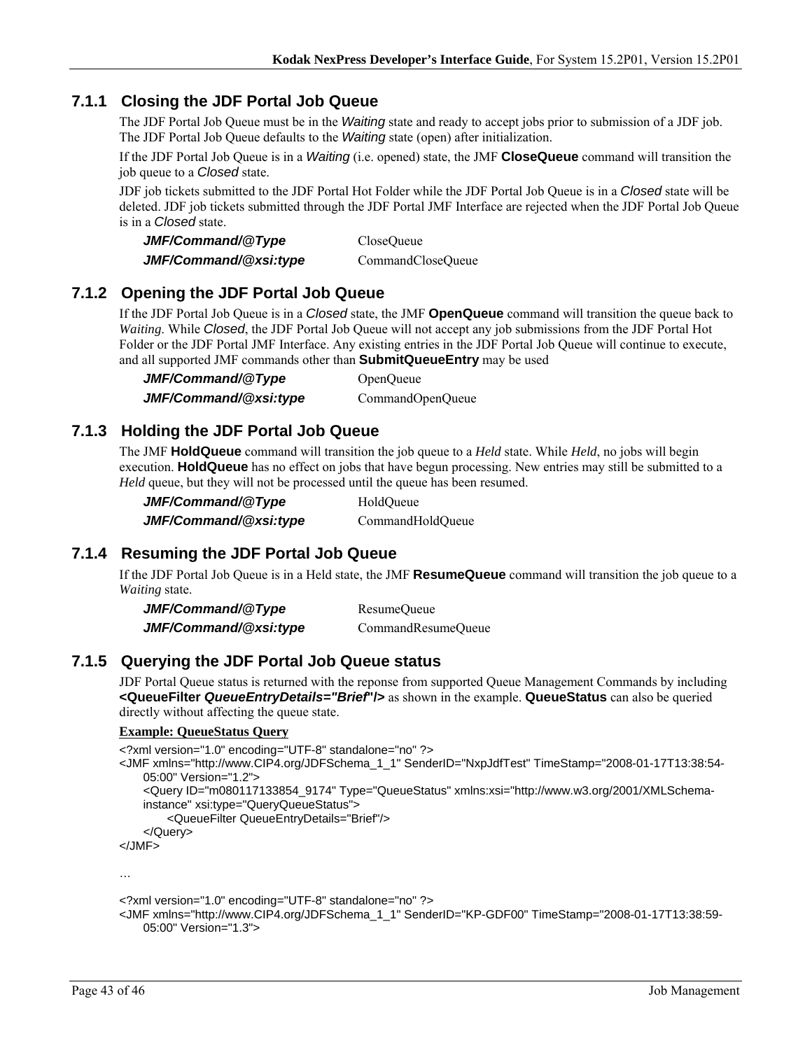### 7.1.1 Closing the JDF Portal Job Queue

The JDF Portal Job Queue must be in the *Waiting* state and ready to accept jobs prior to submission of a JDF job. The JDF Portal Job Queue defaults to the *Waiting* state (open) after initialization.

If the JDF Portal Job Queue is in a *Waiting* (i.e. opened) state, the JMF **CloseQueue** command will transition the job queue to a *Closed* state.

JDF job tickets submitted to the JDF Portal Hot Folder while the JDF Portal Job Queue is in a *Closed* state will be deleted. JDF job tickets submitted through the JDF Portal JMF Interface are rejected when the JDF Portal Job Queue is in a *Closed* state.

| | |
|---|---|
| ***JMF/Command/@Type*** | CloseQueue |
| ***JMF/Command/@xsi:type*** | CommandCloseQueue |

### 7.1.2 Opening the JDF Portal Job Queue

If the JDF Portal Job Queue is in a *Closed* state, the JMF **OpenQueue** command will transition the queue back to *Waiting*. While *Closed*, the JDF Portal Job Queue will not accept any job submissions from the JDF Portal Hot Folder or the JDF Portal JMF Interface. Any existing entries in the JDF Portal Job Queue will continue to execute, and all supported JMF commands other than **SubmitQueueEntry** may be used

| | |
|---|---|
| ***JMF/Command/@Type*** | OpenQueue |
| ***JMF/Command/@xsi:type*** | CommandOpenQueue |

### 7.1.3 Holding the JDF Portal Job Queue

The JMF **HoldQueue** command will transition the job queue to a *Held* state. While *Held*, no jobs will begin execution. **HoldQueue** has no effect on jobs that have begun processing. New entries may still be submitted to a *Held* queue, but they will not be processed until the queue has been resumed.

| | |
|---|---|
| ***JMF/Command/@Type*** | HoldQueue |
| ***JMF/Command/@xsi:type*** | CommandHoldQueue |

### 7.1.4 Resuming the JDF Portal Job Queue

If the JDF Portal Job Queue is in a Held state, the JMF **ResumeQueue** command will transition the job queue to a *Waiting* state.

| | |
|---|---|
| ***JMF/Command/@Type*** | ResumeQueue |
| ***JMF/Command/@xsi:type*** | CommandResumeQueue |

### 7.1.5 Querying the JDF Portal Job Queue status

JDF Portal Queue status is returned with the reponse from supported Queue Management Commands by including **<QueueFilter *QueueEntryDetails="Brief*"/>** as shown in the example. **QueueStatus** can also be queried directly without affecting the queue state.

**Example: QueueStatus Query**

```
<?xml version="1.0" encoding="UTF-8" standalone="no" ?>
<JMF xmlns="http://www.CIP4.org/JDFSchema_1_1" SenderID="NxpJdfTest" TimeStamp="2008-01-17T13:38:54-
    05:00" Version="1.2">
    <Query ID="m080117133854_9174" Type="QueueStatus" xmlns:xsi="http://www.w3.org/2001/XMLSchema-
    instance" xsi:type="QueryQueueStatus">
        <QueueFilter QueueEntryDetails="Brief"/>
    </Query>
</JMF>

…

<?xml version="1.0" encoding="UTF-8" standalone="no" ?>
<JMF xmlns="http://www.CIP4.org/JDFSchema_1_1" SenderID="KP-GDF00" TimeStamp="2008-01-17T13:38:59-
    05:00" Version="1.3">
```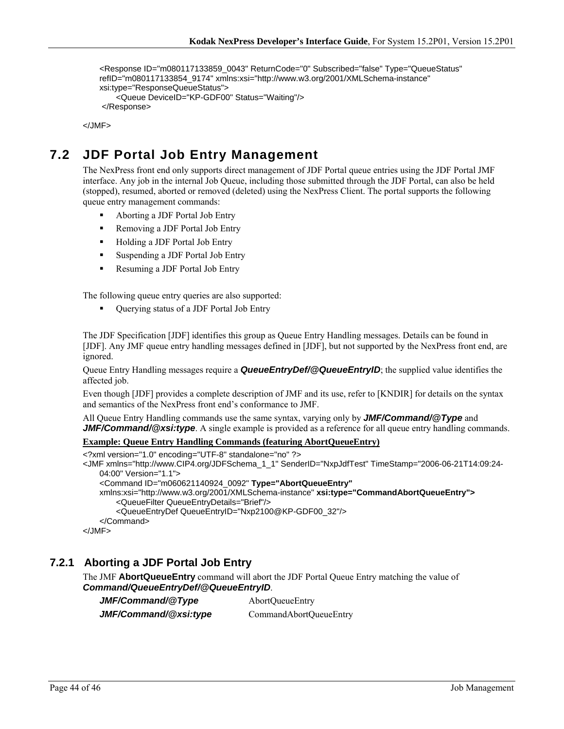```
<Response ID="m080117133859_0043" ReturnCode="0" Subscribed="false" Type="QueueStatus"
refID="m080117133854_9174" xmlns:xsi="http://www.w3.org/2001/XMLSchema-instance"
xsi:type="ResponseQueueStatus">
    <Queue DeviceID="KP-GDF00" Status="Waiting"/>
</Response>

</JMF>
```

## 7.2 JDF Portal Job Entry Management

The NexPress front end only supports direct management of JDF Portal queue entries using the JDF Portal JMF interface. Any job in the internal Job Queue, including those submitted through the JDF Portal, can also be held (stopped), resumed, aborted or removed (deleted) using the NexPress Client. The portal supports the following queue entry management commands:

- Aborting a JDF Portal Job Entry
- Removing a JDF Portal Job Entry
- Holding a JDF Portal Job Entry
- Suspending a JDF Portal Job Entry
- Resuming a JDF Portal Job Entry

The following queue entry queries are also supported:

- Querying status of a JDF Portal Job Entry

The JDF Specification [JDF] identifies this group as Queue Entry Handling messages. Details can be found in [JDF]. Any JMF queue entry handling messages defined in [JDF], but not supported by the NexPress front end, are ignored.

Queue Entry Handling messages require a ***QueueEntryDef/@QueueEntryID***; the supplied value identifies the affected job.

Even though [JDF] provides a complete description of JMF and its use, refer to [KNDIR] for details on the syntax and semantics of the NexPress front end's conformance to JMF.

All Queue Entry Handling commands use the same syntax, varying only by ***JMF/Command/@Type*** and ***JMF/Command/@xsi:type***. A single example is provided as a reference for all queue entry handling commands.

**Example: Queue Entry Handling Commands (featuring AbortQueueEntry)**

```
<?xml version="1.0" encoding="UTF-8" standalone="no" ?>
<JMF xmlns="http://www.CIP4.org/JDFSchema_1_1" SenderID="NxpJdfTest" TimeStamp="2006-06-21T14:09:24-
    04:00" Version="1.1">
    <Command ID="m060621140924_0092" Type="AbortQueueEntry"
    xmlns:xsi="http://www.w3.org/2001/XMLSchema-instance" xsi:type="CommandAbortQueueEntry">
        <QueueFilter QueueEntryDetails="Brief"/>
        <QueueEntryDef QueueEntryID="Nxp2100@KP-GDF00_32"/>
    </Command>
</JMF>
```

### 7.2.1 Aborting a JDF Portal Job Entry

The JMF **AbortQueueEntry** command will abort the JDF Portal Queue Entry matching the value of ***Command/QueueEntryDef/@QueueEntryID***.

| | |
|---|---|
| ***JMF/Command/@Type*** | AbortQueueEntry |
| ***JMF/Command/@xsi:type*** | CommandAbortQueueEntry |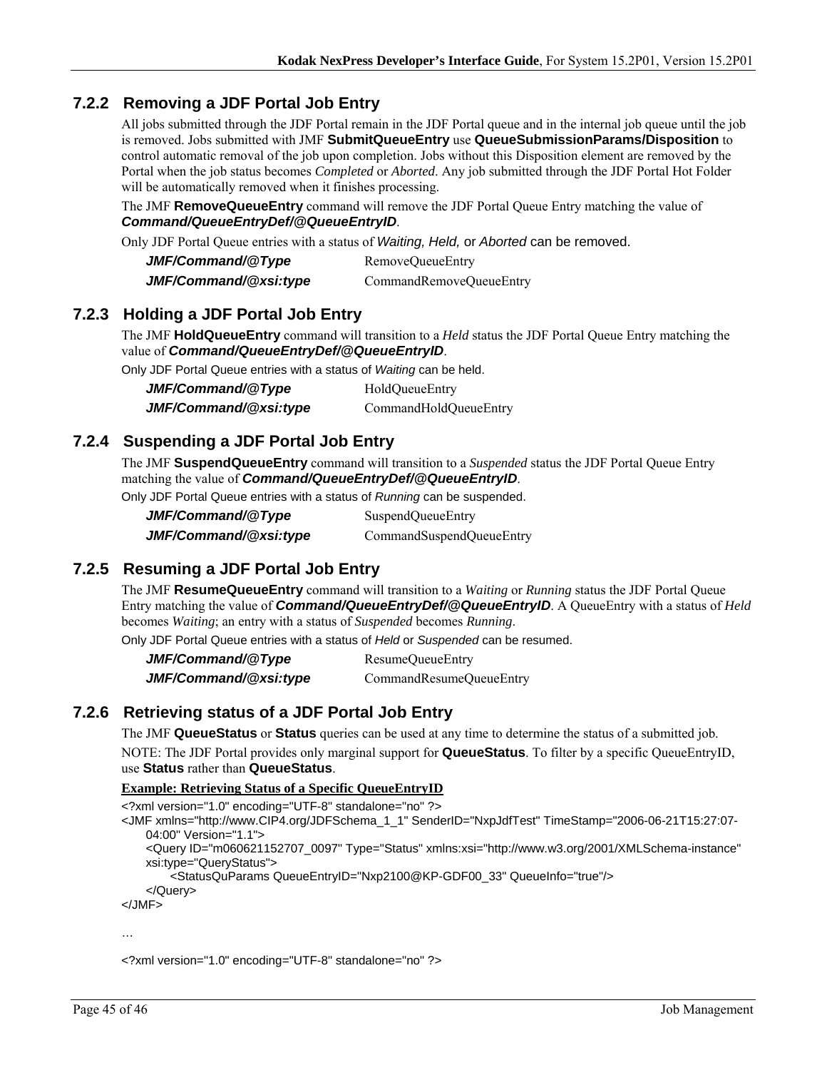### 7.2.2 Removing a JDF Portal Job Entry

All jobs submitted through the JDF Portal remain in the JDF Portal queue and in the internal job queue until the job is removed. Jobs submitted with JMF **SubmitQueueEntry** use **QueueSubmissionParams/Disposition** to control automatic removal of the job upon completion. Jobs without this Disposition element are removed by the Portal when the job status becomes *Completed* or *Aborted*. Any job submitted through the JDF Portal Hot Folder will be automatically removed when it finishes processing.

The JMF **RemoveQueueEntry** command will remove the JDF Portal Queue Entry matching the value of ***Command/QueueEntryDef/@QueueEntryID***.

Only JDF Portal Queue entries with a status of *Waiting, Held,* or *Aborted* can be removed.

| | |
|---|---|
| ***JMF/Command/@Type*** | RemoveQueueEntry |
| ***JMF/Command/@xsi:type*** | CommandRemoveQueueEntry |

### 7.2.3 Holding a JDF Portal Job Entry

The JMF **HoldQueueEntry** command will transition to a *Held* status the JDF Portal Queue Entry matching the value of ***Command/QueueEntryDef/@QueueEntryID***.

Only JDF Portal Queue entries with a status of *Waiting* can be held.

| | |
|---|---|
| ***JMF/Command/@Type*** | HoldQueueEntry |
| ***JMF/Command/@xsi:type*** | CommandHoldQueueEntry |

### 7.2.4 Suspending a JDF Portal Job Entry

The JMF **SuspendQueueEntry** command will transition to a *Suspended* status the JDF Portal Queue Entry matching the value of ***Command/QueueEntryDef/@QueueEntryID***.

Only JDF Portal Queue entries with a status of *Running* can be suspended.

| | |
|---|---|
| ***JMF/Command/@Type*** | SuspendQueueEntry |
| ***JMF/Command/@xsi:type*** | CommandSuspendQueueEntry |

### 7.2.5 Resuming a JDF Portal Job Entry

The JMF **ResumeQueueEntry** command will transition to a *Waiting* or *Running* status the JDF Portal Queue Entry matching the value of ***Command/QueueEntryDef/@QueueEntryID***. A QueueEntry with a status of *Held* becomes *Waiting*; an entry with a status of *Suspended* becomes *Running*.

Only JDF Portal Queue entries with a status of *Held* or *Suspended* can be resumed.

| | |
|---|---|
| ***JMF/Command/@Type*** | ResumeQueueEntry |
| ***JMF/Command/@xsi:type*** | CommandResumeQueueEntry |

### 7.2.6 Retrieving status of a JDF Portal Job Entry

The JMF **QueueStatus** or **Status** queries can be used at any time to determine the status of a submitted job.

NOTE: The JDF Portal provides only marginal support for **QueueStatus**. To filter by a specific QueueEntryID, use **Status** rather than **QueueStatus**.

**Example: Retrieving Status of a Specific QueueEntryID**

```
<?xml version="1.0" encoding="UTF-8" standalone="no" ?>
<JMF xmlns="http://www.CIP4.org/JDFSchema_1_1" SenderID="NxpJdfTest" TimeStamp="2006-06-21T15:27:07-
    04:00" Version="1.1">
    <Query ID="m060621152707_0097" Type="Status" xmlns:xsi="http://www.w3.org/2001/XMLSchema-instance"
    xsi:type="QueryStatus">
        <StatusQuParams QueueEntryID="Nxp2100@KP-GDF00_33" QueueInfo="true"/>
    </Query>
</JMF>

…

<?xml version="1.0" encoding="UTF-8" standalone="no" ?>
```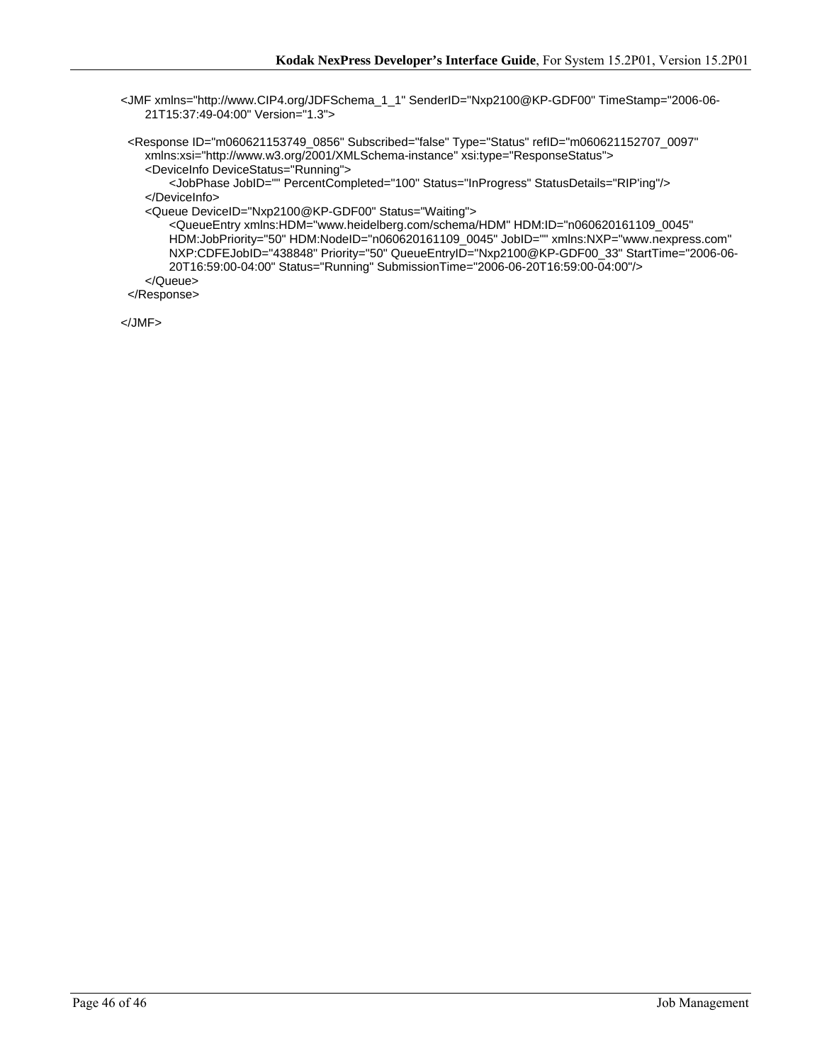```
<JMF xmlns="http://www.CIP4.org/JDFSchema_1_1" SenderID="Nxp2100@KP-GDF00" TimeStamp="2006-06-21T15:37:49-04:00" Version="1.3">

  <Response ID="m060621153749_0856" Subscribed="false" Type="Status" refID="m060621152707_0097"
     xmlns:xsi="http://www.w3.org/2001/XMLSchema-instance" xsi:type="ResponseStatus">
     <DeviceInfo DeviceStatus="Running">
        <JobPhase JobID="" PercentCompleted="100" Status="InProgress" StatusDetails="RIP'ing"/>
     </DeviceInfo>
     <Queue DeviceID="Nxp2100@KP-GDF00" Status="Waiting">
        <QueueEntry xmlns:HDM="www.heidelberg.com/schema/HDM" HDM:ID="n060620161109_0045"
        HDM:JobPriority="50" HDM:NodeID="n060620161109_0045" JobID="" xmlns:NXP="www.nexpress.com"
        NXP:CDFEJobID="438848" Priority="50" QueueEntryID="Nxp2100@KP-GDF00_33" StartTime="2006-06-20T16:59:00-04:00" Status="Running" SubmissionTime="2006-06-20T16:59:00-04:00"/>
     </Queue>
  </Response>

</JMF>
```